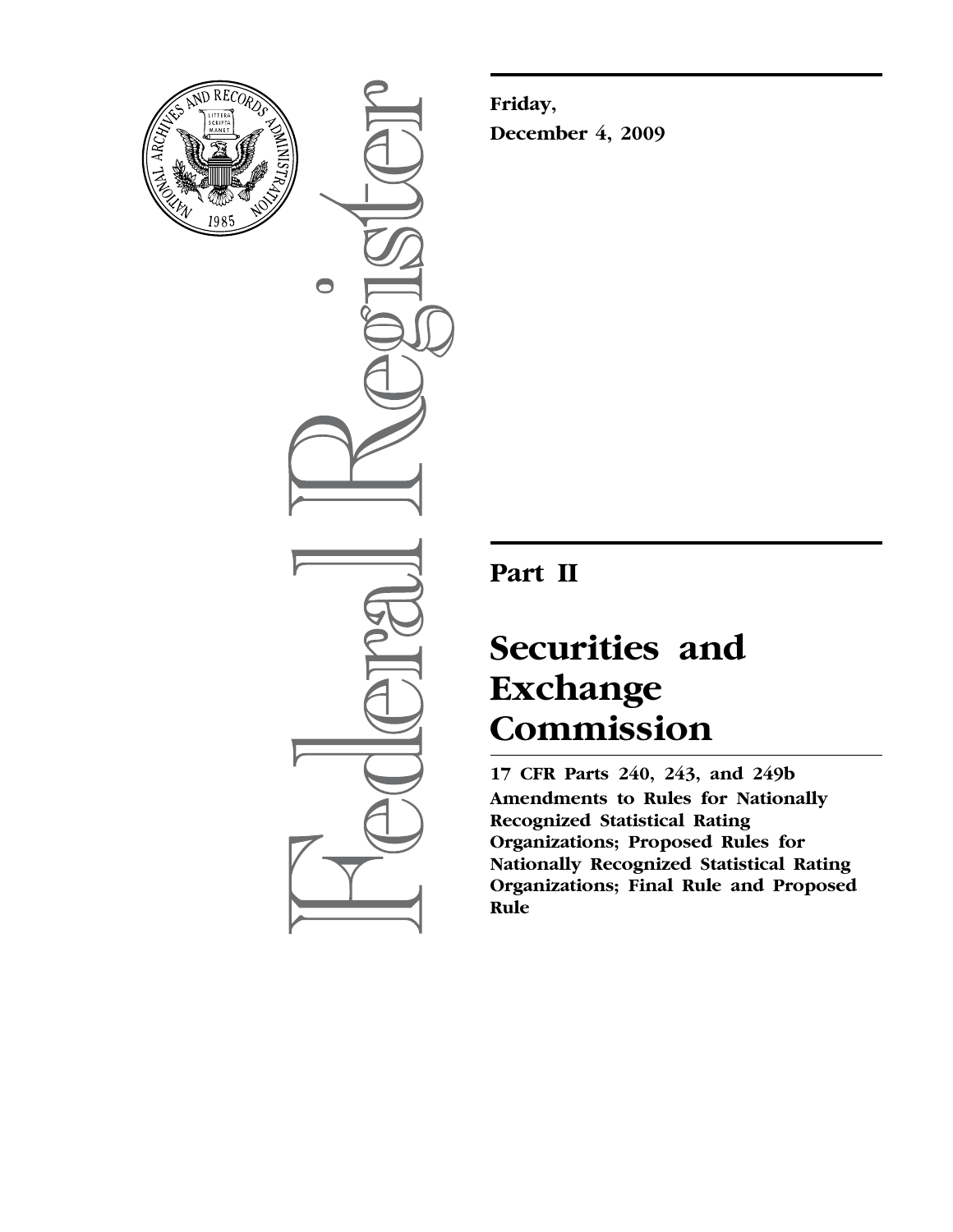Friday,

December 4, 2009

# Part II

# Securities and Exchange Commission

**17 CFR Parts 240, 243, and 249b**

**Amendments to Rules for Nationally Recognized Statistical Rating Organizations; Proposed Rules for Nationally Recognized Statistical Rating Organizations; Final Rule and Proposed Rule**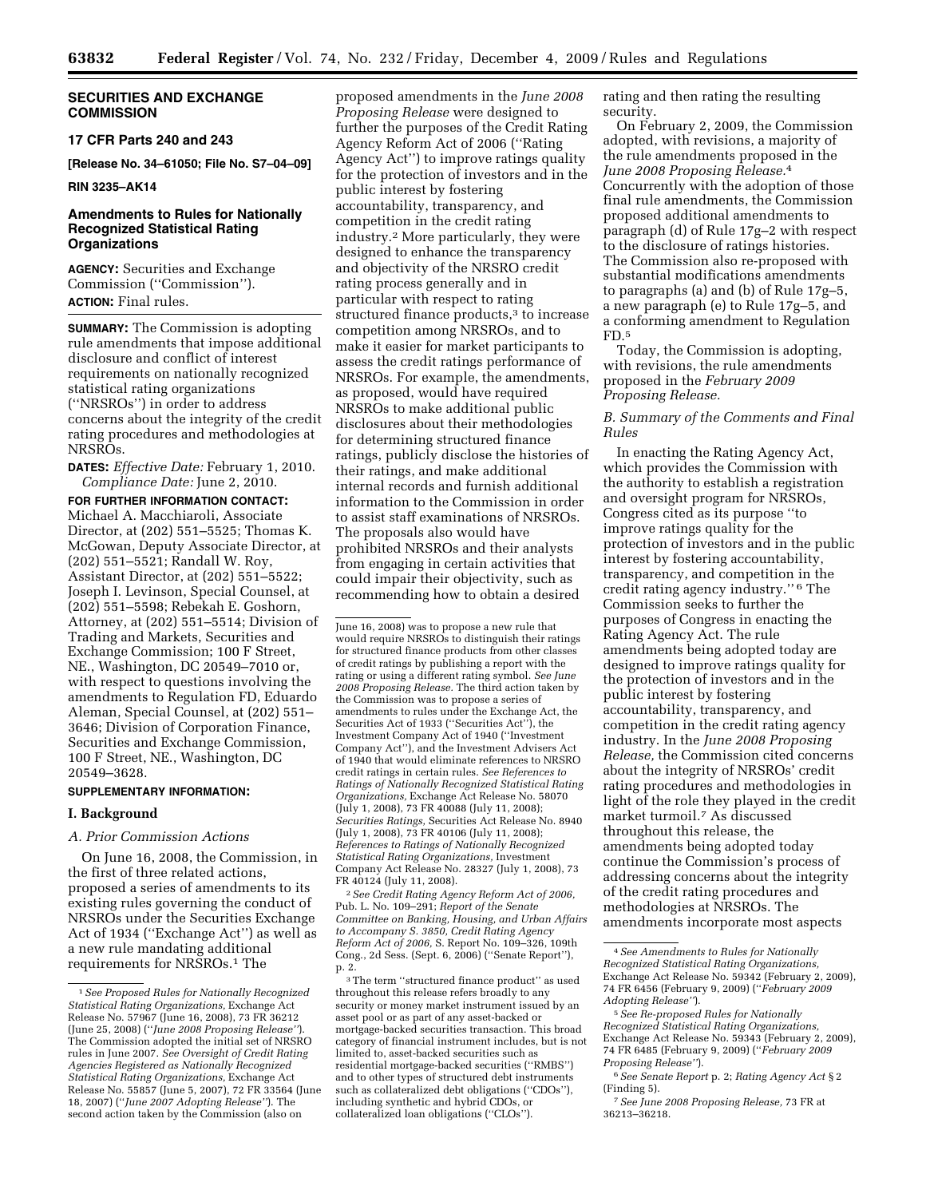**SECURITIES AND EXCHANGE COMMISSION**

**17 CFR Parts 240 and 243**

**[Release No. 34–61050; File No. S7–04–09]**

**RIN 3235–AK14**

# Amendments to Rules for Nationally Recognized Statistical Rating Organizations

**AGENCY:** Securities and Exchange Commission (''Commission'').

**ACTION:** Final rules.

**SUMMARY:** The Commission is adopting rule amendments that impose additional disclosure and conflict of interest requirements on nationally recognized statistical rating organizations (''NRSROs'') in order to address concerns about the integrity of the credit rating procedures and methodologies at NRSROs.

**DATES:** *Effective Date:* February 1, 2010. *Compliance Date:* June 2, 2010.

**FOR FURTHER INFORMATION CONTACT:** Michael A. Macchiaroli, Associate Director, at (202) 551–5525; Thomas K. McGowan, Deputy Associate Director, at (202) 551–5521; Randall W. Roy, Assistant Director, at (202) 551–5522; Joseph I. Levinson, Special Counsel, at (202) 551–5598; Rebekah E. Goshorn, Attorney, at (202) 551–5514; Division of Trading and Markets, Securities and Exchange Commission; 100 F Street, NE., Washington, DC 20549–7010 or, with respect to questions involving the amendments to Regulation FD, Eduardo Aleman, Special Counsel, at (202) 551–3646; Division of Corporation Finance, Securities and Exchange Commission, 100 F Street, NE., Washington, DC 20549–3628.

**SUPPLEMENTARY INFORMATION:**

## I. Background

### *A. Prior Commission Actions*

On June 16, 2008, the Commission, in the first of three related actions, proposed a series of amendments to its existing rules governing the conduct of NRSROs under the Securities Exchange Act of 1934 (''Exchange Act'') as well as a new rule mandating additional requirements for NRSROs.[1] The proposed amendments in the *June 2008 Proposing Release* were designed to further the purposes of the Credit Rating Agency Reform Act of 2006 (''Rating Agency Act'') to improve ratings quality for the protection of investors and in the public interest by fostering accountability, transparency, and competition in the credit rating industry.[2] More particularly, they were designed to enhance the transparency and objectivity of the NRSRO credit rating process generally and in particular with respect to rating structured finance products,[3] to increase competition among NRSROs, and to make it easier for market participants to assess the credit ratings performance of NRSROs. For example, the amendments, as proposed, would have required NRSROs to make additional public disclosures about their methodologies for determining structured finance ratings, publicly disclose the histories of their ratings, and make additional internal records and furnish additional information to the Commission in order to assist staff examinations of NRSROs. The proposals also would have prohibited NRSROs and their analysts from engaging in certain activities that could impair their objectivity, such as recommending how to obtain a desired rating and then rating the resulting security.

On February 2, 2009, the Commission adopted, with revisions, a majority of the rule amendments proposed in the *June 2008 Proposing Release*.[4] Concurrently with the adoption of those final rule amendments, the Commission proposed additional amendments to paragraph (d) of Rule 17g–2 with respect to the disclosure of ratings histories. The Commission also re-proposed with substantial modifications amendments to paragraphs (a) and (b) of Rule 17g–5, a new paragraph (e) to Rule 17g–5, and a conforming amendment to Regulation FD.[5]

Today, the Commission is adopting, with revisions, the rule amendments proposed in the *February 2009 Proposing Release.*

### *B. Summary of the Comments and Final Rules*

In enacting the Rating Agency Act, which provides the Commission with the authority to establish a registration and oversight program for NRSROs, Congress cited as its purpose ''to improve ratings quality for the protection of investors and in the public interest by fostering accountability, transparency, and competition in the credit rating agency industry.''[6] The Commission seeks to further the purposes of Congress in enacting the Rating Agency Act. The rule amendments being adopted today are designed to improve ratings quality for the protection of investors and in the public interest by fostering accountability, transparency, and competition in the credit rating agency industry. In the *June 2008 Proposing Release,* the Commission cited concerns about the integrity of NRSROs' credit rating procedures and methodologies in light of the role they played in the credit market turmoil.[7] As discussed throughout this release, the amendments being adopted today continue the Commission's process of addressing concerns about the integrity of the credit rating procedures and methodologies at NRSROs. The amendments incorporate most aspects

---

[1] *See Proposed Rules for Nationally Recognized Statistical Rating Organizations*, Exchange Act Release No. 57967 (June 16, 2008), 73 FR 36212 (June 25, 2008) (''*June 2008 Proposing Release''*). The Commission adopted the initial set of NRSRO rules in June 2007. *See Oversight of Credit Rating Agencies Registered as Nationally Recognized Statistical Rating Organizations*, Exchange Act Release No. 55857 (June 5, 2007), 72 FR 33564 (June 18, 2007) (''*June 2007 Adopting Release''*). The second action taken by the Commission (also on June 16, 2008) was to propose a new rule that would require NRSROs to distinguish their ratings for structured finance products from other classes of credit ratings by publishing a report with the rating or using a different rating symbol. *See June 2008 Proposing Release.* The third action taken by the Commission was to propose a series of amendments to rules under the Exchange Act, the Securities Act of 1933 (''Securities Act''), the Investment Company Act of 1940 (''Investment Company Act''), and the Investment Advisers Act of 1940 that would eliminate references to NRSRO credit ratings in certain rules. *See References to Ratings of Nationally Recognized Statistical Rating Organizations,* Exchange Act Release No. 58070 (July 1, 2008), 73 FR 40088 (July 11, 2008); *Securities Ratings,* Securities Act Release No. 8940 (July 1, 2008), 73 FR 40106 (July 11, 2008); *References to Ratings of Nationally Recognized Statistical Rating Organizations,* Investment Company Act Release No. 28327 (July 1, 2008), 73 FR 40124 (July 11, 2008).

[2] *See Credit Rating Agency Reform Act of 2006,* Pub. L. No. 109–291; *Report of the Senate Committee on Banking, Housing, and Urban Affairs to Accompany S. 3850, Credit Rating Agency Reform Act of 2006,* S. Report No. 109–326, 109th Cong., 2d Sess. (Sept. 6, 2006) (''Senate Report''), p. 2.

[3] The term ''structured finance product'' as used throughout this release refers broadly to any security or money market instrument issued by an asset pool or as part of any asset-backed or mortgage-backed securities transaction. This broad category of financial instrument includes, but is not limited to, asset-backed securities such as residential mortgage-backed securities (''RMBS'') and to other types of structured debt instruments such as collateralized debt obligations (''CDOs''), including synthetic and hybrid CDOs, or collateralized loan obligations (''CLOs'').

[4] *See Amendments to Rules for Nationally Recognized Statistical Rating Organizations,* Exchange Act Release No. 59342 (February 2, 2009), 74 FR 6456 (February 9, 2009) (''*February 2009 Adopting Release''*).

[5] *See Re-proposed Rules for Nationally Recognized Statistical Rating Organizations,* Exchange Act Release No. 59343 (February 2, 2009), 74 FR 6485 (February 9, 2009) (''*February 2009 Proposing Release''*).

[6] *See Senate Report* p. 2; *Rating Agency Act* § 2 (Finding 5).

[7] *See June 2008 Proposing Release,* 73 FR at 36213–36218.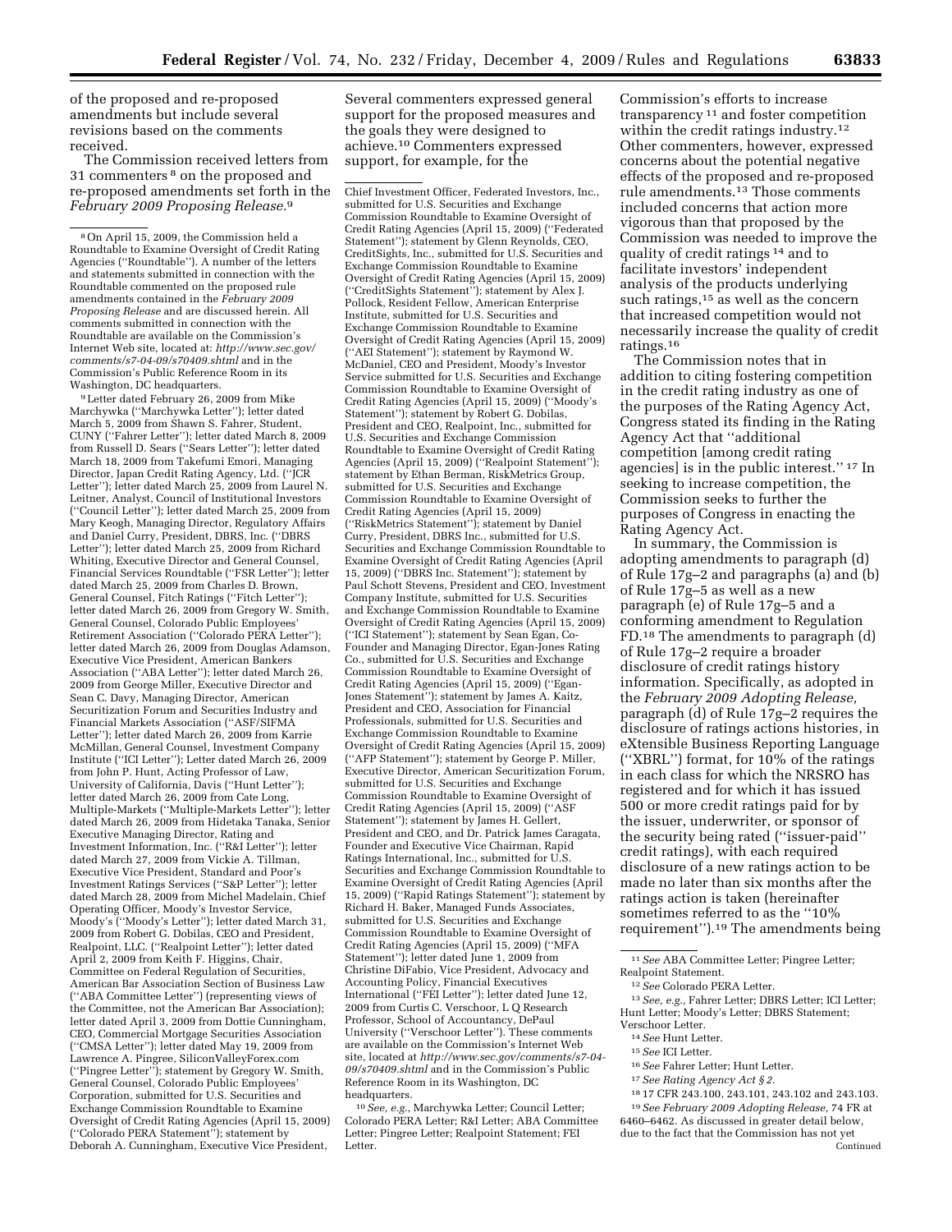of the proposed and re-proposed amendments but include several revisions based on the comments received.

The Commission received letters from 31 commenters [8] on the proposed and re-proposed amendments set forth in the *February 2009 Proposing Release.*[9] Several commenters expressed general support for the proposed measures and the goals they were designed to achieve.[10] Commenters expressed support, for example, for the Commission's efforts to increase transparency [11] and foster competition within the credit ratings industry.[12] Other commenters, however, expressed concerns about the potential negative effects of the proposed and re-proposed rule amendments.[13] Those comments included concerns that action more vigorous than that proposed by the Commission was needed to improve the quality of credit ratings [14] and to facilitate investors' independent analysis of the products underlying such ratings,[15] as well as the concern that increased competition would not necessarily increase the quality of credit ratings.[16]

The Commission notes that in addition to citing fostering competition in the credit rating industry as one of the purposes of the Rating Agency Act, Congress stated its finding in the Rating Agency Act that ''additional competition [among credit rating agencies] is in the public interest.'' [17] In seeking to increase competition, the Commission seeks to further the purposes of Congress in enacting the Rating Agency Act.

In summary, the Commission is adopting amendments to paragraph (d) of Rule 17g–2 and paragraphs (a) and (b) of Rule 17g–5 as well as a new paragraph (e) of Rule 17g–5 and a conforming amendment to Regulation FD.[18] The amendments to paragraph (d) of Rule 17g–2 require a broader disclosure of credit ratings history information. Specifically, as adopted in the *February 2009 Adopting Release,* paragraph (d) of Rule 17g–2 requires the disclosure of ratings actions histories, in eXtensible Business Reporting Language (''XBRL'') format, for 10% of the ratings in each class for which the NRSRO has registered and for which it has issued 500 or more credit ratings paid for by the issuer, underwriter, or sponsor of the security being rated (''issuer-paid'' credit ratings), with each required disclosure of a new ratings action to be made no later than six months after the ratings action is taken (hereinafter sometimes referred to as the ''10% requirement'').[19] The amendments being

---

[8] On April 15, 2009, the Commission held a Roundtable to Examine Oversight of Credit Rating Agencies (''Roundtable''). A number of the letters and statements submitted in connection with the Roundtable commented on the proposed rule amendments contained in the *February 2009 Proposing Release* and are discussed herein. All comments submitted in connection with the Roundtable are available on the Commission's Internet Web site, located at: *http://www.sec.gov/comments/s7-04-09/s70409.shtml* and in the Commission's Public Reference Room in its Washington, DC headquarters.

[9] Letter dated February 26, 2009 from Mike Marchywka (''Marchywka Letter''); letter dated March 5, 2009 from Shawn S. Fahrer, Student, CUNY (''Fahrer Letter''); letter dated March 8, 2009 from Russell D. Sears (''Sears Letter''); letter dated March 18, 2009 from Takefumi Emori, Managing Director, Japan Credit Rating Agency, Ltd. (''JCR Letter''); letter dated March 25, 2009 from Laurel N. Leitner, Analyst, Council of Institutional Investors (''Council Letter''); letter dated March 25, 2009 from Mary Keogh, Managing Director, Regulatory Affairs and Daniel Curry, President, DBRS, Inc. (''DBRS Letter''); letter dated March 25, 2009 from Richard Whiting, Executive Director and General Counsel, Financial Services Roundtable (''FSR Letter''); letter dated March 25, 2009 from Charles D. Brown, General Counsel, Fitch Ratings (''Fitch Letter''); letter dated March 26, 2009 from Gregory W. Smith, General Counsel, Colorado Public Employees' Retirement Association (''Colorado PERA Letter''); letter dated March 26, 2009 from Douglas Adamson, Executive Vice President, American Bankers Association (''ABA Letter''); letter dated March 26, 2009 from George Miller, Executive Director and Sean C. Davy, Managing Director, American Securitization Forum and Securities Industry and Financial Markets Association (''ASF/SIFMA Letter''); letter dated March 26, 2009 from Karrie McMillan, General Counsel, Investment Company Institute (''ICI Letter''); Letter dated March 26, 2009 from John P. Hunt, Acting Professor of Law, University of California, Davis (''Hunt Letter''); letter dated March 26, 2009 from Cate Long, Multiple-Markets (''Multiple-Markets Letter''); letter dated March 26, 2009 from Hidetaka Tanaka, Senior Executive Managing Director, Rating and Investment Information, Inc. (''R&I Letter''); letter dated March 27, 2009 from Vickie A. Tillman, Executive Vice President, Standard and Poor's Investment Ratings Services (''S&P Letter''); letter dated March 28, 2009 from Michel Madelain, Chief Operating Officer, Moody's Investor Service, Moody's (''Moody's Letter''); letter dated March 31, 2009 from Robert G. Dobilas, CEO and President, Realpoint, LLC. (''Realpoint Letter''); letter dated April 2, 2009 from Keith F. Higgins, Chair, Committee on Federal Regulation of Securities, American Bar Association Section of Business Law (''ABA Committee Letter'') (representing views of the Committee, not the American Bar Association); letter dated April 3, 2009 from Dottie Cunningham, CEO, Commercial Mortgage Securities Association (''CMSA Letter''); letter dated May 19, 2009 from Lawrence A. Pingree, SiliconValleyForex.com (''Pingree Letter''); statement by Gregory W. Smith, General Counsel, Colorado Public Employees' Corporation, submitted for U.S. Securities and Exchange Commission Roundtable to Examine Oversight of Credit Rating Agencies (April 15, 2009) (''Colorado PERA Statement''); statement by Deborah A. Cunningham, Executive Vice President, Chief Investment Officer, Federated Investors, Inc., submitted for U.S. Securities and Exchange Commission Roundtable to Examine Oversight of Credit Rating Agencies (April 15, 2009) (''Federated Statement''); statement by Glenn Reynolds, CEO, CreditSights, Inc., submitted for U.S. Securities and Exchange Commission Roundtable to Examine Oversight of Credit Rating Agencies (April 15, 2009) (''CreditSights Statement''); statement by Alex J. Pollock, Resident Fellow, American Enterprise Institute, submitted for U.S. Securities and Exchange Commission Roundtable to Examine Oversight of Credit Rating Agencies (April 15, 2009) (''AEI Statement''); statement by Raymond W. McDaniel, CEO and President, Moody's Investor Service submitted for U.S. Securities and Exchange Commission Roundtable to Examine Oversight of Credit Rating Agencies (April 15, 2009) (''Moody's Statement''); statement by Robert G. Dobilas, President and CEO, Realpoint, Inc., submitted for U.S. Securities and Exchange Commission Roundtable to Examine Oversight of Credit Rating Agencies (April 15, 2009) (''Realpoint Statement''); statement by Ethan Berman, RiskMetrics Group, submitted for U.S. Securities and Exchange Commission Roundtable to Examine Oversight of Credit Rating Agencies (April 15, 2009) (''RiskMetrics Statement''); statement by Daniel Curry, President, DBRS Inc., submitted for U.S. Securities and Exchange Commission Roundtable to Examine Oversight of Credit Rating Agencies (April 15, 2009) (''DBRS Inc. Statement''); statement by Paul Schott Stevens, President and CEO, Investment Company Institute, submitted for U.S. Securities and Exchange Commission Roundtable to Examine Oversight of Credit Rating Agencies (April 15, 2009) (''ICI Statement''); statement by Sean Egan, Co-Founder and Managing Director, Egan-Jones Rating Co., submitted for U.S. Securities and Exchange Commission Roundtable to Examine Oversight of Credit Rating Agencies (April 15, 2009) (''Egan-Jones Statement''); statement by James A. Kaitz, President and CEO, Association for Financial Professionals, submitted for U.S. Securities and Exchange Commission Roundtable to Examine Oversight of Credit Rating Agencies (April 15, 2009) (''AFP Statement''); statement by George P. Miller, Executive Director, American Securitization Forum, submitted for U.S. Securities and Exchange Commission Roundtable to Examine Oversight of Credit Rating Agencies (April 15, 2009) (''ASF Statement''); statement by James H. Gellert, President and CEO, and Dr. Patrick James Caragata, Founder and Executive Vice Chairman, Rapid Ratings International, Inc., submitted for U.S. Securities and Exchange Commission Roundtable to Examine Oversight of Credit Rating Agencies (April 15, 2009) (''Rapid Ratings Statement''); statement by Richard H. Baker, Managed Funds Associates, submitted for U.S. Securities and Exchange Commission Roundtable to Examine Oversight of Credit Rating Agencies (April 15, 2009) (''MFA Statement''); letter dated June 1, 2009 from Christine DiFabio, Vice President, Advocacy and Accounting Policy, Financial Executives International (''FEI Letter''); letter dated June 12, 2009 from Curtis C. Verschoor, L Q Research Professor, School of Accountancy, DePaul University (''Verschoor Letter''). These comments are available on the Commission's Internet Web site, located at *http://www.sec.gov/comments/s7-04-09/s70409.shtml* and in the Commission's Public Reference Room in its Washington, DC headquarters.

[10] *See, e.g.,* Marchywka Letter; Council Letter; Colorado PERA Letter; R&I Letter; ABA Committee Letter; Pingree Letter; Realpoint Statement; FEI Letter.

[11] *See* ABA Committee Letter; Pingree Letter; Realpoint Statement.

[12] *See* Colorado PERA Letter.

[13] *See, e.g.,* Fahrer Letter; DBRS Letter; ICI Letter; Hunt Letter; Moody's Letter; DBRS Statement; Verschoor Letter.

[14] *See* Hunt Letter.

[15] *See* ICI Letter.

[16] *See* Fahrer Letter; Hunt Letter.

[17] *See Rating Agency Act § 2.*

[18] 17 CFR 243.100, 243.101, 243.102 and 243.103.

[19] *See February 2009 Adopting Release,* 74 FR at 6460–6462. As discussed in greater detail below, due to the fact that the Commission has not yet

Continued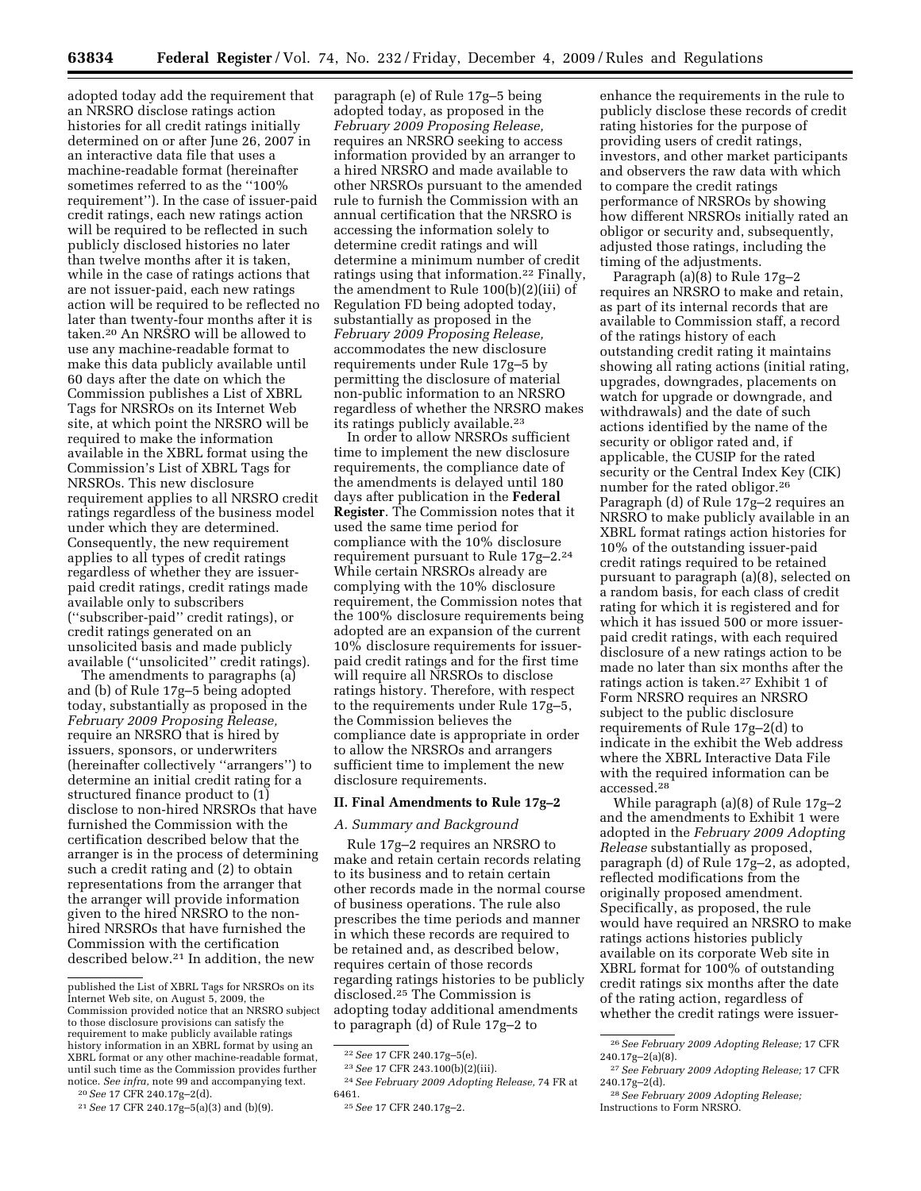adopted today add the requirement that an NRSRO disclose ratings action histories for all credit ratings initially determined on or after June 26, 2007 in an interactive data file that uses a machine-readable format (hereinafter sometimes referred to as the ''100% requirement''). In the case of issuer-paid credit ratings, each new ratings action will be required to be reflected in such publicly disclosed histories no later than twelve months after it is taken, while in the case of ratings actions that are not issuer-paid, each new ratings action will be required to be reflected no later than twenty-four months after it is taken.[20] An NRSRO will be allowed to use any machine-readable format to make this data publicly available until 60 days after the date on which the Commission publishes a List of XBRL Tags for NRSROs on its Internet Web site, at which point the NRSRO will be required to make the information available in the XBRL format using the Commission's List of XBRL Tags for NRSROs. This new disclosure requirement applies to all NRSRO credit ratings regardless of the business model under which they are determined. Consequently, the new requirement applies to all types of credit ratings regardless of whether they are issuer-paid credit ratings, credit ratings made available only to subscribers (''subscriber-paid'' credit ratings), or credit ratings generated on an unsolicited basis and made publicly available (''unsolicited'' credit ratings).

The amendments to paragraphs (a) and (b) of Rule 17g–5 being adopted today, substantially as proposed in the *February 2009 Proposing Release,* require an NRSRO that is hired by issuers, sponsors, or underwriters (hereinafter collectively ''arrangers'') to determine an initial credit rating for a structured finance product to (1) disclose to non-hired NRSROs that have furnished the Commission with the certification described below that the arranger is in the process of determining such a credit rating and (2) to obtain representations from the arranger that the arranger will provide information given to the hired NRSRO to the non-hired NRSROs that have furnished the Commission with the certification described below.[21] In addition, the new paragraph (e) of Rule 17g–5 being adopted today, as proposed in the *February 2009 Proposing Release,* requires an NRSRO seeking to access information provided by an arranger to a hired NRSRO and made available to other NRSROs pursuant to the amended rule to furnish the Commission with an annual certification that the NRSRO is accessing the information solely to determine credit ratings and will determine a minimum number of credit ratings using that information.[22] Finally, the amendment to Rule 100(b)(2)(iii) of Regulation FD being adopted today, substantially as proposed in the *February 2009 Proposing Release,* accommodates the new disclosure requirements under Rule 17g–5 by permitting the disclosure of material non-public information to an NRSRO regardless of whether the NRSRO makes its ratings publicly available.[23]

In order to allow NRSROs sufficient time to implement the new disclosure requirements, the compliance date of the amendments is delayed until 180 days after publication in the **Federal Register**. The Commission notes that it used the same time period for compliance with the 10% disclosure requirement pursuant to Rule 17g–2.[24] While certain NRSROs already are complying with the 10% disclosure requirement, the Commission notes that the 100% disclosure requirements being adopted are an expansion of the current 10% disclosure requirements for issuer-paid credit ratings and for the first time will require all NRSROs to disclose ratings history. Therefore, with respect to the requirements under Rule 17g–5, the Commission believes the compliance date is appropriate in order to allow the NRSROs and arrangers sufficient time to implement the new disclosure requirements.

## II. Final Amendments to Rule 17g–2

### *A. Summary and Background*

Rule 17g–2 requires an NRSRO to make and retain certain records relating to its business and to retain certain other records made in the normal course of business operations. The rule also prescribes the time periods and manner in which these records are required to be retained and, as described below, requires certain of those records regarding ratings histories to be publicly disclosed.[25] The Commission is adopting today additional amendments to paragraph (d) of Rule 17g–2 to enhance the requirements in the rule to publicly disclose these records of credit rating histories for the purpose of providing users of credit ratings, investors, and other market participants and observers the raw data with which to compare the credit ratings performance of NRSROs by showing how different NRSROs initially rated an obligor or security and, subsequently, adjusted those ratings, including the timing of the adjustments.

Paragraph (a)(8) to Rule 17g–2 requires an NRSRO to make and retain, as part of its internal records that are available to Commission staff, a record of the ratings history of each outstanding credit rating it maintains showing all rating actions (initial rating, upgrades, downgrades, placements on watch for upgrade or downgrade, and withdrawals) and the date of such actions identified by the name of the security or obligor rated and, if applicable, the CUSIP for the rated security or the Central Index Key (CIK) number for the rated obligor.[26] Paragraph (d) of Rule 17g–2 requires an NRSRO to make publicly available in an XBRL format ratings action histories for 10% of the outstanding issuer-paid credit ratings required to be retained pursuant to paragraph (a)(8), selected on a random basis, for each class of credit rating for which it is registered and for which it has issued 500 or more issuer-paid credit ratings, with each required disclosure of a new ratings action to be made no later than six months after the ratings action is taken.[27] Exhibit 1 of Form NRSRO requires an NRSRO subject to the public disclosure requirements of Rule 17g–2(d) to indicate in the exhibit the Web address where the XBRL Interactive Data File with the required information can be accessed.[28]

While paragraph (a)(8) of Rule 17g–2 and the amendments to Exhibit 1 were adopted in the *February 2009 Adopting Release* substantially as proposed, paragraph (d) of Rule 17g–2, as adopted, reflected modifications from the originally proposed amendment. Specifically, as proposed, the rule would have required an NRSRO to make ratings actions histories publicly available on its corporate Web site in XBRL format for 100% of outstanding credit ratings six months after the date of the rating action, regardless of whether the credit ratings were issuer-

---

published the List of XBRL Tags for NRSROs on its Internet Web site, on August 5, 2009, the Commission provided notice that an NRSRO subject to those disclosure provisions can satisfy the requirement to make publicly available ratings history information in an XBRL format by using an XBRL format or any other machine-readable format, until such time as the Commission provides further notice. *See infra,* note 99 and accompanying text.

[20] *See* 17 CFR 240.17g–2(d).

[21] *See* 17 CFR 240.17g–5(a)(3) and (b)(9).

[22] *See* 17 CFR 240.17g–5(e).

[23] *See* 17 CFR 243.100(b)(2)(iii).

[24] *See February 2009 Adopting Release,* 74 FR at 6461.

[25] *See* 17 CFR 240.17g–2.

[26] *See February 2009 Adopting Release;* 17 CFR 240.17g–2(a)(8).

[27] *See February 2009 Adopting Release;* 17 CFR 240.17g–2(d).

[28] *See February 2009 Adopting Release;* Instructions to Form NRSRO.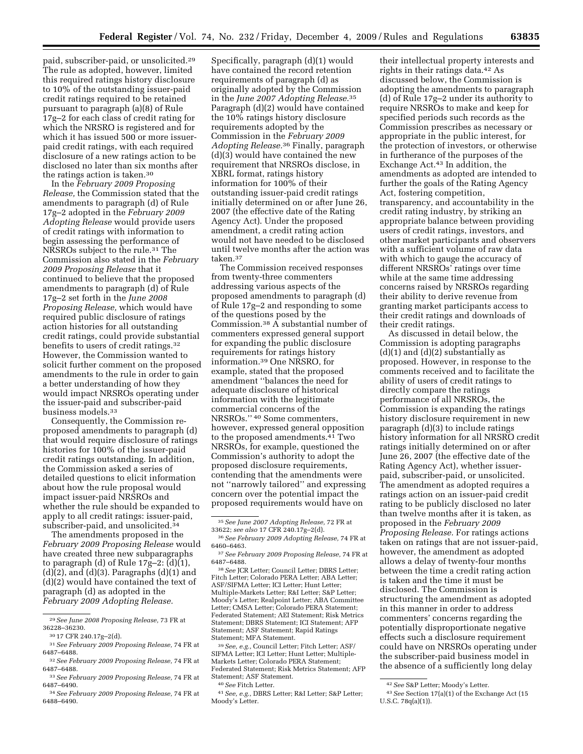paid, subscriber-paid, or unsolicited.[29] The rule as adopted, however, limited this required ratings history disclosure to 10% of the outstanding issuer-paid credit ratings required to be retained pursuant to paragraph (a)(8) of Rule 17g–2 for each class of credit rating for which the NRSRO is registered and for which it has issued 500 or more issuer-paid credit ratings, with each required disclosure of a new ratings action to be disclosed no later than six months after the ratings action is taken.[30]

In the *February 2009 Proposing Release,* the Commission stated that the amendments to paragraph (d) of Rule 17g–2 adopted in the *February 2009 Adopting Release* would provide users of credit ratings with information to begin assessing the performance of NRSROs subject to the rule.[31] The Commission also stated in the *February 2009 Proposing Release* that it continued to believe that the proposed amendments to paragraph (d) of Rule 17g–2 set forth in the *June 2008 Proposing Release,* which would have required public disclosure of ratings action histories for all outstanding credit ratings, could provide substantial benefits to users of credit ratings.[32] However, the Commission wanted to solicit further comment on the proposed amendments to the rule in order to gain a better understanding of how they would impact NRSROs operating under the issuer-paid and subscriber-paid business models.[33]

Consequently, the Commission re-proposed amendments to paragraph (d) that would require disclosure of ratings histories for 100% of the issuer-paid credit ratings outstanding. In addition, the Commission asked a series of detailed questions to elicit information about how the rule proposal would impact issuer-paid NRSROs and whether the rule should be expanded to apply to all credit ratings: issuer-paid, subscriber-paid, and unsolicited.[34]

The amendments proposed in the *February 2009 Proposing Release* would have created three new subparagraphs to paragraph (d) of Rule 17g–2: (d)(1), (d)(2), and (d)(3). Paragraphs (d)(1) and (d)(2) would have contained the text of paragraph (d) as adopted in the *February 2009 Adopting Release.* Specifically, paragraph (d)(1) would have contained the record retention requirements of paragraph (d) as originally adopted by the Commission in the *June 2007 Adopting Release.*[35] Paragraph (d)(2) would have contained the 10% ratings history disclosure requirements adopted by the Commission in the *February 2009 Adopting Release.*[36] Finally, paragraph (d)(3) would have contained the new requirement that NRSROs disclose, in XBRL format, ratings history information for 100% of their outstanding issuer-paid credit ratings initially determined on or after June 26, 2007 (the effective date of the Rating Agency Act). Under the proposed amendment, a credit rating action would not have needed to be disclosed until twelve months after the action was taken.[37]

The Commission received responses from twenty-three commenters addressing various aspects of the proposed amendments to paragraph (d) of Rule 17g–2 and responding to some of the questions posed by the Commission.[38] A substantial number of commenters expressed general support for expanding the public disclosure requirements for ratings history information.[39] One NRSRO, for example, stated that the proposed amendment "balances the need for adequate disclosure of historical information with the legitimate commercial concerns of the NRSROs." [40] Some commenters, however, expressed general opposition to the proposed amendments.[41] Two NRSROs, for example, questioned the Commission's authority to adopt the proposed disclosure requirements, contending that the amendments were not "narrowly tailored" and expressing concern over the potential impact the proposed requirements would have on their intellectual property interests and rights in their ratings data.[42] As discussed below, the Commission is adopting the amendments to paragraph (d) of Rule 17g–2 under its authority to require NRSROs to make and keep for specified periods such records as the Commission prescribes as necessary or appropriate in the public interest, for the protection of investors, or otherwise in furtherance of the purposes of the Exchange Act.[43] In addition, the amendments as adopted are intended to further the goals of the Rating Agency Act, fostering competition, transparency, and accountability in the credit rating industry, by striking an appropriate balance between providing users of credit ratings, investors, and other market participants and observers with a sufficient volume of raw data with which to gauge the accuracy of different NRSROs' ratings over time while at the same time addressing concerns raised by NRSROs regarding their ability to derive revenue from granting market participants access to their credit ratings and downloads of their credit ratings.

As discussed in detail below, the Commission is adopting paragraphs (d)(1) and (d)(2) substantially as proposed. However, in response to the comments received and to facilitate the ability of users of credit ratings to directly compare the ratings performance of all NRSROs, the Commission is expanding the ratings history disclosure requirement in new paragraph (d)(3) to include ratings history information for all NRSRO credit ratings initially determined on or after June 26, 2007 (the effective date of the Rating Agency Act), whether issuer-paid, subscriber-paid, or unsolicited. The amendment as adopted requires a ratings action on an issuer-paid credit rating to be publicly disclosed no later than twelve months after it is taken, as proposed in the *February 2009 Proposing Release.* For ratings actions taken on ratings that are not issuer-paid, however, the amendment as adopted allows a delay of twenty-four months between the time a credit rating action is taken and the time it must be disclosed. The Commission is structuring the amendment as adopted in this manner in order to address commenters' concerns regarding the potentially disproportionate negative effects such a disclosure requirement could have on NRSROs operating under the subscriber-paid business model in the absence of a sufficiently long delay

---

[29] *See June 2008 Proposing Release,* 73 FR at 36228–36230.

[30] 17 CFR 240.17g–2(d).

[31] *See February 2009 Proposing Release,* 74 FR at 6487–6488.

[32] *See February 2009 Proposing Release,* 74 FR at 6487–6488.

[33] *See February 2009 Proposing Release,* 74 FR at 6487–6490.

[34] *See February 2009 Proposing Release,* 74 FR at 6488–6490.

[35] *See June 2007 Adopting Release,* 72 FR at 33622; *see also* 17 CFR 240.17g–2(d).

[36] *See February 2009 Adopting Release,* 74 FR at 6460–6463.

[37] *See February 2009 Proposing Release,* 74 FR at 6487–6488.

[38] *See* JCR Letter; Council Letter; DBRS Letter; Fitch Letter; Colorado PERA Letter; ABA Letter; ASF/SIFMA Letter; ICI Letter; Hunt Letter; Multiple-Markets Letter; R&I Letter; S&P Letter; Moody's Letter; Realpoint Letter; ABA Committee Letter; CMSA Letter; Colorado PERA Statement; Federated Statement; AEI Statement; Risk Metrics Statement; DBRS Statement; ICI Statement; AFP Statement; ASF Statement; Rapid Ratings Statement; MFA Statement.

[39] *See, e.g.,* Council Letter; Fitch Letter; ASF/SIFMA Letter; ICI Letter; Hunt Letter; Multiple-Markets Letter; Colorado PERA Statement; Federated Statement; Risk Metrics Statement; AFP Statement; ASF Statement.

[40] *See* Fitch Letter.

[41] *See, e.g.,* DBRS Letter; R&I Letter; S&P Letter; Moody's Letter.

[42] *See* S&P Letter; Moody's Letter.

[43] *See* Section 17(a)(1) of the Exchange Act (15 U.S.C. 78q(a)(1)).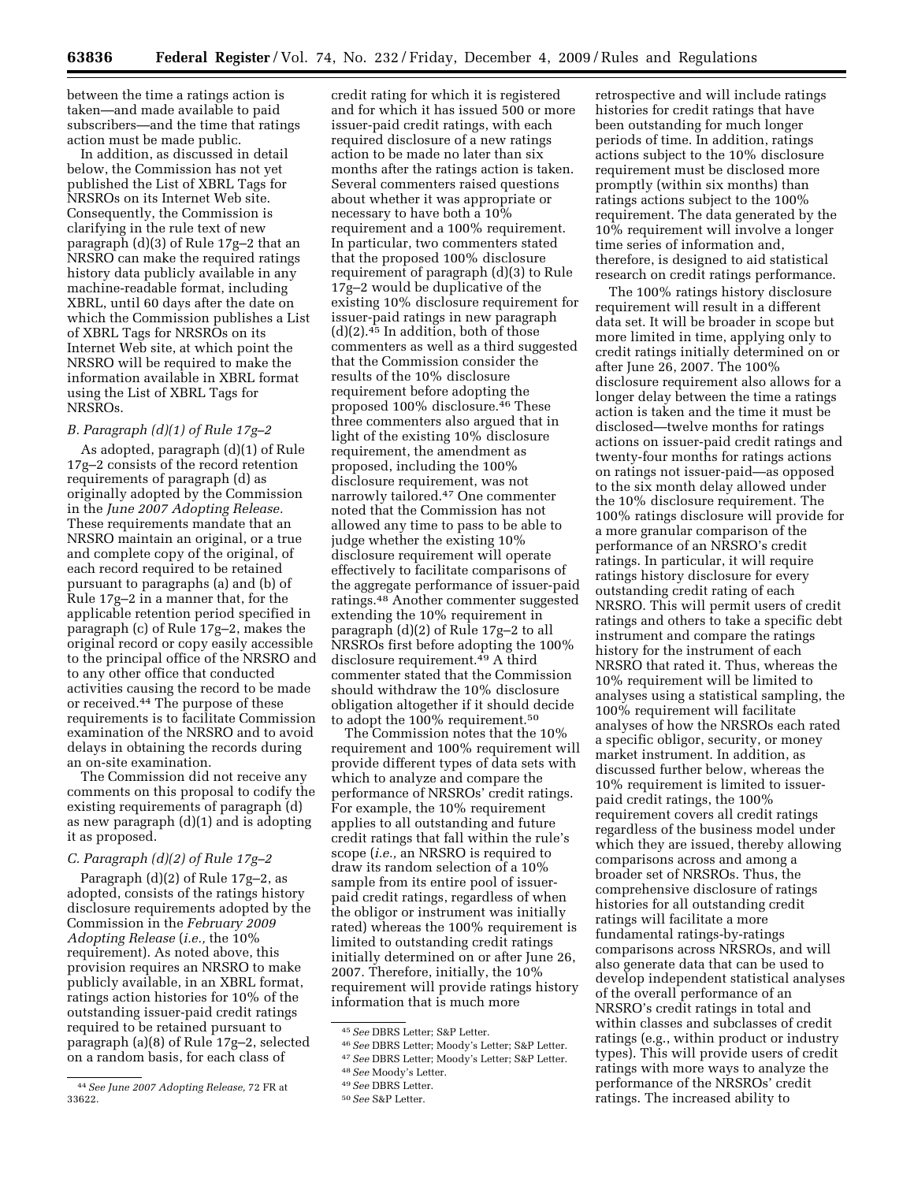between the time a ratings action is taken—and made available to paid subscribers—and the time that ratings action must be made public.

In addition, as discussed in detail below, the Commission has not yet published the List of XBRL Tags for NRSROs on its Internet Web site. Consequently, the Commission is clarifying in the rule text of new paragraph (d)(3) of Rule 17g–2 that an NRSRO can make the required ratings history data publicly available in any machine-readable format, including XBRL, until 60 days after the date on which the Commission publishes a List of XBRL Tags for NRSROs on its Internet Web site, at which point the NRSRO will be required to make the information available in XBRL format using the List of XBRL Tags for NRSROs.

### B. Paragraph (d)(1) of Rule 17g–2

As adopted, paragraph (d)(1) of Rule 17g–2 consists of the record retention requirements of paragraph (d) as originally adopted by the Commission in the *June 2007 Adopting Release.* These requirements mandate that an NRSRO maintain an original, or a true and complete copy of the original, of each record required to be retained pursuant to paragraphs (a) and (b) of Rule 17g–2 in a manner that, for the applicable retention period specified in paragraph (c) of Rule 17g–2, makes the original record or copy easily accessible to the principal office of the NRSRO and to any other office that conducted activities causing the record to be made or received.[44] The purpose of these requirements is to facilitate Commission examination of the NRSRO and to avoid delays in obtaining the records during an on-site examination.

The Commission did not receive any comments on this proposal to codify the existing requirements of paragraph (d) as new paragraph (d)(1) and is adopting it as proposed.

### C. Paragraph (d)(2) of Rule 17g–2

Paragraph (d)(2) of Rule 17g–2, as adopted, consists of the ratings history disclosure requirements adopted by the Commission in the *February 2009 Adopting Release* (*i.e.,* the 10% requirement). As noted above, this provision requires an NRSRO to make publicly available, in an XBRL format, ratings action histories for 10% of the outstanding issuer-paid credit ratings required to be retained pursuant to paragraph (a)(8) of Rule 17g–2, selected on a random basis, for each class of credit rating for which it is registered and for which it has issued 500 or more issuer-paid credit ratings, with each required disclosure of a new ratings action to be made no later than six months after the ratings action is taken. Several commenters raised questions about whether it was appropriate or necessary to have both a 10% requirement and a 100% requirement. In particular, two commenters stated that the proposed 100% disclosure requirement of paragraph (d)(3) to Rule 17g–2 would be duplicative of the existing 10% disclosure requirement for issuer-paid ratings in new paragraph (d)(2).[45] In addition, both of those commenters as well as a third suggested that the Commission consider the results of the 10% disclosure requirement before adopting the proposed 100% disclosure.[46] These three commenters also argued that in light of the existing 10% disclosure requirement, the amendment as proposed, including the 100% disclosure requirement, was not narrowly tailored.[47] One commenter noted that the Commission has not allowed any time to pass to be able to judge whether the existing 10% disclosure requirement will operate effectively to facilitate comparisons of the aggregate performance of issuer-paid ratings.[48] Another commenter suggested extending the 10% requirement in paragraph (d)(2) of Rule 17g–2 to all NRSROs first before adopting the 100% disclosure requirement.[49] A third commenter stated that the Commission should withdraw the 10% disclosure obligation altogether if it should decide to adopt the 100% requirement.[50]

The Commission notes that the 10% requirement and 100% requirement will provide different types of data sets with which to analyze and compare the performance of NRSROs' credit ratings. For example, the 10% requirement applies to all outstanding and future credit ratings that fall within the rule's scope (*i.e.,* an NRSRO is required to draw its random selection of a 10% sample from its entire pool of issuer-paid credit ratings, regardless of when the obligor or instrument was initially rated) whereas the 100% requirement is limited to outstanding credit ratings initially determined on or after June 26, 2007. Therefore, initially, the 10% requirement will provide ratings history information that is much more retrospective and will include ratings histories for credit ratings that have been outstanding for much longer periods of time. In addition, ratings actions subject to the 10% disclosure requirement must be disclosed more promptly (within six months) than ratings actions subject to the 100% requirement. The data generated by the 10% requirement will involve a longer time series of information and, therefore, is designed to aid statistical research on credit ratings performance.

The 100% ratings history disclosure requirement will result in a different data set. It will be broader in scope but more limited in time, applying only to credit ratings initially determined on or after June 26, 2007. The 100% disclosure requirement also allows for a longer delay between the time a ratings action is taken and the time it must be disclosed—twelve months for ratings actions on issuer-paid credit ratings and twenty-four months for ratings actions on ratings not issuer-paid—as opposed to the six month delay allowed under the 10% disclosure requirement. The 100% ratings disclosure will provide for a more granular comparison of the performance of an NRSRO's credit ratings. In particular, it will require ratings history disclosure for every outstanding credit rating of each NRSRO. This will permit users of credit ratings and others to take a specific debt instrument and compare the ratings history for the instrument of each NRSRO that rated it. Thus, whereas the 10% requirement will be limited to analyses using a statistical sampling, the 100% requirement will facilitate analyses of how the NRSROs each rated a specific obligor, security, or money market instrument. In addition, as discussed further below, whereas the 10% requirement is limited to issuer-paid credit ratings, the 100% requirement covers all credit ratings regardless of the business model under which they are issued, thereby allowing comparisons across and among a broader set of NRSROs. Thus, the comprehensive disclosure of ratings histories for all outstanding credit ratings will facilitate a more fundamental ratings-by-ratings comparisons across NRSROs, and will also generate data that can be used to develop independent statistical analyses of the overall performance of an NRSRO's credit ratings in total and within classes and subclasses of credit ratings (e.g., within product or industry types). This will provide users of credit ratings with more ways to analyze the performance of the NRSROs' credit ratings. The increased ability to

---

[44] *See June 2007 Adopting Release,* 72 FR at 33622.

[45] *See* DBRS Letter; S&P Letter.

[46] *See* DBRS Letter; Moody's Letter; S&P Letter.

[47] *See* DBRS Letter; Moody's Letter; S&P Letter.

[48] *See* Moody's Letter.

[49] *See* DBRS Letter.

[50] *See* S&P Letter.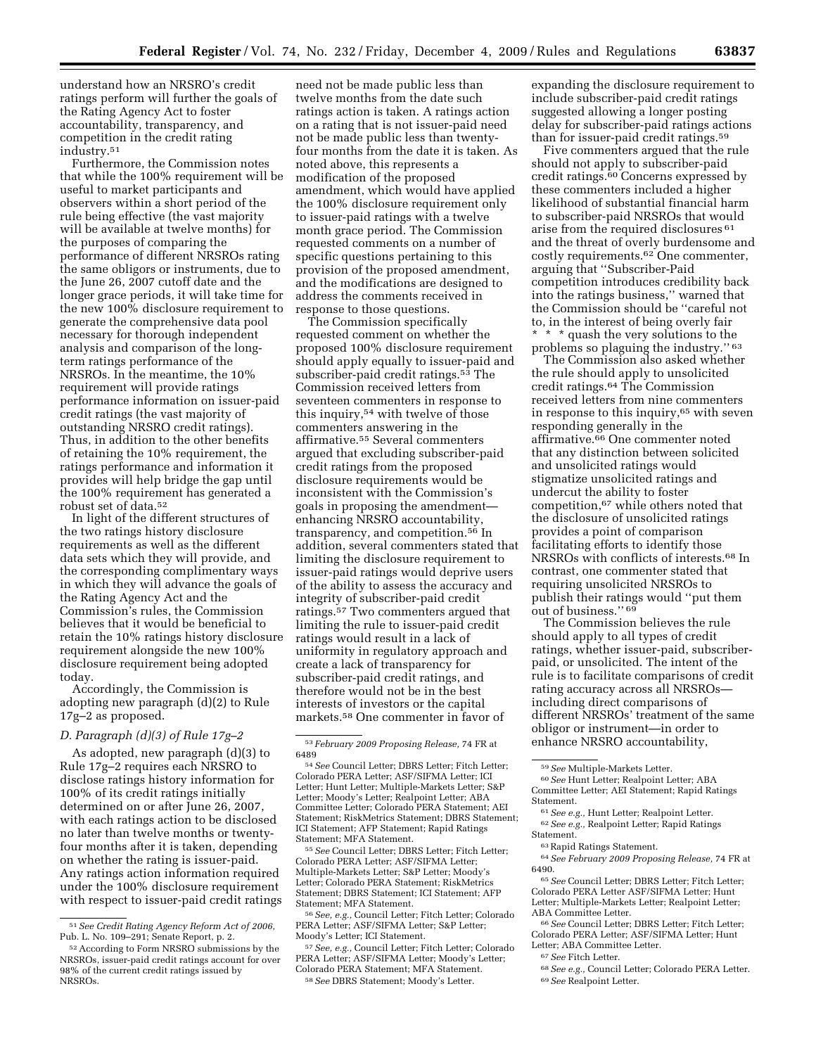understand how an NRSRO's credit ratings perform will further the goals of the Rating Agency Act to foster accountability, transparency, and competition in the credit rating industry.[51]

Furthermore, the Commission notes that while the 100% requirement will be useful to market participants and observers within a short period of the rule being effective (the vast majority will be available at twelve months) for the purposes of comparing the performance of different NRSROs rating the same obligors or instruments, due to the June 26, 2007 cutoff date and the longer grace periods, it will take time for the new 100% disclosure requirement to generate the comprehensive data pool necessary for thorough independent analysis and comparison of the long-term ratings performance of the NRSROs. In the meantime, the 10% requirement will provide ratings performance information on issuer-paid credit ratings (the vast majority of outstanding NRSRO credit ratings). Thus, in addition to the other benefits of retaining the 10% requirement, the ratings performance and information it provides will help bridge the gap until the 100% requirement has generated a robust set of data.[52]

In light of the different structures of the two ratings history disclosure requirements as well as the different data sets which they will provide, and the corresponding complimentary ways in which they will advance the goals of the Rating Agency Act and the Commission's rules, the Commission believes that it would be beneficial to retain the 10% ratings history disclosure requirement alongside the new 100% disclosure requirement being adopted today.

Accordingly, the Commission is adopting new paragraph (d)(2) to Rule 17g–2 as proposed.

### *D. Paragraph (d)(3) of Rule 17g–2*

As adopted, new paragraph (d)(3) to Rule 17g–2 requires each NRSRO to disclose ratings history information for 100% of its credit ratings initially determined on or after June 26, 2007, with each ratings action to be disclosed no later than twelve months or twenty-four months after it is taken, depending on whether the rating is issuer-paid. Any ratings action information required under the 100% disclosure requirement with respect to issuer-paid credit ratings need not be made public less than twelve months from the date such ratings action is taken. A ratings action on a rating that is not issuer-paid need not be made public less than twenty-four months from the date it is taken. As noted above, this represents a modification of the proposed amendment, which would have applied the 100% disclosure requirement only to issuer-paid ratings with a twelve month grace period. The Commission requested comments on a number of specific questions pertaining to this provision of the proposed amendment, and the modifications are designed to address the comments received in response to those questions.

The Commission specifically requested comment on whether the proposed 100% disclosure requirement should apply equally to issuer-paid and subscriber-paid credit ratings.[53] The Commission received letters from seventeen commenters in response to this inquiry,[54] with twelve of those commenters answering in the affirmative.[55] Several commenters argued that excluding subscriber-paid credit ratings from the proposed disclosure requirements would be inconsistent with the Commission's goals in proposing the amendment—enhancing NRSRO accountability, transparency, and competition.[56] In addition, several commenters stated that limiting the disclosure requirement to issuer-paid ratings would deprive users of the ability to assess the accuracy and integrity of subscriber-paid credit ratings.[57] Two commenters argued that limiting the rule to issuer-paid credit ratings would result in a lack of uniformity in regulatory approach and create a lack of transparency for subscriber-paid credit ratings, and therefore would not be in the best interests of investors or the capital markets.[58] One commenter in favor of expanding the disclosure requirement to include subscriber-paid credit ratings suggested allowing a longer posting delay for subscriber-paid ratings actions than for issuer-paid credit ratings.[59]

Five commenters argued that the rule should not apply to subscriber-paid credit ratings.[60] Concerns expressed by these commenters included a higher likelihood of substantial financial harm to subscriber-paid NRSROs that would arise from the required disclosures[61] and the threat of overly burdensome and costly requirements.[62] One commenter, arguing that "Subscriber-Paid competition introduces credibility back into the ratings business," warned that the Commission should be "careful not to, in the interest of being overly fair * * * quash the very solutions to the problems so plaguing the industry."[63]

The Commission also asked whether the rule should apply to unsolicited credit ratings.[64] The Commission received letters from nine commenters in response to this inquiry,[65] with seven responding generally in the affirmative.[66] One commenter noted that any distinction between solicited and unsolicited ratings would stigmatize unsolicited ratings and undercut the ability to foster competition,[67] while others noted that the disclosure of unsolicited ratings provides a point of comparison facilitating efforts to identify those NRSROs with conflicts of interests.[68] In contrast, one commenter stated that requiring unsolicited NRSROs to publish their ratings would "put them out of business."[69]

The Commission believes the rule should apply to all types of credit ratings, whether issuer-paid, subscriber-paid, or unsolicited. The intent of the rule is to facilitate comparisons of credit rating accuracy across all NRSROs—including direct comparisons of different NRSROs' treatment of the same obligor or instrument—in order to enhance NRSRO accountability,

---

[51] *See Credit Rating Agency Reform Act of 2006,* Pub. L. No. 109–291; Senate Report, p. 2.

[52] According to Form NRSRO submissions by the NRSROs, issuer-paid credit ratings account for over 98% of the current credit ratings issued by NRSROs.

[53] *February 2009 Proposing Release,* 74 FR at 6489

[54] *See* Council Letter; DBRS Letter; Fitch Letter; Colorado PERA Letter; ASF/SIFMA Letter; ICI Letter; Hunt Letter; Multiple-Markets Letter; S&P Letter; Moody's Letter; Realpoint Letter; ABA Committee Letter; Colorado PERA Statement; AEI Statement; RiskMetrics Statement; DBRS Statement; ICI Statement; AFP Statement; Rapid Ratings Statement; MFA Statement.

[55] *See* Council Letter; DBRS Letter; Fitch Letter; Colorado PERA Letter; ASF/SIFMA Letter; Multiple-Markets Letter; S&P Letter; Moody's Letter; Colorado PERA Statement; RiskMetrics Statement; DBRS Statement; ICI Statement; AFP Statement; MFA Statement.

[56] *See, e.g.,* Council Letter; Fitch Letter; Colorado PERA Letter; ASF/SIFMA Letter; S&P Letter; Moody's Letter; ICI Statement.

[57] *See, e.g.,* Council Letter; Fitch Letter; Colorado PERA Letter; ASF/SIFMA Letter; Moody's Letter; Colorado PERA Statement; MFA Statement.

[58] *See* DBRS Statement; Moody's Letter.

[59] *See* Multiple-Markets Letter.

[60] *See* Hunt Letter; Realpoint Letter; ABA Committee Letter; AEI Statement; Rapid Ratings Statement.

[61] *See e.g.,* Hunt Letter; Realpoint Letter.

[62] *See e.g.,* Realpoint Letter; Rapid Ratings Statement.

[63] Rapid Ratings Statement.

[64] *See February 2009 Proposing Release,* 74 FR at 6490.

[65] *See* Council Letter; DBRS Letter; Fitch Letter; Colorado PERA Letter ASF/SIFMA Letter; Hunt Letter; Multiple-Markets Letter; Realpoint Letter; ABA Committee Letter.

[66] *See* Council Letter; DBRS Letter; Fitch Letter; Colorado PERA Letter; ASF/SIFMA Letter; Hunt Letter; ABA Committee Letter.

[67] *See* Fitch Letter.

[68] *See e.g.,* Council Letter; Colorado PERA Letter.

[69] *See* Realpoint Letter.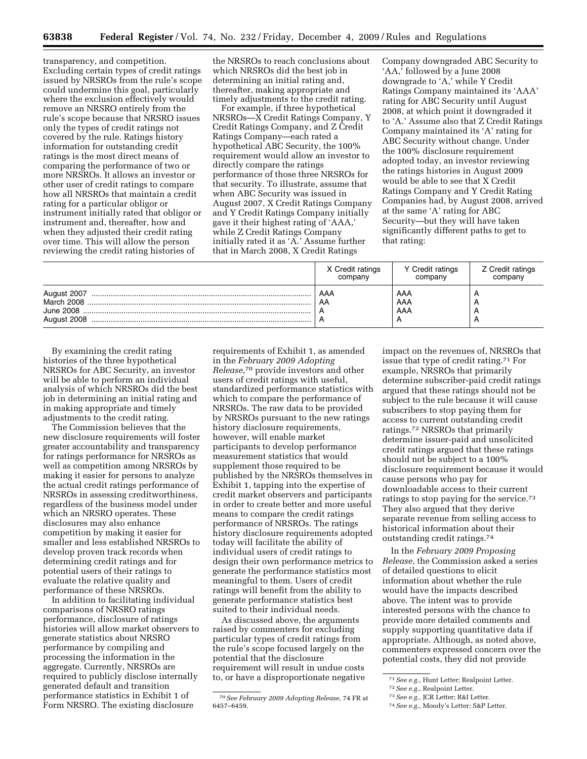transparency, and competition. Excluding certain types of credit ratings issued by NRSROs from the rule's scope could undermine this goal, particularly where the exclusion effectively would remove an NRSRO entirely from the rule's scope because that NRSRO issues only the types of credit ratings not covered by the rule. Ratings history information for outstanding credit ratings is the most direct means of comparing the performance of two or more NRSROs. It allows an investor or other user of credit ratings to compare how all NRSROs that maintain a credit rating for a particular obligor or instrument initially rated that obligor or instrument and, thereafter, how and when they adjusted their credit rating over time. This will allow the person reviewing the credit rating histories of the NRSROs to reach conclusions about which NRSROs did the best job in determining an initial rating and, thereafter, making appropriate and timely adjustments to the credit rating.

For example, if three hypothetical NRSROs—X Credit Ratings Company, Y Credit Ratings Company, and Z Credit Ratings Company—each rated a hypothetical ABC Security, the 100% requirement would allow an investor to directly compare the ratings performance of those three NRSROs for that security. To illustrate, assume that when ABC Security was issued in August 2007, X Credit Ratings Company and Y Credit Ratings Company initially gave it their highest rating of 'AAA,' while Z Credit Ratings Company initially rated it as 'A.' Assume further that in March 2008, X Credit Ratings Company downgraded ABC Security to 'AA,' followed by a June 2008 downgrade to 'A,' while Y Credit Ratings Company maintained its 'AAA' rating for ABC Security until August 2008, at which point it downgraded it to 'A.' Assume also that Z Credit Ratings Company maintained its 'A' rating for ABC Security without change. Under the 100% disclosure requirement adopted today, an investor reviewing the ratings histories in August 2009 would be able to see that X Credit Ratings Company and Y Credit Rating Companies had, by August 2008, arrived at the same 'A' rating for ABC Security—but they will have taken significantly different paths to get to that rating:

| | X Credit ratings company | Y Credit ratings company | Z Credit ratings company |
|---|---|---|---|
| August 2007 | AAA | AAA | A |
| March 2008 | AA | AAA | A |
| June 2008 | A | AAA | A |
| August 2008 | A | A | A |

By examining the credit rating histories of the three hypothetical NRSROs for ABC Security, an investor will be able to perform an individual analysis of which NRSROs did the best job in determining an initial rating and in making appropriate and timely adjustments to the credit rating.

The Commission believes that the new disclosure requirements will foster greater accountability and transparency for ratings performance for NRSROs as well as competition among NRSROs by making it easier for persons to analyze the actual credit ratings performance of NRSROs in assessing creditworthiness, regardless of the business model under which an NRSRO operates. These disclosures may also enhance competition by making it easier for smaller and less established NRSROs to develop proven track records when determining credit ratings and for potential users of their ratings to evaluate the relative quality and performance of these NRSROs.

In addition to facilitating individual comparisons of NRSRO ratings performance, disclosure of ratings histories will allow market observers to generate statistics about NRSRO performance by compiling and processing the information in the aggregate. Currently, NRSROs are required to publicly disclose internally generated default and transition performance statistics in Exhibit 1 of Form NRSRO. The existing disclosure requirements of Exhibit 1, as amended in the *February 2009 Adopting Release,*[70] provide investors and other users of credit ratings with useful, standardized performance statistics with which to compare the performance of NRSROs. The raw data to be provided by NRSROs pursuant to the new ratings history disclosure requirements, however, will enable market participants to develop performance measurement statistics that would supplement those required to be published by the NRSROs themselves in Exhibit 1, tapping into the expertise of credit market observers and participants in order to create better and more useful means to compare the credit ratings performance of NRSROs. The ratings history disclosure requirements adopted today will facilitate the ability of individual users of credit ratings to design their own performance metrics to generate the performance statistics most meaningful to them. Users of credit ratings will benefit from the ability to generate performance statistics best suited to their individual needs.

As discussed above, the arguments raised by commenters for excluding particular types of credit ratings from the rule's scope focused largely on the potential that the disclosure requirement will result in undue costs to, or have a disproportionate negative impact on the revenues of, NRSROs that issue that type of credit rating.[71] For example, NRSROs that primarily determine subscriber-paid credit ratings argued that these ratings should not be subject to the rule because it will cause subscribers to stop paying them for access to current outstanding credit ratings.[72] NRSROs that primarily determine issuer-paid and unsolicited credit ratings argued that these ratings should not be subject to a 100% disclosure requirement because it would cause persons who pay for downloadable access to their current ratings to stop paying for the service.[73] They also argued that they derive separate revenue from selling access to historical information about their outstanding credit ratings.[74]

In the *February 2009 Proposing Release,* the Commission asked a series of detailed questions to elicit information about whether the rule would have the impacts described above. The intent was to provide interested persons with the chance to provide more detailed comments and supply supporting quantitative data if appropriate. Although, as noted above, commenters expressed concern over the potential costs, they did not provide

[70] *See February 2009 Adopting Release,* 74 FR at 6457–6459.

[71] *See e.g.,* Hunt Letter; Realpoint Letter.

[72] *See e.g.,* Realpoint Letter.

[73] *See e.g.,* JCR Letter; R&I Letter.

[74] *See e.g.,* Moody's Letter; S&P Letter.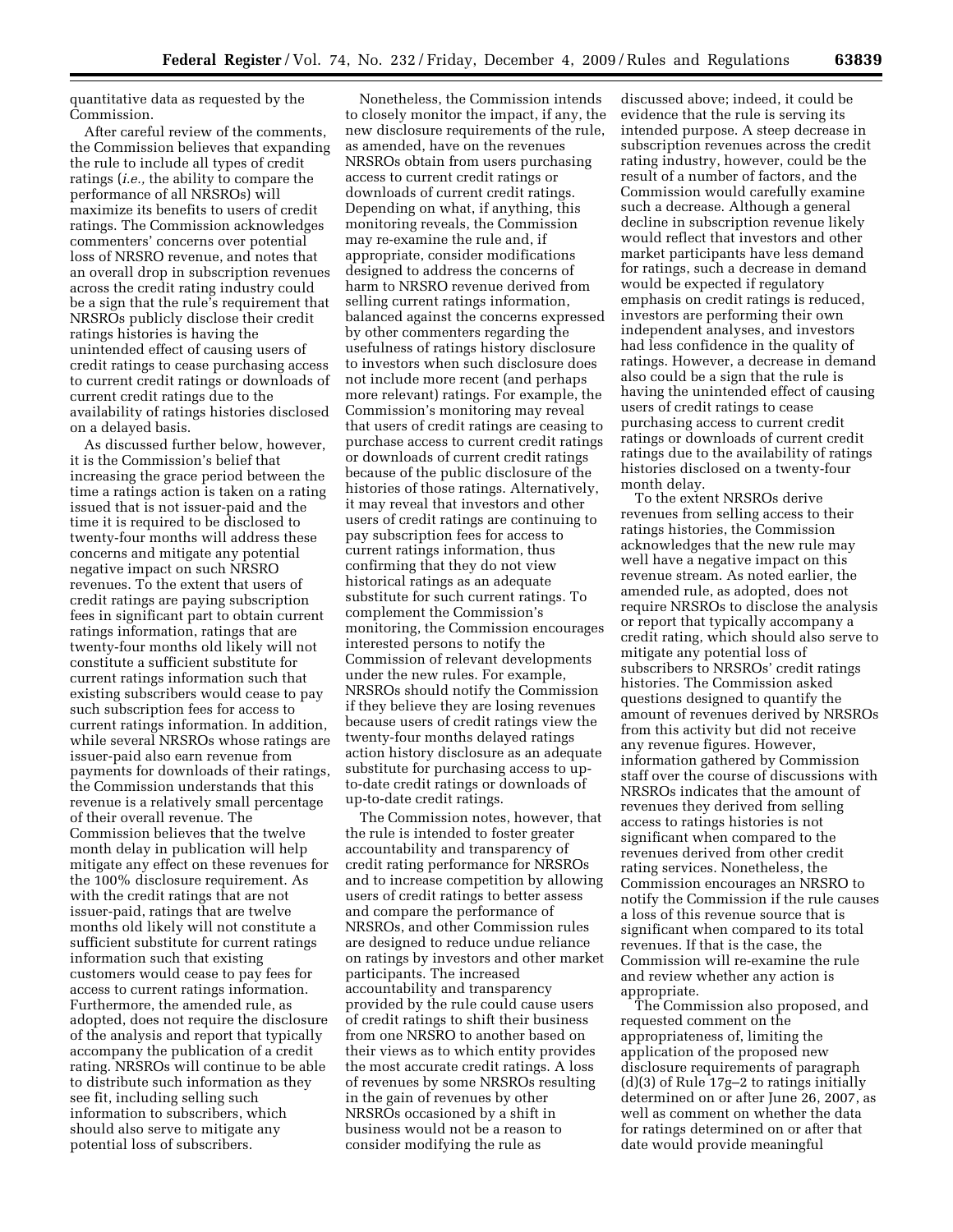quantitative data as requested by the Commission.

After careful review of the comments, the Commission believes that expanding the rule to include all types of credit ratings (*i.e.,* the ability to compare the performance of all NRSROs) will maximize its benefits to users of credit ratings. The Commission acknowledges commenters' concerns over potential loss of NRSRO revenue, and notes that an overall drop in subscription revenues across the credit rating industry could be a sign that the rule's requirement that NRSROs publicly disclose their credit ratings histories is having the unintended effect of causing users of credit ratings to cease purchasing access to current credit ratings or downloads of current credit ratings due to the availability of ratings histories disclosed on a delayed basis.

As discussed further below, however, it is the Commission's belief that increasing the grace period between the time a ratings action is taken on a rating issued that is not issuer-paid and the time it is required to be disclosed to twenty-four months will address these concerns and mitigate any potential negative impact on such NRSRO revenues. To the extent that users of credit ratings are paying subscription fees in significant part to obtain current ratings information, ratings that are twenty-four months old likely will not constitute a sufficient substitute for current ratings information such that existing subscribers would cease to pay such subscription fees for access to current ratings information. In addition, while several NRSROs whose ratings are issuer-paid also earn revenue from payments for downloads of their ratings, the Commission understands that this revenue is a relatively small percentage of their overall revenue. The Commission believes that the twelve month delay in publication will help mitigate any effect on these revenues for the 100% disclosure requirement. As with the credit ratings that are not issuer-paid, ratings that are twelve months old likely will not constitute a sufficient substitute for current ratings information such that existing customers would cease to pay fees for access to current ratings information. Furthermore, the amended rule, as adopted, does not require the disclosure of the analysis and report that typically accompany the publication of a credit rating. NRSROs will continue to be able to distribute such information as they see fit, including selling such information to subscribers, which should also serve to mitigate any potential loss of subscribers.

Nonetheless, the Commission intends to closely monitor the impact, if any, the new disclosure requirements of the rule, as amended, have on the revenues NRSROs obtain from users purchasing access to current credit ratings or downloads of current credit ratings. Depending on what, if anything, this monitoring reveals, the Commission may re-examine the rule and, if appropriate, consider modifications designed to address the concerns of harm to NRSRO revenue derived from selling current ratings information, balanced against the concerns expressed by other commenters regarding the usefulness of ratings history disclosure to investors when such disclosure does not include more recent (and perhaps more relevant) ratings. For example, the Commission's monitoring may reveal that users of credit ratings are ceasing to purchase access to current credit ratings or downloads of current credit ratings because of the public disclosure of the histories of those ratings. Alternatively, it may reveal that investors and other users of credit ratings are continuing to pay subscription fees for access to current ratings information, thus confirming that they do not view historical ratings as an adequate substitute for such current ratings. To complement the Commission's monitoring, the Commission encourages interested persons to notify the Commission of relevant developments under the new rules. For example, NRSROs should notify the Commission if they believe they are losing revenues because users of credit ratings view the twenty-four months delayed ratings action history disclosure as an adequate substitute for purchasing access to up-to-date credit ratings or downloads of up-to-date credit ratings.

The Commission notes, however, that the rule is intended to foster greater accountability and transparency of credit rating performance for NRSROs and to increase competition by allowing users of credit ratings to better assess and compare the performance of NRSROs, and other Commission rules are designed to reduce undue reliance on ratings by investors and other market participants. The increased accountability and transparency provided by the rule could cause users of credit ratings to shift their business from one NRSRO to another based on their views as to which entity provides the most accurate credit ratings. A loss of revenues by some NRSROs resulting in the gain of revenues by other NRSROs occasioned by a shift in business would not be a reason to consider modifying the rule as discussed above; indeed, it could be evidence that the rule is serving its intended purpose. A steep decrease in subscription revenues across the credit rating industry, however, could be the result of a number of factors, and the Commission would carefully examine such a decrease. Although a general decline in subscription revenue likely would reflect that investors and other market participants have less demand for ratings, such a decrease in demand would be expected if regulatory emphasis on credit ratings is reduced, investors are performing their own independent analyses, and investors had less confidence in the quality of ratings. However, a decrease in demand also could be a sign that the rule is having the unintended effect of causing users of credit ratings to cease purchasing access to current credit ratings or downloads of current credit ratings due to the availability of ratings histories disclosed on a twenty-four month delay.

To the extent NRSROs derive revenues from selling access to their ratings histories, the Commission acknowledges that the new rule may well have a negative impact on this revenue stream. As noted earlier, the amended rule, as adopted, does not require NRSROs to disclose the analysis or report that typically accompany a credit rating, which should also serve to mitigate any potential loss of subscribers to NRSROs' credit ratings histories. The Commission asked questions designed to quantify the amount of revenues derived by NRSROs from this activity but did not receive any revenue figures. However, information gathered by Commission staff over the course of discussions with NRSROs indicates that the amount of revenues they derived from selling access to ratings histories is not significant when compared to the revenues derived from other credit rating services. Nonetheless, the Commission encourages an NRSRO to notify the Commission if the rule causes a loss of this revenue source that is significant when compared to its total revenues. If that is the case, the Commission will re-examine the rule and review whether any action is appropriate.

The Commission also proposed, and requested comment on the appropriateness of, limiting the application of the proposed new disclosure requirements of paragraph (d)(3) of Rule 17g–2 to ratings initially determined on or after June 26, 2007, as well as comment on whether the data for ratings determined on or after that date would provide meaningful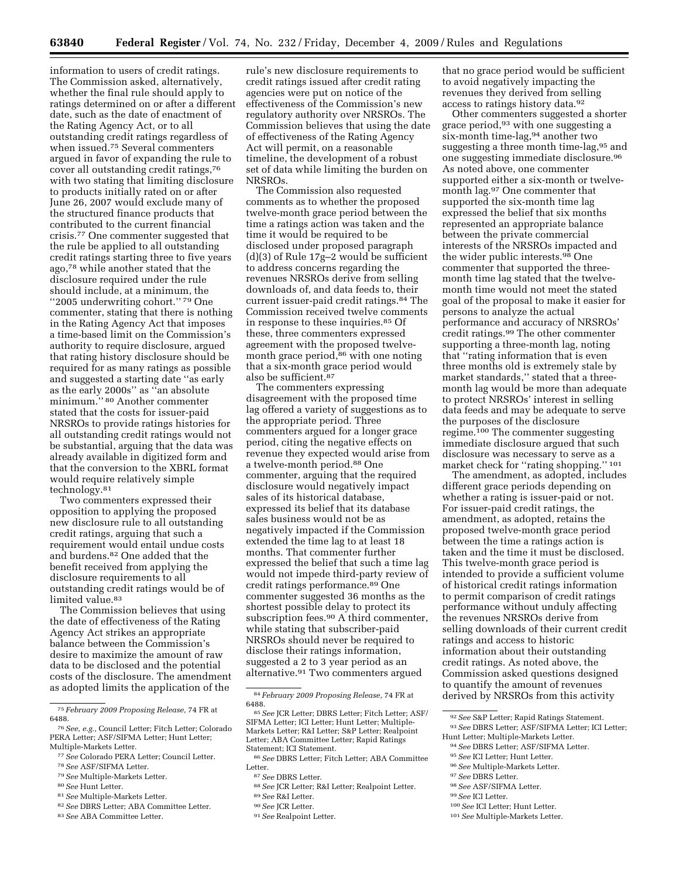information to users of credit ratings. The Commission asked, alternatively, whether the final rule should apply to ratings determined on or after a different date, such as the date of enactment of the Rating Agency Act, or to all outstanding credit ratings regardless of when issued.[75] Several commenters argued in favor of expanding the rule to cover all outstanding credit ratings,[76] with two stating that limiting disclosure to products initially rated on or after June 26, 2007 would exclude many of the structured finance products that contributed to the current financial crisis.[77] One commenter suggested that the rule be applied to all outstanding credit ratings starting three to five years ago,[78] while another stated that the disclosure required under the rule should include, at a minimum, the "2005 underwriting cohort." [79] One commenter, stating that there is nothing in the Rating Agency Act that imposes a time-based limit on the Commission's authority to require disclosure, argued that rating history disclosure should be required for as many ratings as possible and suggested a starting date "as early as the early 2000s" as "an absolute minimum." [80] Another commenter stated that the costs for issuer-paid NRSROs to provide ratings histories for all outstanding credit ratings would not be substantial, arguing that the data was already available in digitized form and that the conversion to the XBRL format would require relatively simple technology.[81]

Two commenters expressed their opposition to applying the proposed new disclosure rule to all outstanding credit ratings, arguing that such a requirement would entail undue costs and burdens.[82] One added that the benefit received from applying the disclosure requirements to all outstanding credit ratings would be of limited value.[83]

The Commission believes that using the date of effectiveness of the Rating Agency Act strikes an appropriate balance between the Commission's desire to maximize the amount of raw data to be disclosed and the potential costs of the disclosure. The amendment as adopted limits the application of the rule's new disclosure requirements to credit ratings issued after credit rating agencies were put on notice of the effectiveness of the Commission's new regulatory authority over NRSROs. The Commission believes that using the date of effectiveness of the Rating Agency Act will permit, on a reasonable timeline, the development of a robust set of data while limiting the burden on NRSROs.

The Commission also requested comments as to whether the proposed twelve-month grace period between the time a ratings action was taken and the time it would be required to be disclosed under proposed paragraph (d)(3) of Rule 17g–2 would be sufficient to address concerns regarding the revenues NRSROs derive from selling downloads of, and data feeds to, their current issuer-paid credit ratings.[84] The Commission received twelve comments in response to these inquiries.[85] Of these, three commenters expressed agreement with the proposed twelve-month grace period,[86] with one noting that a six-month grace period would also be sufficient.[87]

The commenters expressing disagreement with the proposed time lag offered a variety of suggestions as to the appropriate period. Three commenters argued for a longer grace period, citing the negative effects on revenue they expected would arise from a twelve-month period.[88] One commenter, arguing that the required disclosure would negatively impact sales of its historical database, expressed its belief that its database sales business would not be as negatively impacted if the Commission extended the time lag to at least 18 months. That commenter further expressed the belief that such a time lag would not impede third-party review of credit ratings performance.[89] One commenter suggested 36 months as the shortest possible delay to protect its subscription fees.[90] A third commenter, while stating that subscriber-paid NRSROs should never be required to disclose their ratings information, suggested a 2 to 3 year period as an alternative.[91] Two commenters argued that no grace period would be sufficient to avoid negatively impacting the revenues they derived from selling access to ratings history data.[92]

Other commenters suggested a shorter grace period,[93] with one suggesting a six-month time-lag,[94] another two suggesting a three month time-lag,[95] and one suggesting immediate disclosure.[96] As noted above, one commenter supported either a six-month or twelve-month lag.[97] One commenter that supported the six-month time lag expressed the belief that six months represented an appropriate balance between the private commercial interests of the NRSROs impacted and the wider public interests.[98] One commenter that supported the three-month time lag stated that the twelve-month time would not meet the stated goal of the proposal to make it easier for persons to analyze the actual performance and accuracy of NRSROs' credit ratings.[99] The other commenter supporting a three-month lag, noting that "rating information that is even three months old is extremely stale by market standards," stated that a three-month lag would be more than adequate to protect NRSROs' interest in selling data feeds and may be adequate to serve the purposes of the disclosure regime.[100] The commenter suggesting immediate disclosure argued that such disclosure was necessary to serve as a market check for "rating shopping." [101]

The amendment, as adopted, includes different grace periods depending on whether a rating is issuer-paid or not. For issuer-paid credit ratings, the amendment, as adopted, retains the proposed twelve-month grace period between the time a ratings action is taken and the time it must be disclosed. This twelve-month grace period is intended to provide a sufficient volume of historical credit ratings information to permit comparison of credit ratings performance without unduly affecting the revenues NRSROs derive from selling downloads of their current credit ratings and access to historic information about their outstanding credit ratings. As noted above, the Commission asked questions designed to quantify the amount of revenues derived by NRSROs from this activity

---

[75] *February 2009 Proposing Release,* 74 FR at 6488.

[76] *See, e.g.,* Council Letter; Fitch Letter; Colorado PERA Letter; ASF/SIFMA Letter; Hunt Letter; Multiple-Markets Letter.

[77] *See* Colorado PERA Letter; Council Letter.

[78] *See* ASF/SIFMA Letter.

[79] *See* Multiple-Markets Letter.

[80] *See* Hunt Letter.

[81] *See* Multiple-Markets Letter.

[82] *See* DBRS Letter; ABA Committee Letter.

[83] *See* ABA Committee Letter.

[84] *February 2009 Proposing Release,* 74 FR at 6488.

[85] *See* JCR Letter; DBRS Letter; Fitch Letter; ASF/SIFMA Letter; ICI Letter; Hunt Letter; Multiple-Markets Letter; R&I Letter; S&P Letter; Realpoint Letter; ABA Committee Letter; Rapid Ratings Statement; ICI Statement.

[86] *See* DBRS Letter; Fitch Letter; ABA Committee Letter.

[87] *See* DBRS Letter.

[88] *See* JCR Letter; R&I Letter; Realpoint Letter.

[89] *See* R&I Letter.

[90] *See* JCR Letter.

[91] *See* Realpoint Letter.

[92] *See* S&P Letter; Rapid Ratings Statement.

[93] *See* DBRS Letter; ASF/SIFMA Letter; ICI Letter; Hunt Letter; Multiple-Markets Letter.

[94] *See* DBRS Letter; ASF/SIFMA Letter.

[95] *See* ICI Letter; Hunt Letter.

[96] *See* Multiple-Markets Letter.

[97] *See* DBRS Letter.

[98] *See* ASF/SIFMA Letter.

[99] *See* ICI Letter.

[100] *See* ICI Letter; Hunt Letter.

[101] *See* Multiple-Markets Letter.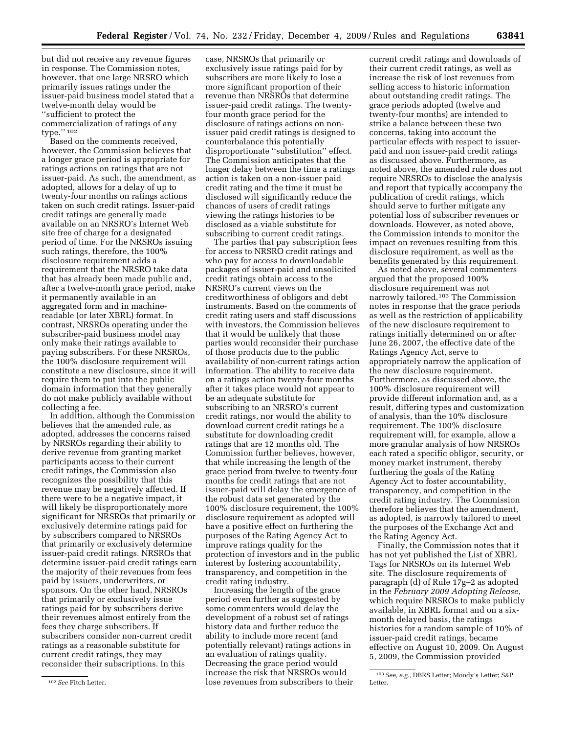but did not receive any revenue figures in response. The Commission notes, however, that one large NRSRO which primarily issues ratings under the issuer-paid business model stated that a twelve-month delay would be ''sufficient to protect the commercialization of ratings of any type.'' [102]

Based on the comments received, however, the Commission believes that a longer grace period is appropriate for ratings actions on ratings that are not issuer-paid. As such, the amendment, as adopted, allows for a delay of up to twenty-four months on ratings actions taken on such credit ratings. Issuer-paid credit ratings are generally made available on an NRSRO's Internet Web site free of charge for a designated period of time. For the NRSROs issuing such ratings, therefore, the 100% disclosure requirement adds a requirement that the NRSRO take data that has already been made public and, after a twelve-month grace period, make it permanently available in an aggregated form and in machine-readable (or later XBRL) format. In contrast, NRSROs operating under the subscriber-paid business model may only make their ratings available to paying subscribers. For these NRSROs, the 100% disclosure requirement will constitute a new disclosure, since it will require them to put into the public domain information that they generally do not make publicly available without collecting a fee.

In addition, although the Commission believes that the amended rule, as adopted, addresses the concerns raised by NRSROs regarding their ability to derive revenue from granting market participants access to their current credit ratings, the Commission also recognizes the possibility that this revenue may be negatively affected. If there were to be a negative impact, it will likely be disproportionately more significant for NRSROs that primarily or exclusively determine ratings paid for by subscribers compared to NRSROs that primarily or exclusively determine issuer-paid credit ratings. NRSROs that determine issuer-paid credit ratings earn the majority of their revenues from fees paid by issuers, underwriters, or sponsors. On the other hand, NRSROs that primarily or exclusively issue ratings paid for by subscribers derive their revenues almost entirely from the fees they charge subscribers. If subscribers consider non-current credit ratings as a reasonable substitute for current credit ratings, they may reconsider their subscriptions. In this case, NRSROs that primarily or exclusively issue ratings paid for by subscribers are more likely to lose a more significant proportion of their revenue than NRSROs that determine issuer-paid credit ratings. The twenty-four month grace period for the disclosure of ratings actions on non-issuer paid credit ratings is designed to counterbalance this potentially disproportionate ''substitution'' effect. The Commission anticipates that the longer delay between the time a ratings action is taken on a non-issuer paid credit rating and the time it must be disclosed will significantly reduce the chances of users of credit ratings viewing the ratings histories to be disclosed as a viable substitute for subscribing to current credit ratings.

The parties that pay subscription fees for access to NRSRO credit ratings and who pay for access to downloadable packages of issuer-paid and unsolicited credit ratings obtain access to the NRSRO's current views on the creditworthiness of obligors and debt instruments. Based on the comments of credit rating users and staff discussions with investors, the Commission believes that it would be unlikely that those parties would reconsider their purchase of those products due to the public availability of non-current ratings action information. The ability to receive data on a ratings action twenty-four months after it takes place would not appear to be an adequate substitute for subscribing to an NRSRO's current credit ratings, nor would the ability to download current credit ratings be a substitute for downloading credit ratings that are 12 months old. The Commission further believes, however, that while increasing the length of the grace period from twelve to twenty-four months for credit ratings that are not issuer-paid will delay the emergence of the robust data set generated by the 100% disclosure requirement, the 100% disclosure requirement as adopted will have a positive effect on furthering the purposes of the Rating Agency Act to improve ratings quality for the protection of investors and in the public interest by fostering accountability, transparency, and competition in the credit rating industry.

Increasing the length of the grace period even further as suggested by some commenters would delay the development of a robust set of ratings history data and further reduce the ability to include more recent (and potentially relevant) ratings actions in an evaluation of ratings quality. Decreasing the grace period would increase the risk that NRSROs would lose revenues from subscribers to their current credit ratings and downloads of their current credit ratings, as well as increase the risk of lost revenues from selling access to historic information about outstanding credit ratings. The grace periods adopted (twelve and twenty-four months) are intended to strike a balance between these two concerns, taking into account the particular effects with respect to issuer-paid and non issuer-paid credit ratings as discussed above. Furthermore, as noted above, the amended rule does not require NRSROs to disclose the analysis and report that typically accompany the publication of credit ratings, which should serve to further mitigate any potential loss of subscriber revenues or downloads. However, as noted above, the Commission intends to monitor the impact on revenues resulting from this disclosure requirement, as well as the benefits generated by this requirement.

As noted above, several commenters argued that the proposed 100% disclosure requirement was not narrowly tailored.[103] The Commission notes in response that the grace periods as well as the restriction of applicability of the new disclosure requirement to ratings initially determined on or after June 26, 2007, the effective date of the Ratings Agency Act, serve to appropriately narrow the application of the new disclosure requirement. Furthermore, as discussed above, the 100% disclosure requirement will provide different information and, as a result, differing types and customization of analysis, than the 10% disclosure requirement. The 100% disclosure requirement will, for example, allow a more granular analysis of how NRSROs each rated a specific obligor, security, or money market instrument, thereby furthering the goals of the Rating Agency Act to foster accountability, transparency, and competition in the credit rating industry. The Commission therefore believes that the amendment, as adopted, is narrowly tailored to meet the purposes of the Exchange Act and the Rating Agency Act.

Finally, the Commission notes that it has not yet published the List of XBRL Tags for NRSROs on its Internet Web site. The disclosure requirements of paragraph (d) of Rule 17g–2 as adopted in the *February 2009 Adopting Release,* which require NRSROs to make publicly available, in XBRL format and on a six-month delayed basis, the ratings histories for a random sample of 10% of issuer-paid credit ratings, became effective on August 10, 2009. On August 5, 2009, the Commission provided

---

[102] *See* Fitch Letter.

[103] *See, e.g.,* DBRS Letter; Moody's Letter; S&P Letter.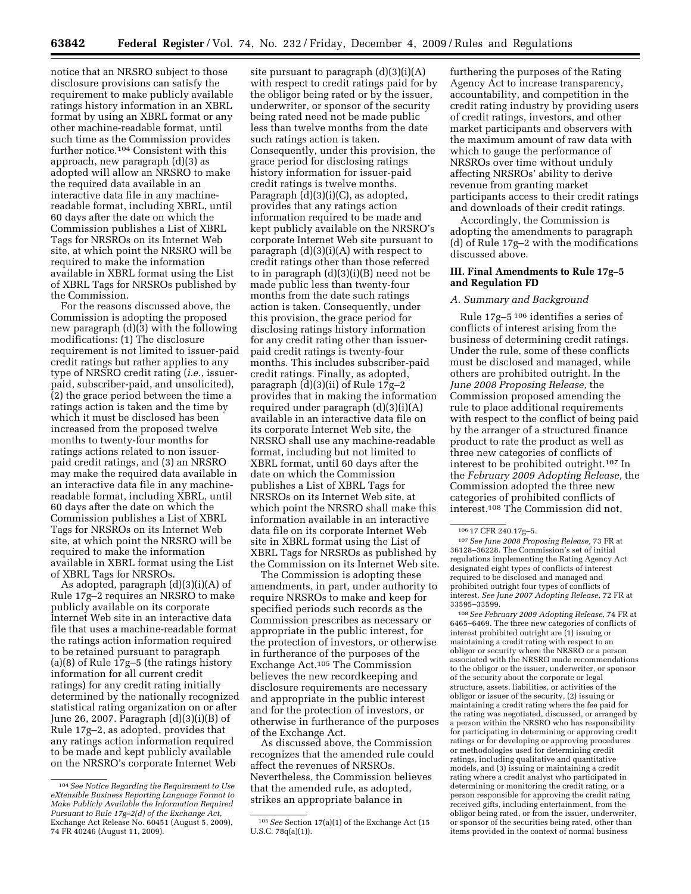notice that an NRSRO subject to those disclosure provisions can satisfy the requirement to make publicly available ratings history information in an XBRL format by using an XBRL format or any other machine-readable format, until such time as the Commission provides further notice.[104] Consistent with this approach, new paragraph (d)(3) as adopted will allow an NRSRO to make the required data available in an interactive data file in any machine-readable format, including XBRL, until 60 days after the date on which the Commission publishes a List of XBRL Tags for NRSROs on its Internet Web site, at which point the NRSRO will be required to make the information available in XBRL format using the List of XBRL Tags for NRSROs published by the Commission.

For the reasons discussed above, the Commission is adopting the proposed new paragraph (d)(3) with the following modifications: (1) The disclosure requirement is not limited to issuer-paid credit ratings but rather applies to any type of NRSRO credit rating (*i.e.,* issuer-paid, subscriber-paid, and unsolicited), (2) the grace period between the time a ratings action is taken and the time by which it must be disclosed has been increased from the proposed twelve months to twenty-four months for ratings actions related to non issuer-paid credit ratings, and (3) an NRSRO may make the required data available in an interactive data file in any machine-readable format, including XBRL, until 60 days after the date on which the Commission publishes a List of XBRL Tags for NRSROs on its Internet Web site, at which point the NRSRO will be required to make the information available in XBRL format using the List of XBRL Tags for NRSROs.

As adopted, paragraph (d)(3)(i)(A) of Rule 17g–2 requires an NRSRO to make publicly available on its corporate Internet Web site in an interactive data file that uses a machine-readable format the ratings action information required to be retained pursuant to paragraph (a)(8) of Rule 17g–5 (the ratings history information for all current credit ratings) for any credit rating initially determined by the nationally recognized statistical rating organization on or after June 26, 2007. Paragraph (d)(3)(i)(B) of Rule 17g–2, as adopted, provides that any ratings action information required to be made and kept publicly available on the NRSRO's corporate Internet Web site pursuant to paragraph (d)(3)(i)(A) with respect to credit ratings paid for by the obligor being rated or by the issuer, underwriter, or sponsor of the security being rated need not be made public less than twelve months from the date such ratings action is taken. Consequently, under this provision, the grace period for disclosing ratings history information for issuer-paid credit ratings is twelve months. Paragraph (d)(3)(i)(C), as adopted, provides that any ratings action information required to be made and kept publicly available on the NRSRO's corporate Internet Web site pursuant to paragraph (d)(3)(i)(A) with respect to credit ratings other than those referred to in paragraph (d)(3)(i)(B) need not be made public less than twenty-four months from the date such ratings action is taken. Consequently, under this provision, the grace period for disclosing ratings history information for any credit rating other than issuer-paid credit ratings is twenty-four months. This includes subscriber-paid credit ratings. Finally, as adopted, paragraph (d)(3)(ii) of Rule 17g–2 provides that in making the information required under paragraph (d)(3)(i)(A) available in an interactive data file on its corporate Internet Web site, the NRSRO shall use any machine-readable format, including but not limited to XBRL format, until 60 days after the date on which the Commission publishes a List of XBRL Tags for NRSROs on its Internet Web site, at which point the NRSRO shall make this information available in an interactive data file on its corporate Internet Web site in XBRL format using the List of XBRL Tags for NRSROs as published by the Commission on its Internet Web site.

The Commission is adopting these amendments, in part, under authority to require NRSROs to make and keep for specified periods such records as the Commission prescribes as necessary or appropriate in the public interest, for the protection of investors, or otherwise in furtherance of the purposes of the Exchange Act.[105] The Commission believes the new recordkeeping and disclosure requirements are necessary and appropriate in the public interest and for the protection of investors, or otherwise in furtherance of the purposes of the Exchange Act.

As discussed above, the Commission recognizes that the amended rule could affect the revenues of NRSROs. Nevertheless, the Commission believes that the amended rule, as adopted, strikes an appropriate balance in furthering the purposes of the Rating Agency Act to increase transparency, accountability, and competition in the credit rating industry by providing users of credit ratings, investors, and other market participants and observers with the maximum amount of raw data with which to gauge the performance of NRSROs over time without unduly affecting NRSROs' ability to derive revenue from granting market participants access to their credit ratings and downloads of their credit ratings.

Accordingly, the Commission is adopting the amendments to paragraph (d) of Rule 17g–2 with the modifications discussed above.

## III. Final Amendments to Rule 17g–5 and Regulation FD

### *A. Summary and Background*

Rule 17g–5[106] identifies a series of conflicts of interest arising from the business of determining credit ratings. Under the rule, some of these conflicts must be disclosed and managed, while others are prohibited outright. In the *June 2008 Proposing Release,* the Commission proposed amending the rule to place additional requirements with respect to the conflict of being paid by the arranger of a structured finance product to rate the product as well as three new categories of conflicts of interest to be prohibited outright.[107] In the *February 2009 Adopting Release,* the Commission adopted the three new categories of prohibited conflicts of interest.[108] The Commission did not,

---

[104] *See Notice Regarding the Requirement to Use eXtensible Business Reporting Language Format to Make Publicly Available the Information Required Pursuant to Rule 17g–2(d) of the Exchange Act,* Exchange Act Release No. 60451 (August 5, 2009), 74 FR 40246 (August 11, 2009).

[105] *See* Section 17(a)(1) of the Exchange Act (15 U.S.C. 78q(a)(1)).

[106] 17 CFR 240.17g–5.

[107] *See June 2008 Proposing Release,* 73 FR at 36128–36228. The Commission's set of initial regulations implementing the Rating Agency Act designated eight types of conflicts of interest required to be disclosed and managed and prohibited outright four types of conflicts of interest. *See June 2007 Adopting Release,* 72 FR at 33595–33599.

[108] *See February 2009 Adopting Release,* 74 FR at 6465–6469. The three new categories of conflicts of interest prohibited outright are (1) issuing or maintaining a credit rating with respect to an obligor or security where the NRSRO or a person associated with the NRSRO made recommendations to the obligor or the issuer, underwriter, or sponsor of the security about the corporate or legal structure, assets, liabilities, or activities of the obligor or issuer of the security, (2) issuing or maintaining a credit rating where the fee paid for the rating was negotiated, discussed, or arranged by a person within the NRSRO who has responsibility for participating in determining or approving credit ratings or for developing or approving procedures or methodologies used for determining credit ratings, including qualitative and quantitative models, and (3) issuing or maintaining a credit rating where a credit analyst who participated in determining or monitoring the credit rating, or a person responsible for approving the credit rating received gifts, including entertainment, from the obligor being rated, or from the issuer, underwriter, or sponsor of the securities being rated, other than items provided in the context of normal business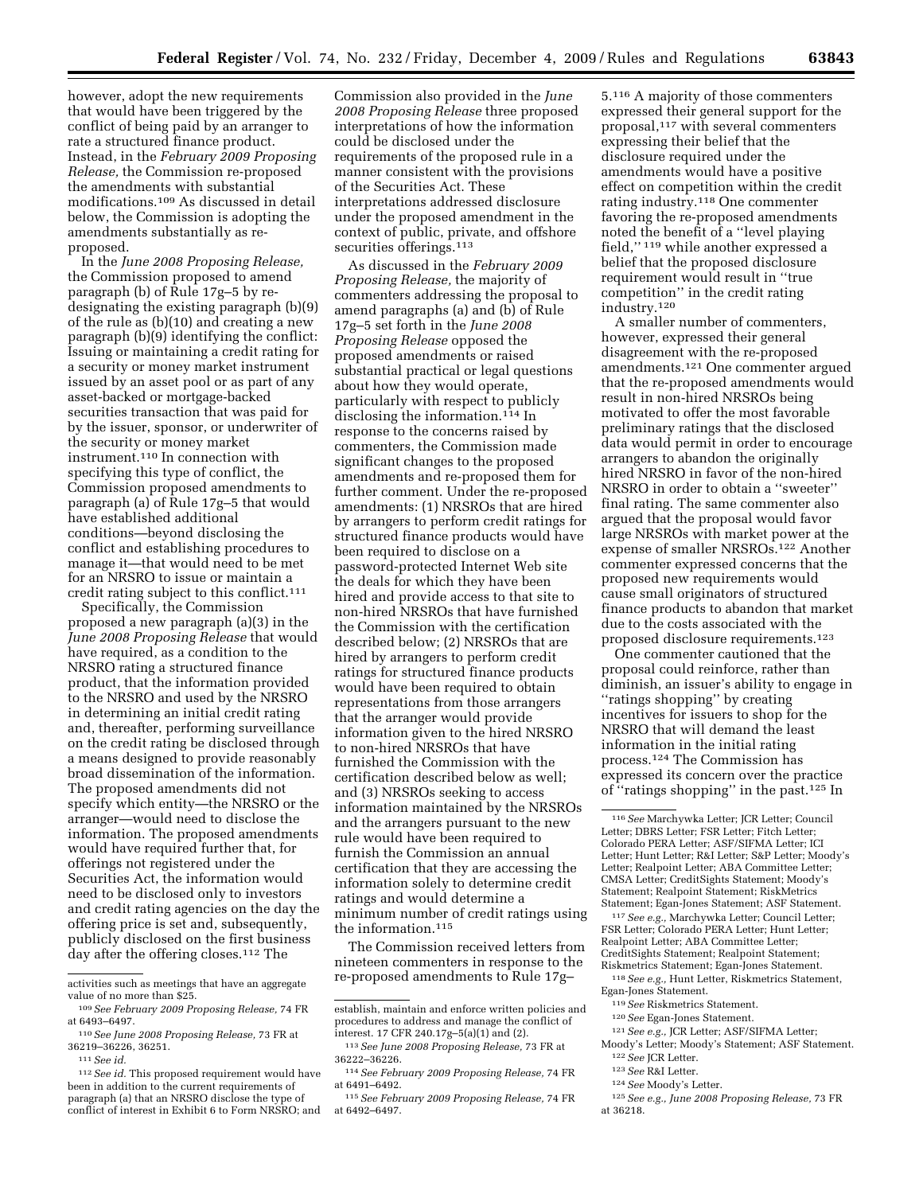however, adopt the new requirements that would have been triggered by the conflict of being paid by an arranger to rate a structured finance product. Instead, in the *February 2009 Proposing Release,* the Commission re-proposed the amendments with substantial modifications.[109] As discussed in detail below, the Commission is adopting the amendments substantially as re-proposed.

In the *June 2008 Proposing Release,* the Commission proposed to amend paragraph (b) of Rule 17g–5 by re-designating the existing paragraph (b)(9) of the rule as (b)(10) and creating a new paragraph (b)(9) identifying the conflict: Issuing or maintaining a credit rating for a security or money market instrument issued by an asset pool or as part of any asset-backed or mortgage-backed securities transaction that was paid for by the issuer, sponsor, or underwriter of the security or money market instrument.[110] In connection with specifying this type of conflict, the Commission proposed amendments to paragraph (a) of Rule 17g–5 that would have established additional conditions—beyond disclosing the conflict and establishing procedures to manage it—that would need to be met for an NRSRO to issue or maintain a credit rating subject to this conflict.[111]

Specifically, the Commission proposed a new paragraph (a)(3) in the *June 2008 Proposing Release* that would have required, as a condition to the NRSRO rating a structured finance product, that the information provided to the NRSRO and used by the NRSRO in determining an initial credit rating and, thereafter, performing surveillance on the credit rating be disclosed through a means designed to provide reasonably broad dissemination of the information. The proposed amendments did not specify which entity—the NRSRO or the arranger—would need to disclose the information. The proposed amendments would have required further that, for offerings not registered under the Securities Act, the information would need to be disclosed only to investors and credit rating agencies on the day the offering price is set and, subsequently, publicly disclosed on the first business day after the offering closes.[112] The Commission also provided in the *June 2008 Proposing Release* three proposed interpretations of how the information could be disclosed under the requirements of the proposed rule in a manner consistent with the provisions of the Securities Act. These interpretations addressed disclosure under the proposed amendment in the context of public, private, and offshore securities offerings.[113]

As discussed in the *February 2009 Proposing Release,* the majority of commenters addressing the proposal to amend paragraphs (a) and (b) of Rule 17g–5 set forth in the *June 2008 Proposing Release* opposed the proposed amendments or raised substantial practical or legal questions about how they would operate, particularly with respect to publicly disclosing the information.[114] In response to the concerns raised by commenters, the Commission made significant changes to the proposed amendments and re-proposed them for further comment. Under the re-proposed amendments: (1) NRSROs that are hired by arrangers to perform credit ratings for structured finance products would have been required to disclose on a password-protected Internet Web site the deals for which they have been hired and provide access to that site to non-hired NRSROs that have furnished the Commission with the certification described below; (2) NRSROs that are hired by arrangers to perform credit ratings for structured finance products would have been required to obtain representations from those arrangers that the arranger would provide information given to the hired NRSRO to non-hired NRSROs that have furnished the Commission with the certification described below as well; and (3) NRSROs seeking to access information maintained by the NRSROs and the arrangers pursuant to the new rule would have been required to furnish the Commission an annual certification that they are accessing the information solely to determine credit ratings and would determine a minimum number of credit ratings using the information.[115]

The Commission received letters from nineteen commenters in response to the re-proposed amendments to Rule 17g–5.[116] A majority of those commenters expressed their general support for the proposal,[117] with several commenters expressing their belief that the disclosure required under the amendments would have a positive effect on competition within the credit rating industry.[118] One commenter favoring the re-proposed amendments noted the benefit of a "level playing field," [119] while another expressed a belief that the proposed disclosure requirement would result in "true competition" in the credit rating industry.[120]

A smaller number of commenters, however, expressed their general disagreement with the re-proposed amendments.[121] One commenter argued that the re-proposed amendments would result in non-hired NRSROs being motivated to offer the most favorable preliminary ratings that the disclosed data would permit in order to encourage arrangers to abandon the originally hired NRSRO in favor of the non-hired NRSRO in order to obtain a "sweeter" final rating. The same commenter also argued that the proposal would favor large NRSROs with market power at the expense of smaller NRSROs.[122] Another commenter expressed concerns that the proposed new requirements would cause small originators of structured finance products to abandon that market due to the costs associated with the proposed disclosure requirements.[123]

One commenter cautioned that the proposal could reinforce, rather than diminish, an issuer's ability to engage in "ratings shopping" by creating incentives for issuers to shop for the NRSRO that will demand the least information in the initial rating process.[124] The Commission has expressed its concern over the practice of "ratings shopping" in the past.[125] In

---

activities such as meetings that have an aggregate value of no more than $25.

[109] *See February 2009 Proposing Release,* 74 FR at 6493–6497.

[110] *See June 2008 Proposing Release,* 73 FR at 36219–36226, 36251.

[111] *See id.*

[112] *See id.* This proposed requirement would have been in addition to the current requirements of paragraph (a) that an NRSRO disclose the type of conflict of interest in Exhibit 6 to Form NRSRO; and establish, maintain and enforce written policies and procedures to address and manage the conflict of interest. 17 CFR 240.17g–5(a)(1) and (2).

[113] *See June 2008 Proposing Release,* 73 FR at 36222–36226.

[114] *See February 2009 Proposing Release,* 74 FR at 6491–6492.

[115] *See February 2009 Proposing Release,* 74 FR at 6492–6497.

[116] *See* Marchywka Letter; JCR Letter; Council Letter; DBRS Letter; FSR Letter; Fitch Letter; Colorado PERA Letter; ASF/SIFMA Letter; ICI Letter; Hunt Letter; R&I Letter; S&P Letter; Moody's Letter; Realpoint Letter; ABA Committee Letter; CMSA Letter; CreditSights Statement; Moody's Statement; Realpoint Statement; RiskMetrics Statement; Egan-Jones Statement; ASF Statement.

[117] *See e.g.,* Marchywka Letter; Council Letter; FSR Letter; Colorado PERA Letter; Hunt Letter; Realpoint Letter; ABA Committee Letter; CreditSights Statement; Realpoint Statement; Riskmetrics Statement; Egan-Jones Statement.

[118] *See e.g.,* Hunt Letter, Riskmetrics Statement, Egan-Jones Statement.

[119] *See* Riskmetrics Statement.

[120] *See* Egan-Jones Statement.

[121] *See e.g.,* JCR Letter; ASF/SIFMA Letter; Moody's Letter; Moody's Statement; ASF Statement.

[122] *See* JCR Letter.

[123] *See* R&I Letter.

[124] *See* Moody's Letter.

[125] *See e.g., June 2008 Proposing Release,* 73 FR at 36218.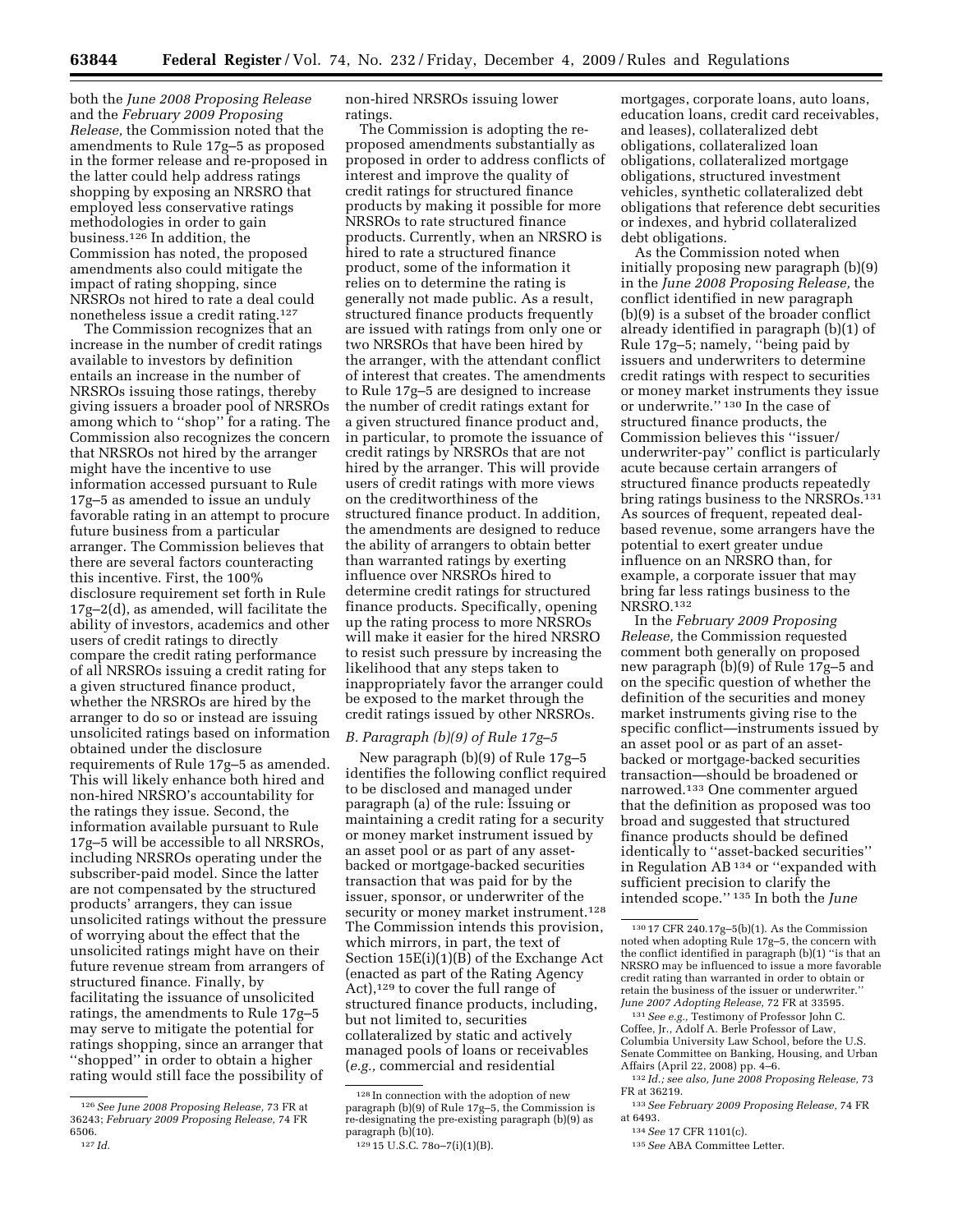both the *June 2008 Proposing Release* and the *February 2009 Proposing Release,* the Commission noted that the amendments to Rule 17g–5 as proposed in the former release and re-proposed in the latter could help address ratings shopping by exposing an NRSRO that employed less conservative ratings methodologies in order to gain business.[126] In addition, the Commission has noted, the proposed amendments also could mitigate the impact of rating shopping, since NRSROs not hired to rate a deal could nonetheless issue a credit rating.[127]

The Commission recognizes that an increase in the number of credit ratings available to investors by definition entails an increase in the number of NRSROs issuing those ratings, thereby giving issuers a broader pool of NRSROs among which to ''shop'' for a rating. The Commission also recognizes the concern that NRSROs not hired by the arranger might have the incentive to use information accessed pursuant to Rule 17g–5 as amended to issue an unduly favorable rating in an attempt to procure future business from a particular arranger. The Commission believes that there are several factors counteracting this incentive. First, the 100% disclosure requirement set forth in Rule 17g–2(d), as amended, will facilitate the ability of investors, academics and other users of credit ratings to directly compare the credit rating performance of all NRSROs issuing a credit rating for a given structured finance product, whether the NRSROs are hired by the arranger to do so or instead are issuing unsolicited ratings based on information obtained under the disclosure requirements of Rule 17g–5 as amended. This will likely enhance both hired and non-hired NRSRO's accountability for the ratings they issue. Second, the information available pursuant to Rule 17g–5 will be accessible to all NRSROs, including NRSROs operating under the subscriber-paid model. Since the latter are not compensated by the structured products' arrangers, they can issue unsolicited ratings without the pressure of worrying about the effect that the unsolicited ratings might have on their future revenue stream from arrangers of structured finance. Finally, by facilitating the issuance of unsolicited ratings, the amendments to Rule 17g–5 may serve to mitigate the potential for ratings shopping, since an arranger that ''shopped'' in order to obtain a higher rating would still face the possibility of non-hired NRSROs issuing lower ratings.

The Commission is adopting the re-proposed amendments substantially as proposed in order to address conflicts of interest and improve the quality of credit ratings for structured finance products by making it possible for more NRSROs to rate structured finance products. Currently, when an NRSRO is hired to rate a structured finance product, some of the information it relies on to determine the rating is generally not made public. As a result, structured finance products frequently are issued with ratings from only one or two NRSROs that have been hired by the arranger, with the attendant conflict of interest that creates. The amendments to Rule 17g–5 are designed to increase the number of credit ratings extant for a given structured finance product and, in particular, to promote the issuance of credit ratings by NRSROs that are not hired by the arranger. This will provide users of credit ratings with more views on the creditworthiness of the structured finance product. In addition, the amendments are designed to reduce the ability of arrangers to obtain better than warranted ratings by exerting influence over NRSROs hired to determine credit ratings for structured finance products. Specifically, opening up the rating process to more NRSROs will make it easier for the hired NRSRO to resist such pressure by increasing the likelihood that any steps taken to inappropriately favor the arranger could be exposed to the market through the credit ratings issued by other NRSROs.

### *B. Paragraph (b)(9) of Rule 17g–5*

New paragraph (b)(9) of Rule 17g–5 identifies the following conflict required to be disclosed and managed under paragraph (a) of the rule: Issuing or maintaining a credit rating for a security or money market instrument issued by an asset pool or as part of any asset-backed or mortgage-backed securities transaction that was paid for by the issuer, sponsor, or underwriter of the security or money market instrument.[128] The Commission intends this provision, which mirrors, in part, the text of Section 15E(i)(1)(B) of the Exchange Act (enacted as part of the Rating Agency Act),[129] to cover the full range of structured finance products, including, but not limited to, securities collateralized by static and actively managed pools of loans or receivables (*e.g.,* commercial and residential mortgages, corporate loans, auto loans, education loans, credit card receivables, and leases), collateralized debt obligations, collateralized loan obligations, collateralized mortgage obligations, structured investment vehicles, synthetic collateralized debt obligations that reference debt securities or indexes, and hybrid collateralized debt obligations.

As the Commission noted when initially proposing new paragraph (b)(9) in the *June 2008 Proposing Release,* the conflict identified in new paragraph (b)(9) is a subset of the broader conflict already identified in paragraph (b)(1) of Rule 17g–5; namely, ''being paid by issuers and underwriters to determine credit ratings with respect to securities or money market instruments they issue or underwrite.'' [130] In the case of structured finance products, the Commission believes this ''issuer/underwriter-pay'' conflict is particularly acute because certain arrangers of structured finance products repeatedly bring ratings business to the NRSROs.[131] As sources of frequent, repeated deal-based revenue, some arrangers have the potential to exert greater undue influence on an NRSRO than, for example, a corporate issuer that may bring far less ratings business to the NRSRO.[132]

In the *February 2009 Proposing Release,* the Commission requested comment both generally on proposed new paragraph (b)(9) of Rule 17g–5 and on the specific question of whether the definition of the securities and money market instruments giving rise to the specific conflict—instruments issued by an asset pool or as part of an asset-backed or mortgage-backed securities transaction—should be broadened or narrowed.[133] One commenter argued that the definition as proposed was too broad and suggested that structured finance products should be defined identically to ''asset-backed securities'' in Regulation AB [134] or ''expanded with sufficient precision to clarify the intended scope.'' [135] In both the *June*

---

[126] *See June 2008 Proposing Release,* 73 FR at 36243; *February 2009 Proposing Release,* 74 FR 6506.

[127] *Id.*

[128] In connection with the adoption of new paragraph (b)(9) of Rule 17g–5, the Commission is re-designating the pre-existing paragraph (b)(9) as paragraph (b)(10).

[129] 15 U.S.C. 78o–7(i)(1)(B).

[130] 17 CFR 240.17g–5(b)(1). As the Commission noted when adopting Rule 17g–5, the concern with the conflict identified in paragraph (b)(1) ''is that an NRSRO may be influenced to issue a more favorable credit rating than warranted in order to obtain or retain the business of the issuer or underwriter.'' *June 2007 Adopting Release,* 72 FR at 33595.

[131] *See e.g.,* Testimony of Professor John C. Coffee, Jr., Adolf A. Berle Professor of Law, Columbia University Law School, before the U.S. Senate Committee on Banking, Housing, and Urban Affairs (April 22, 2008) pp. 4–6.

[132] *Id.; see also, June 2008 Proposing Release,* 73 FR at 36219.

[133] *See February 2009 Proposing Release,* 74 FR at 6493.

[134] *See* 17 CFR 1101(c).

[135] *See* ABA Committee Letter.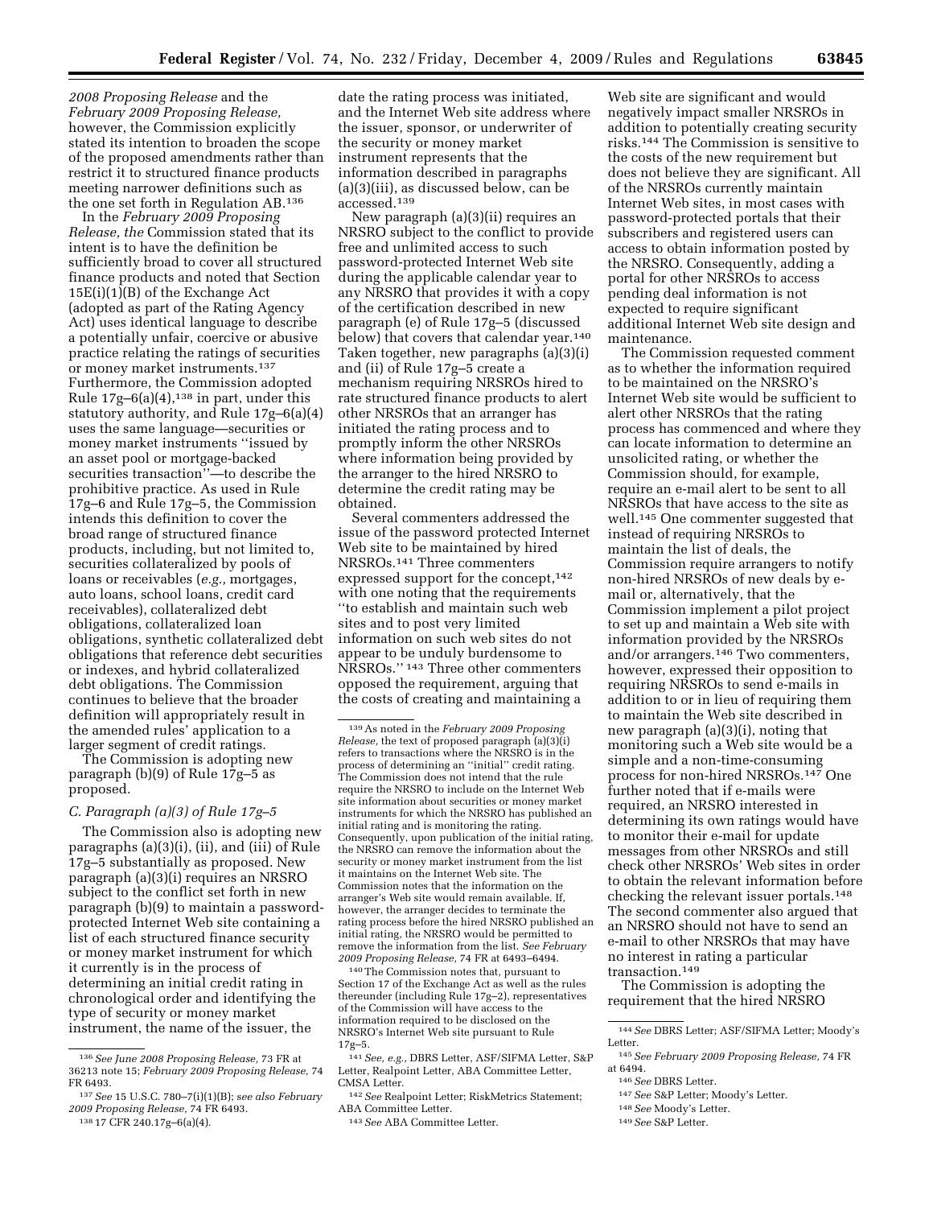*2008 Proposing Release* and the *February 2009 Proposing Release,* however, the Commission explicitly stated its intention to broaden the scope of the proposed amendments rather than restrict it to structured finance products meeting narrower definitions such as the one set forth in Regulation AB.[136]

In the *February 2009 Proposing Release, the* Commission stated that its intent is to have the definition be sufficiently broad to cover all structured finance products and noted that Section 15E(i)(1)(B) of the Exchange Act (adopted as part of the Rating Agency Act) uses identical language to describe a potentially unfair, coercive or abusive practice relating the ratings of securities or money market instruments.[137] Furthermore, the Commission adopted Rule 17g–6(a)(4),[138] in part, under this statutory authority, and Rule 17g–6(a)(4) uses the same language—securities or money market instruments ''issued by an asset pool or mortgage-backed securities transaction''—to describe the prohibitive practice. As used in Rule 17g–6 and Rule 17g–5, the Commission intends this definition to cover the broad range of structured finance products, including, but not limited to, securities collateralized by pools of loans or receivables (*e.g.,* mortgages, auto loans, school loans, credit card receivables), collateralized debt obligations, collateralized loan obligations, synthetic collateralized debt obligations that reference debt securities or indexes, and hybrid collateralized debt obligations. The Commission continues to believe that the broader definition will appropriately result in the amended rules' application to a larger segment of credit ratings.

The Commission is adopting new paragraph (b)(9) of Rule 17g–5 as proposed.

### *C. Paragraph (a)(3) of Rule 17g–5*

The Commission also is adopting new paragraphs (a)(3)(i), (ii), and (iii) of Rule 17g–5 substantially as proposed. New paragraph (a)(3)(i) requires an NRSRO subject to the conflict set forth in new paragraph (b)(9) to maintain a password-protected Internet Web site containing a list of each structured finance security or money market instrument for which it currently is in the process of determining an initial credit rating in chronological order and identifying the type of security or money market instrument, the name of the issuer, the date the rating process was initiated, and the Internet Web site address where the issuer, sponsor, or underwriter of the security or money market instrument represents that the information described in paragraphs (a)(3)(iii), as discussed below, can be accessed.[139]

New paragraph (a)(3)(ii) requires an NRSRO subject to the conflict to provide free and unlimited access to such password-protected Internet Web site during the applicable calendar year to any NRSRO that provides it with a copy of the certification described in new paragraph (e) of Rule 17g–5 (discussed below) that covers that calendar year.[140] Taken together, new paragraphs (a)(3)(i) and (ii) of Rule 17g–5 create a mechanism requiring NRSROs hired to rate structured finance products to alert other NRSROs that an arranger has initiated the rating process and to promptly inform the other NRSROs where information being provided by the arranger to the hired NRSRO to determine the credit rating may be obtained.

Several commenters addressed the issue of the password protected Internet Web site to be maintained by hired NRSROs.[141] Three commenters expressed support for the concept,[142] with one noting that the requirements ''to establish and maintain such web sites and to post very limited information on such web sites do not appear to be unduly burdensome to NRSROs.'' [143] Three other commenters opposed the requirement, arguing that the costs of creating and maintaining a Web site are significant and would negatively impact smaller NRSROs in addition to potentially creating security risks.[144] The Commission is sensitive to the costs of the new requirement but does not believe they are significant. All of the NRSROs currently maintain Internet Web sites, in most cases with password-protected portals that their subscribers and registered users can access to obtain information posted by the NRSRO. Consequently, adding a portal for other NRSROs to access pending deal information is not expected to require significant additional Internet Web site design and maintenance.

The Commission requested comment as to whether the information required to be maintained on the NRSRO's Internet Web site would be sufficient to alert other NRSROs that the rating process has commenced and where they can locate information to determine an unsolicited rating, or whether the Commission should, for example, require an e-mail alert to be sent to all NRSROs that have access to the site as well.[145] One commenter suggested that instead of requiring NRSROs to maintain the list of deals, the Commission require arrangers to notify non-hired NRSROs of new deals by e-mail or, alternatively, that the Commission implement a pilot project to set up and maintain a Web site with information provided by the NRSROs and/or arrangers.[146] Two commenters, however, expressed their opposition to requiring NRSROs to send e-mails in addition to or in lieu of requiring them to maintain the Web site described in new paragraph (a)(3)(i), noting that monitoring such a Web site would be a simple and a non-time-consuming process for non-hired NRSROs.[147] One further noted that if e-mails were required, an NRSRO interested in determining its own ratings would have to monitor their e-mail for update messages from other NRSROs and still check other NRSROs' Web sites in order to obtain the relevant information before checking the relevant issuer portals.[148] The second commenter also argued that an NRSRO should not have to send an e-mail to other NRSROs that may have no interest in rating a particular transaction.[149]

The Commission is adopting the requirement that the hired NRSRO

---

[136] *See June 2008 Proposing Release,* 73 FR at 36213 note 15; *February 2009 Proposing Release,* 74 FR 6493.

[137] *See* 15 U.S.C. 78o–7(i)(1)(B); *see also February 2009 Proposing Release,* 74 FR 6493.

[138] 17 CFR 240.17g–6(a)(4).

[139] As noted in the *February 2009 Proposing Release,* the text of proposed paragraph (a)(3)(i) refers to transactions where the NRSRO is in the process of determining an ''initial'' credit rating. The Commission does not intend that the rule require the NRSRO to include on the Internet Web site information about securities or money market instruments for which the NRSRO has published an initial rating and is monitoring the rating. Consequently, upon publication of the initial rating, the NRSRO can remove the information about the security or money market instrument from the list it maintains on the Internet Web site. The Commission notes that the information on the arranger's Web site would remain available. If, however, the arranger decides to terminate the rating process before the hired NRSRO published an initial rating, the NRSRO would be permitted to remove the information from the list. *See February 2009 Proposing Release,* 74 FR at 6493–6494.

[140] The Commission notes that, pursuant to Section 17 of the Exchange Act as well as the rules thereunder (including Rule 17g–2), representatives of the Commission will have access to the information required to be disclosed on the NRSRO's Internet Web site pursuant to Rule 17g–5.

[141] *See, e.g.,* DBRS Letter, ASF/SIFMA Letter, S&P Letter, Realpoint Letter, ABA Committee Letter, CMSA Letter.

[142] *See* Realpoint Letter; RiskMetrics Statement; ABA Committee Letter.

[143] *See* ABA Committee Letter.

[144] *See* DBRS Letter; ASF/SIFMA Letter; Moody's Letter.

[145] *See February 2009 Proposing Release,* 74 FR at 6494.

[146] *See* DBRS Letter.

[147] *See* S&P Letter; Moody's Letter.

[148] *See* Moody's Letter.

[149] *See* S&P Letter.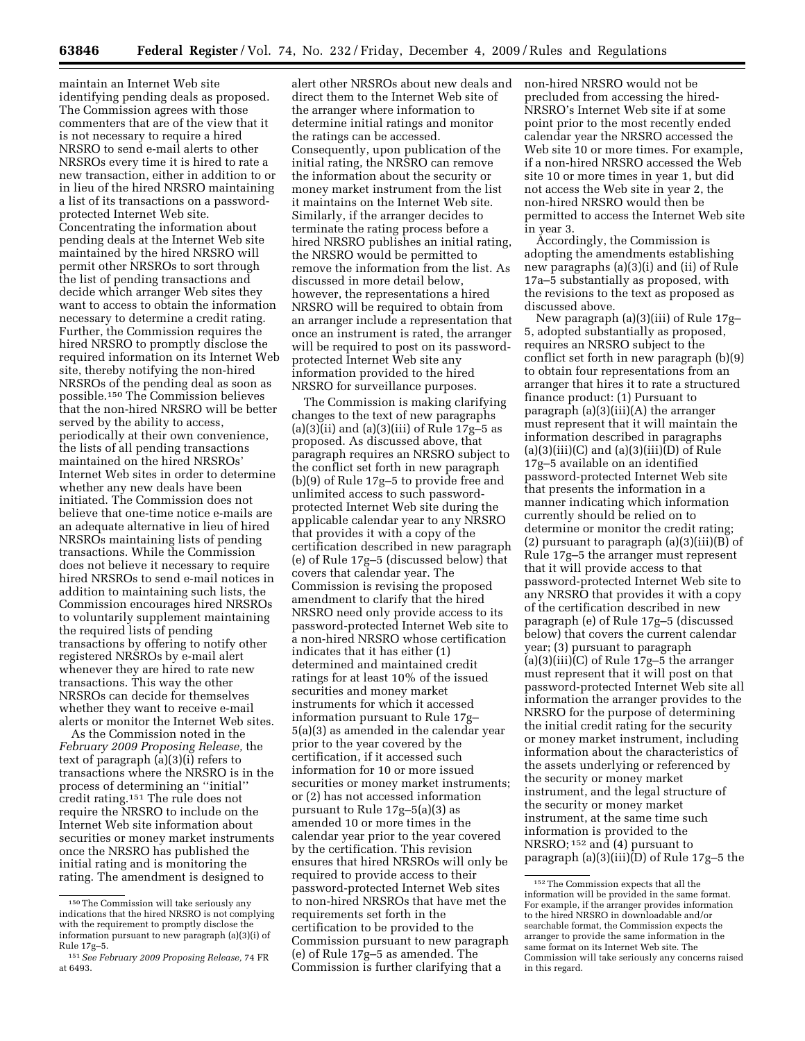maintain an Internet Web site identifying pending deals as proposed. The Commission agrees with those commenters that are of the view that it is not necessary to require a hired NRSRO to send e-mail alerts to other NRSROs every time it is hired to rate a new transaction, either in addition to or in lieu of the hired NRSRO maintaining a list of its transactions on a password-protected Internet Web site. Concentrating the information about pending deals at the Internet Web site maintained by the hired NRSRO will permit other NRSROs to sort through the list of pending transactions and decide which arranger Web sites they want to access to obtain the information necessary to determine a credit rating. Further, the Commission requires the hired NRSRO to promptly disclose the required information on its Internet Web site, thereby notifying the non-hired NRSROs of the pending deal as soon as possible.[150] The Commission believes that the non-hired NRSRO will be better served by the ability to access, periodically at their own convenience, the lists of all pending transactions maintained on the hired NRSROs' Internet Web sites in order to determine whether any new deals have been initiated. The Commission does not believe that one-time notice e-mails are an adequate alternative in lieu of hired NRSROs maintaining lists of pending transactions. While the Commission does not believe it necessary to require hired NRSROs to send e-mail notices in addition to maintaining such lists, the Commission encourages hired NRSROs to voluntarily supplement maintaining the required lists of pending transactions by offering to notify other registered NRSROs by e-mail alert whenever they are hired to rate new transactions. This way the other NRSROs can decide for themselves whether they want to receive e-mail alerts or monitor the Internet Web sites.

As the Commission noted in the *February 2009 Proposing Release,* the text of paragraph (a)(3)(i) refers to transactions where the NRSRO is in the process of determining an ''initial'' credit rating.[151] The rule does not require the NRSRO to include on the Internet Web site information about securities or money market instruments once the NRSRO has published the initial rating and is monitoring the rating. The amendment is designed to alert other NRSROs about new deals and direct them to the Internet Web site of the arranger where information to determine initial ratings and monitor the ratings can be accessed. Consequently, upon publication of the initial rating, the NRSRO can remove the information about the security or money market instrument from the list it maintains on the Internet Web site. Similarly, if the arranger decides to terminate the rating process before a hired NRSRO publishes an initial rating, the NRSRO would be permitted to remove the information from the list. As discussed in more detail below, however, the representations a hired NRSRO will be required to obtain from an arranger include a representation that once an instrument is rated, the arranger will be required to post on its password-protected Internet Web site any information provided to the hired NRSRO for surveillance purposes.

The Commission is making clarifying changes to the text of new paragraphs (a)(3)(ii) and (a)(3)(iii) of Rule 17g–5 as proposed. As discussed above, that paragraph requires an NRSRO subject to the conflict set forth in new paragraph (b)(9) of Rule 17g–5 to provide free and unlimited access to such password-protected Internet Web site during the applicable calendar year to any NRSRO that provides it with a copy of the certification described in new paragraph (e) of Rule 17g–5 (discussed below) that covers that calendar year. The Commission is revising the proposed amendment to clarify that the hired NRSRO need only provide access to its password-protected Internet Web site to a non-hired NRSRO whose certification indicates that it has either (1) determined and maintained credit ratings for at least 10% of the issued securities and money market instruments for which it accessed information pursuant to Rule 17g–5(a)(3) as amended in the calendar year prior to the year covered by the certification, if it accessed such information for 10 or more issued securities or money market instruments; or (2) has not accessed information pursuant to Rule 17g–5(a)(3) as amended 10 or more times in the calendar year prior to the year covered by the certification. This revision ensures that hired NRSROs will only be required to provide access to their password-protected Internet Web sites to non-hired NRSROs that have met the requirements set forth in the certification to be provided to the Commission pursuant to new paragraph (e) of Rule 17g–5 as amended. The Commission is further clarifying that a non-hired NRSRO would not be precluded from accessing the hired-NRSRO's Internet Web site if at some point prior to the most recently ended calendar year the NRSRO accessed the Web site 10 or more times. For example, if a non-hired NRSRO accessed the Web site 10 or more times in year 1, but did not access the Web site in year 2, the non-hired NRSRO would then be permitted to access the Internet Web site in year 3.

Accordingly, the Commission is adopting the amendments establishing new paragraphs (a)(3)(i) and (ii) of Rule 17a–5 substantially as proposed, with the revisions to the text as proposed as discussed above.

New paragraph (a)(3)(iii) of Rule 17g–5, adopted substantially as proposed, requires an NRSRO subject to the conflict set forth in new paragraph (b)(9) to obtain four representations from an arranger that hires it to rate a structured finance product: (1) Pursuant to paragraph (a)(3)(iii)(A) the arranger must represent that it will maintain the information described in paragraphs (a)(3)(iii)(C) and (a)(3)(iii)(D) of Rule 17g–5 available on an identified password-protected Internet Web site that presents the information in a manner indicating which information currently should be relied on to determine or monitor the credit rating; (2) pursuant to paragraph (a)(3)(iii)(B) of Rule 17g–5 the arranger must represent that it will provide access to that password-protected Internet Web site to any NRSRO that provides it with a copy of the certification described in new paragraph (e) of Rule 17g–5 (discussed below) that covers the current calendar year; (3) pursuant to paragraph (a)(3)(iii)(C) of Rule 17g–5 the arranger must represent that it will post on that password-protected Internet Web site all information the arranger provides to the NRSRO for the purpose of determining the initial credit rating for the security or money market instrument, including information about the characteristics of the assets underlying or referenced by the security or money market instrument, and the legal structure of the security or money market instrument, at the same time such information is provided to the NRSRO;[152] and (4) pursuant to paragraph (a)(3)(iii)(D) of Rule 17g–5 the

---

[150] The Commission will take seriously any indications that the hired NRSRO is not complying with the requirement to promptly disclose the information pursuant to new paragraph (a)(3)(i) of Rule 17g–5.

[151] *See February 2009 Proposing Release,* 74 FR at 6493.

[152] The Commission expects that all the information will be provided in the same format. For example, if the arranger provides information to the hired NRSRO in downloadable and/or searchable format, the Commission expects the arranger to provide the same information in the same format on its Internet Web site. The Commission will take seriously any concerns raised in this regard.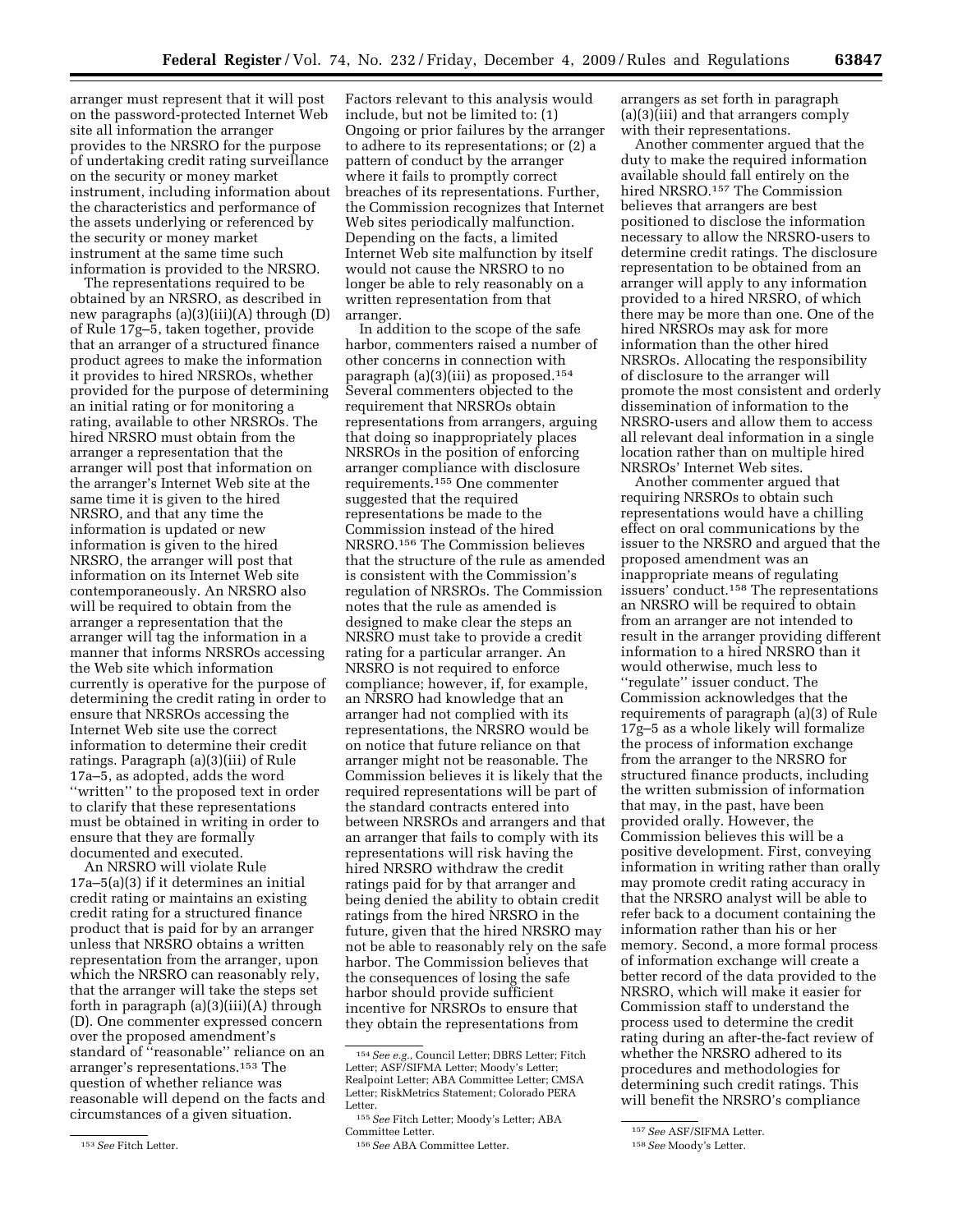arranger must represent that it will post on the password-protected Internet Web site all information the arranger provides to the NRSRO for the purpose of undertaking credit rating surveillance on the security or money market instrument, including information about the characteristics and performance of the assets underlying or referenced by the security or money market instrument at the same time such information is provided to the NRSRO.

The representations required to be obtained by an NRSRO, as described in new paragraphs (a)(3)(iii)(A) through (D) of Rule 17g–5, taken together, provide that an arranger of a structured finance product agrees to make the information it provides to hired NRSROs, whether provided for the purpose of determining an initial rating or for monitoring a rating, available to other NRSROs. The hired NRSRO must obtain from the arranger a representation that the arranger will post that information on the arranger's Internet Web site at the same time it is given to the hired NRSRO, and that any time the information is updated or new information is given to the hired NRSRO, the arranger will post that information on its Internet Web site contemporaneously. An NRSRO also will be required to obtain from the arranger a representation that the arranger will tag the information in a manner that informs NRSROs accessing the Web site which information currently is operative for the purpose of determining the credit rating in order to ensure that NRSROs accessing the Internet Web site use the correct information to determine their credit ratings. Paragraph (a)(3)(iii) of Rule 17a–5, as adopted, adds the word ''written'' to the proposed text in order to clarify that these representations must be obtained in writing in order to ensure that they are formally documented and executed.

An NRSRO will violate Rule 17a–5(a)(3) if it determines an initial credit rating or maintains an existing credit rating for a structured finance product that is paid for by an arranger unless that NRSRO obtains a written representation from the arranger, upon which the NRSRO can reasonably rely, that the arranger will take the steps set forth in paragraph (a)(3)(iii)(A) through (D). One commenter expressed concern over the proposed amendment's standard of ''reasonable'' reliance on an arranger's representations.[153] The question of whether reliance was reasonable will depend on the facts and circumstances of a given situation. Factors relevant to this analysis would include, but not be limited to: (1) Ongoing or prior failures by the arranger to adhere to its representations; or (2) a pattern of conduct by the arranger where it fails to promptly correct breaches of its representations. Further, the Commission recognizes that Internet Web sites periodically malfunction. Depending on the facts, a limited Internet Web site malfunction by itself would not cause the NRSRO to no longer be able to rely reasonably on a written representation from that arranger.

In addition to the scope of the safe harbor, commenters raised a number of other concerns in connection with paragraph (a)(3)(iii) as proposed.[154] Several commenters objected to the requirement that NRSROs obtain representations from arrangers, arguing that doing so inappropriately places NRSROs in the position of enforcing arranger compliance with disclosure requirements.[155] One commenter suggested that the required representations be made to the Commission instead of the hired NRSRO.[156] The Commission believes that the structure of the rule as amended is consistent with the Commission's regulation of NRSROs. The Commission notes that the rule as amended is designed to make clear the steps an NRSRO must take to provide a credit rating for a particular arranger. An NRSRO is not required to enforce compliance; however, if, for example, an NRSRO had knowledge that an arranger had not complied with its representations, the NRSRO would be on notice that future reliance on that arranger might not be reasonable. The Commission believes it is likely that the required representations will be part of the standard contracts entered into between NRSROs and arrangers and that an arranger that fails to comply with its representations will risk having the hired NRSRO withdraw the credit ratings paid for by that arranger and being denied the ability to obtain credit ratings from the hired NRSRO in the future, given that the hired NRSRO may not be able to reasonably rely on the safe harbor. The Commission believes that the consequences of losing the safe harbor should provide sufficient incentive for NRSROs to ensure that they obtain the representations from arrangers as set forth in paragraph (a)(3)(iii) and that arrangers comply with their representations.

Another commenter argued that the duty to make the required information available should fall entirely on the hired NRSRO.[157] The Commission believes that arrangers are best positioned to disclose the information necessary to allow the NRSRO-users to determine credit ratings. The disclosure representation to be obtained from an arranger will apply to any information provided to a hired NRSRO, of which there may be more than one. One of the hired NRSROs may ask for more information than the other hired NRSROs. Allocating the responsibility of disclosure to the arranger will promote the most consistent and orderly dissemination of information to the NRSRO-users and allow them to access all relevant deal information in a single location rather than on multiple hired NRSROs' Internet Web sites.

Another commenter argued that requiring NRSROs to obtain such representations would have a chilling effect on oral communications by the issuer to the NRSRO and argued that the proposed amendment was an inappropriate means of regulating issuers' conduct.[158] The representations an NRSRO will be required to obtain from an arranger are not intended to result in the arranger providing different information to a hired NRSRO than it would otherwise, much less to ''regulate'' issuer conduct. The Commission acknowledges that the requirements of paragraph (a)(3) of Rule 17g–5 as a whole likely will formalize the process of information exchange from the arranger to the NRSRO for structured finance products, including the written submission of information that may, in the past, have been provided orally. However, the Commission believes this will be a positive development. First, conveying information in writing rather than orally may promote credit rating accuracy in that the NRSRO analyst will be able to refer back to a document containing the information rather than his or her memory. Second, a more formal process of information exchange will create a better record of the data provided to the NRSRO, which will make it easier for Commission staff to understand the process used to determine the credit rating during an after-the-fact review of whether the NRSRO adhered to its procedures and methodologies for determining such credit ratings. This will benefit the NRSRO's compliance

---

[153] *See* Fitch Letter.

[154] *See e.g.*, Council Letter; DBRS Letter; Fitch Letter; ASF/SIFMA Letter; Moody's Letter; Realpoint Letter; ABA Committee Letter; CMSA Letter; RiskMetrics Statement; Colorado PERA Letter.

[155] *See* Fitch Letter; Moody's Letter; ABA Committee Letter.

[156] *See* ABA Committee Letter.

[157] *See* ASF/SIFMA Letter.

[158] *See* Moody's Letter.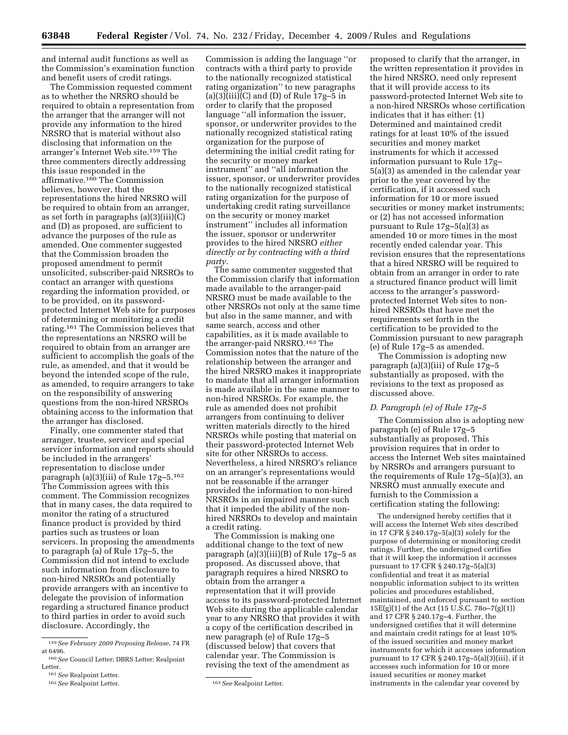and internal audit functions as well as the Commission's examination function and benefit users of credit ratings.

The Commission requested comment as to whether the NRSRO should be required to obtain a representation from the arranger that the arranger will not provide any information to the hired NRSRO that is material without also disclosing that information on the arranger's Internet Web site.[159] The three commenters directly addressing this issue responded in the affirmative.[160] The Commission believes, however, that the representations the hired NRSRO will be required to obtain from an arranger, as set forth in paragraphs (a)(3)(iii)(C) and (D) as proposed, are sufficient to advance the purposes of the rule as amended. One commenter suggested that the Commission broaden the proposed amendment to permit unsolicited, subscriber-paid NRSROs to contact an arranger with questions regarding the information provided, or to be provided, on its password-protected Internet Web site for purposes of determining or monitoring a credit rating.[161] The Commission believes that the representations an NRSRO will be required to obtain from an arranger are sufficient to accomplish the goals of the rule, as amended, and that it would be beyond the intended scope of the rule, as amended, to require arrangers to take on the responsibility of answering questions from the non-hired NRSROs obtaining access to the information that the arranger has disclosed.

Finally, one commenter stated that arranger, trustee, servicer and special servicer information and reports should be included in the arrangers' representation to disclose under paragraph (a)(3)(iii) of Rule 17g–5.[162] The Commission agrees with this comment. The Commission recognizes that in many cases, the data required to monitor the rating of a structured finance product is provided by third parties such as trustees or loan servicers. In proposing the amendments to paragraph (a) of Rule 17g–5, the Commission did not intend to exclude such information from disclosure to non-hired NRSROs and potentially provide arrangers with an incentive to delegate the provision of information regarding a structured finance product to third parties in order to avoid such disclosure. Accordingly, the Commission is adding the language ''or contracts with a third party to provide to the nationally recognized statistical rating organization'' to new paragraphs (a)(3)(iii)(C) and (D) of Rule 17g–5 in order to clarify that the proposed language ''all information the issuer, sponsor, or underwriter provides to the nationally recognized statistical rating organization for the purpose of determining the initial credit rating for the security or money market instrument'' and ''all information the issuer, sponsor, or underwriter provides to the nationally recognized statistical rating organization for the purpose of undertaking credit rating surveillance on the security or money market instrument'' includes all information the issuer, sponsor or underwriter provides to the hired NRSRO *either directly or by contracting with a third party.*

The same commenter suggested that the Commission clarify that information made available to the arranger-paid NRSRO must be made available to the other NRSROs not only at the same time but also in the same manner, and with same search, access and other capabilities, as it is made available to the arranger-paid NRSRO.[163] The Commission notes that the nature of the relationship between the arranger and the hired NRSRO makes it inappropriate to mandate that all arranger information is made available in the same manner to non-hired NRSROs. For example, the rule as amended does not prohibit arrangers from continuing to deliver written materials directly to the hired NRSROs while posting that material on their password-protected Internet Web site for other NRSROs to access. Nevertheless, a hired NRSRO's reliance on an arranger's representations would not be reasonable if the arranger provided the information to non-hired NRSROs in an impaired manner such that it impeded the ability of the non-hired NRSROs to develop and maintain a credit rating.

The Commission is making one additional change to the text of new paragraph (a)(3)(iii)(B) of Rule 17g–5 as proposed. As discussed above, that paragraph requires a hired NRSRO to obtain from the arranger a representation that it will provide access to its password-protected Internet Web site during the applicable calendar year to any NRSRO that provides it with a copy of the certification described in new paragraph (e) of Rule 17g–5 (discussed below) that covers that calendar year. The Commission is revising the text of the amendment as proposed to clarify that the arranger, in the written representation it provides in the hired NRSRO, need only represent that it will provide access to its password-protected Internet Web site to a non-hired NRSROs whose certification indicates that it has either: (1) Determined and maintained credit ratings for at least 10% of the issued securities and money market instruments for which it accessed information pursuant to Rule 17g–5(a)(3) as amended in the calendar year prior to the year covered by the certification, if it accessed such information for 10 or more issued securities or money market instruments; or (2) has not accessed information pursuant to Rule 17g–5(a)(3) as amended 10 or more times in the most recently ended calendar year. This revision ensures that the representations that a hired NRSRO will be required to obtain from an arranger in order to rate a structured finance product will limit access to the arranger's password-protected Internet Web sites to non-hired NRSROs that have met the requirements set forth in the certification to be provided to the Commission pursuant to new paragraph (e) of Rule 17g–5 as amended.

The Commission is adopting new paragraph (a)(3)(iii) of Rule 17g–5 substantially as proposed, with the revisions to the text as proposed as discussed above.

### D. Paragraph (e) of Rule 17g–5

The Commission also is adopting new paragraph (e) of Rule 17g–5 substantially as proposed. This provision requires that in order to access the Internet Web sites maintained by NRSROs and arrangers pursuant to the requirements of Rule 17g–5(a)(3), an NRSRO must annually execute and furnish to the Commission a certification stating the following:

The undersigned hereby certifies that it will access the Internet Web sites described in 17 CFR § 240.17g–5(a)(3) solely for the purpose of determining or monitoring credit ratings. Further, the undersigned certifies that it will keep the information it accesses pursuant to 17 CFR § 240.17g–5(a)(3) confidential and treat it as material nonpublic information subject to its written policies and procedures established, maintained, and enforced pursuant to section 15E(g)(1) of the Act (15 U.S.C. 78o–7(g)(1)) and 17 CFR § 240.17g–4. Further, the undersigned certifies that it will determine and maintain credit ratings for at least 10% of the issued securities and money market instruments for which it accesses information pursuant to 17 CFR § 240.17g–5(a)(3)(iii), if it accesses such information for 10 or more issued securities or money market instruments in the calendar year covered by

[159] *See February 2009 Proposing Release*, 74 FR at 6496.

[160] *See* Council Letter; DBRS Letter; Realpoint Letter.

[161] *See* Realpoint Letter.

[162] *See* Realpoint Letter.

[163] *See* Realpoint Letter.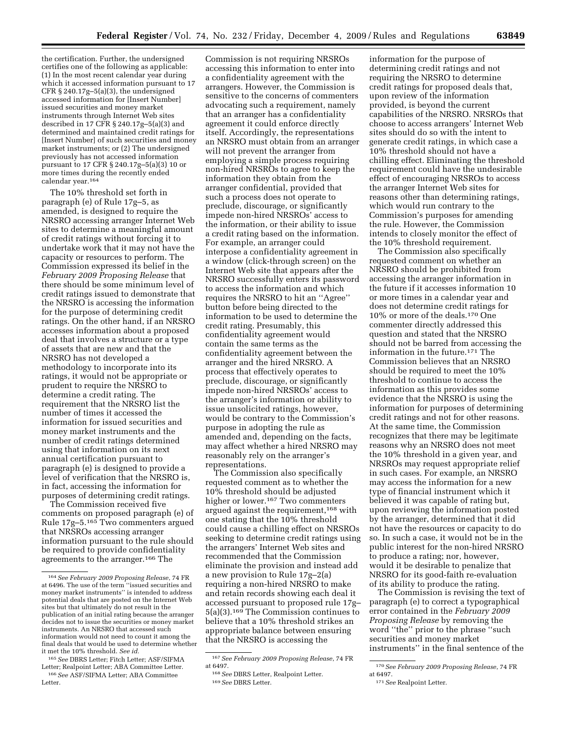the certification. Further, the undersigned certifies one of the following as applicable: (1) In the most recent calendar year during which it accessed information pursuant to 17 CFR § 240.17g–5(a)(3), the undersigned accessed information for [Insert Number] issued securities and money market instruments through Internet Web sites described in 17 CFR § 240.17g–5(a)(3) and determined and maintained credit ratings for [Insert Number] of such securities and money market instruments; or (2) The undersigned previously has not accessed information pursuant to 17 CFR § 240.17g–5(a)(3) 10 or more times during the recently ended calendar year.[164]

The 10% threshold set forth in paragraph (e) of Rule 17g–5, as amended, is designed to require the NRSRO accessing arranger Internet Web sites to determine a meaningful amount of credit ratings without forcing it to undertake work that it may not have the capacity or resources to perform. The Commission expressed its belief in the *February 2009 Proposing Release* that there should be some minimum level of credit ratings issued to demonstrate that the NRSRO is accessing the information for the purpose of determining credit ratings. On the other hand, if an NRSRO accesses information about a proposed deal that involves a structure or a type of assets that are new and that the NRSRO has not developed a methodology to incorporate into its ratings, it would not be appropriate or prudent to require the NRSRO to determine a credit rating. The requirement that the NRSRO list the number of times it accessed the information for issued securities and money market instruments and the number of credit ratings determined using that information on its next annual certification pursuant to paragraph (e) is designed to provide a level of verification that the NRSRO is, in fact, accessing the information for purposes of determining credit ratings.

The Commission received five comments on proposed paragraph (e) of Rule 17g–5.[165] Two commenters argued that NRSROs accessing arranger information pursuant to the rule should be required to provide confidentiality agreements to the arranger.[166] The Commission is not requiring NRSROs accessing this information to enter into a confidentiality agreement with the arrangers. However, the Commission is sensitive to the concerns of commenters advocating such a requirement, namely that an arranger has a confidentiality agreement it could enforce directly itself. Accordingly, the representations an NRSRO must obtain from an arranger will not prevent the arranger from employing a simple process requiring non-hired NRSROs to agree to keep the information they obtain from the arranger confidential, provided that such a process does not operate to preclude, discourage, or significantly impede non-hired NRSROs' access to the information, or their ability to issue a credit rating based on the information. For example, an arranger could interpose a confidentiality agreement in a window (click-through screen) on the Internet Web site that appears after the NRSRO successfully enters its password to access the information and which requires the NRSRO to hit an ''Agree'' button before being directed to the information to be used to determine the credit rating. Presumably, this confidentiality agreement would contain the same terms as the confidentiality agreement between the arranger and the hired NRSRO. A process that effectively operates to preclude, discourage, or significantly impede non-hired NRSROs' access to the arranger's information or ability to issue unsolicited ratings, however, would be contrary to the Commission's purpose in adopting the rule as amended and, depending on the facts, may affect whether a hired NRSRO may reasonably rely on the arranger's representations.

The Commission also specifically requested comment as to whether the 10% threshold should be adjusted higher or lower.[167] Two commenters argued against the requirement,[168] with one stating that the 10% threshold could cause a chilling effect on NRSROs seeking to determine credit ratings using the arrangers' Internet Web sites and recommended that the Commission eliminate the provision and instead add a new provision to Rule 17g–2(a) requiring a non-hired NRSRO to make and retain records showing each deal it accessed pursuant to proposed rule 17g–5(a)(3).[169] The Commission continues to believe that a 10% threshold strikes an appropriate balance between ensuring that the NRSRO is accessing the information for the purpose of determining credit ratings and not requiring the NRSRO to determine credit ratings for proposed deals that, upon review of the information provided, is beyond the current capabilities of the NRSRO. NRSROs that choose to access arrangers' Internet Web sites should do so with the intent to generate credit ratings, in which case a 10% threshold should not have a chilling effect. Eliminating the threshold requirement could have the undesirable effect of encouraging NRSROs to access the arranger Internet Web sites for reasons other than determining ratings, which would run contrary to the Commission's purposes for amending the rule. However, the Commission intends to closely monitor the effect of the 10% threshold requirement.

The Commission also specifically requested comment on whether an NRSRO should be prohibited from accessing the arranger information in the future if it accesses information 10 or more times in a calendar year and does not determine credit ratings for 10% or more of the deals.[170] One commenter directly addressed this question and stated that the NRSRO should not be barred from accessing the information in the future.[171] The Commission believes that an NRSRO should be required to meet the 10% threshold to continue to access the information as this provides some evidence that the NRSRO is using the information for purposes of determining credit ratings and not for other reasons. At the same time, the Commission recognizes that there may be legitimate reasons why an NRSRO does not meet the 10% threshold in a given year, and NRSROs may request appropriate relief in such cases. For example, an NRSRO may access the information for a new type of financial instrument which it believed it was capable of rating but, upon reviewing the information posted by the arranger, determined that it did not have the resources or capacity to do so. In such a case, it would not be in the public interest for the non-hired NRSRO to produce a rating; nor, however, would it be desirable to penalize that NRSRO for its good-faith re-evaluation of its ability to produce the rating.

The Commission is revising the text of paragraph (e) to correct a typographical error contained in the *February 2009 Proposing Release* by removing the word ''the'' prior to the phrase ''such securities and money market instruments'' in the final sentence of the

---

[164] *See February 2009 Proposing Release*, 74 FR at 6496. The use of the term ''issued securities and money market instruments'' is intended to address potential deals that are posted on the Internet Web sites but that ultimately do not result in the publication of an initial rating because the arranger decides not to issue the securities or money market instruments. An NRSRO that accessed such information would not need to count it among the final deals that would be used to determine whether it met the 10% threshold. *See id.*

[165] *See* DBRS Letter; Fitch Letter; ASF/SIFMA Letter; Realpoint Letter; ABA Committee Letter.

[166] *See* ASF/SIFMA Letter; ABA Committee Letter.

[167] *See February 2009 Proposing Release*, 74 FR at 6497.

[168] *See* DBRS Letter, Realpoint Letter.

[169] *See* DBRS Letter.

[170] *See February 2009 Proposing Release*, 74 FR at 6497.

[171] *See* Realpoint Letter.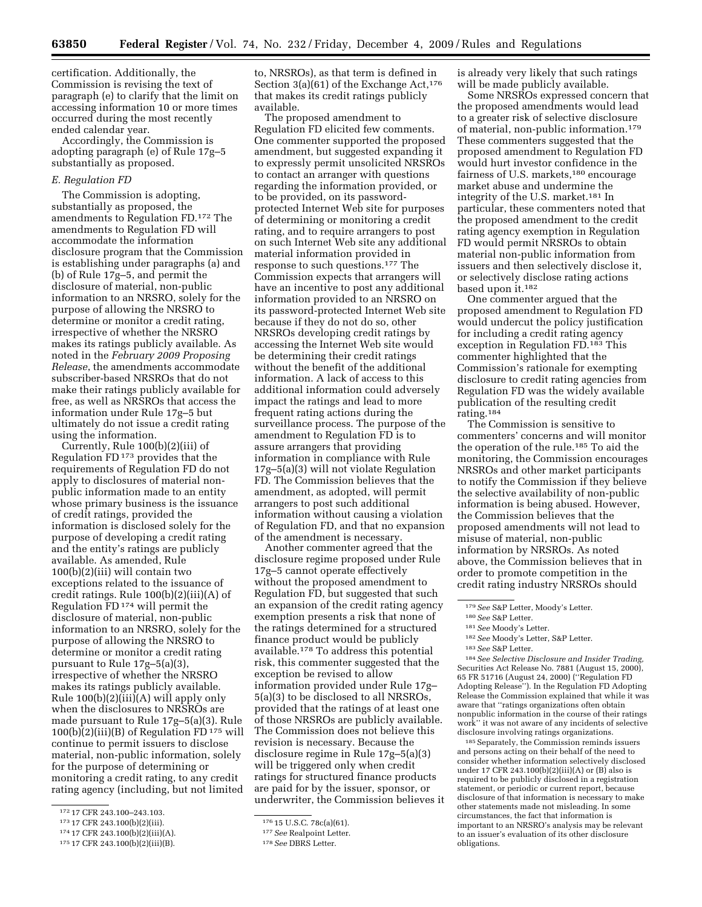certification. Additionally, the Commission is revising the text of paragraph (e) to clarify that the limit on accessing information 10 or more times occurred during the most recently ended calendar year.

Accordingly, the Commission is adopting paragraph (e) of Rule 17g–5 substantially as proposed.

*E. Regulation FD*

The Commission is adopting, substantially as proposed, the amendments to Regulation FD.[172] The amendments to Regulation FD will accommodate the information disclosure program that the Commission is establishing under paragraphs (a) and (b) of Rule 17g–5, and permit the disclosure of material, non-public information to an NRSRO, solely for the purpose of allowing the NRSRO to determine or monitor a credit rating, irrespective of whether the NRSRO makes its ratings publicly available. As noted in the *February 2009 Proposing Release*, the amendments accommodate subscriber-based NRSROs that do not make their ratings publicly available for free, as well as NRSROs that access the information under Rule 17g–5 but ultimately do not issue a credit rating using the information.

Currently, Rule 100(b)(2)(iii) of Regulation FD[173] provides that the requirements of Regulation FD do not apply to disclosures of material non-public information made to an entity whose primary business is the issuance of credit ratings, provided the information is disclosed solely for the purpose of developing a credit rating and the entity's ratings are publicly available. As amended, Rule 100(b)(2)(iii) will contain two exceptions related to the issuance of credit ratings. Rule 100(b)(2)(iii)(A) of Regulation FD[174] will permit the disclosure of material, non-public information to an NRSRO, solely for the purpose of allowing the NRSRO to determine or monitor a credit rating pursuant to Rule 17g–5(a)(3), irrespective of whether the NRSRO makes its ratings publicly available. Rule 100(b)(2)(iii)(A) will apply only when the disclosures to NRSROs are made pursuant to Rule 17g–5(a)(3). Rule 100(b)(2)(iii)(B) of Regulation FD[175] will continue to permit issuers to disclose material, non-public information, solely for the purpose of determining or monitoring a credit rating, to any credit rating agency (including, but not limited to, NRSROs), as that term is defined in Section 3(a)(61) of the Exchange Act,[176] that makes its credit ratings publicly available.

The proposed amendment to Regulation FD elicited few comments. One commenter supported the proposed amendment, but suggested expanding it to expressly permit unsolicited NRSROs to contact an arranger with questions regarding the information provided, or to be provided, on its password-protected Internet Web site for purposes of determining or monitoring a credit rating, and to require arrangers to post on such Internet Web site any additional material information provided in response to such questions.[177] The Commission expects that arrangers will have an incentive to post any additional information provided to an NRSRO on its password-protected Internet Web site because if they do not do so, other NRSROs developing credit ratings by accessing the Internet Web site would be determining their credit ratings without the benefit of the additional information. A lack of access to this additional information could adversely impact the ratings and lead to more frequent rating actions during the surveillance process. The purpose of the amendment to Regulation FD is to assure arrangers that providing information in compliance with Rule 17g–5(a)(3) will not violate Regulation FD. The Commission believes that the amendment, as adopted, will permit arrangers to post such additional information without causing a violation of Regulation FD, and that no expansion of the amendment is necessary.

Another commenter agreed that the disclosure regime proposed under Rule 17g–5 cannot operate effectively without the proposed amendment to Regulation FD, but suggested that such an expansion of the credit rating agency exemption presents a risk that none of the ratings determined for a structured finance product would be publicly available.[178] To address this potential risk, this commenter suggested that the exception be revised to allow information provided under Rule 17g–5(a)(3) to be disclosed to all NRSROs, provided that the ratings of at least one of those NRSROs are publicly available. The Commission does not believe this revision is necessary. Because the disclosure regime in Rule 17g–5(a)(3) will be triggered only when credit ratings for structured finance products are paid for by the issuer, sponsor, or underwriter, the Commission believes it is already very likely that such ratings will be made publicly available.

Some NRSROs expressed concern that the proposed amendments would lead to a greater risk of selective disclosure of material, non-public information.[179] These commenters suggested that the proposed amendment to Regulation FD would hurt investor confidence in the fairness of U.S. markets,[180] encourage market abuse and undermine the integrity of the U.S. market.[181] In particular, these commenters noted that the proposed amendment to the credit rating agency exemption in Regulation FD would permit NRSROs to obtain material non-public information from issuers and then selectively disclose it, or selectively disclose rating actions based upon it.[182]

One commenter argued that the proposed amendment to Regulation FD would undercut the policy justification for including a credit rating agency exception in Regulation FD.[183] This commenter highlighted that the Commission's rationale for exempting disclosure to credit rating agencies from Regulation FD was the widely available publication of the resulting credit rating.[184]

The Commission is sensitive to commenters' concerns and will monitor the operation of the rule.[185] To aid the monitoring, the Commission encourages NRSROs and other market participants to notify the Commission if they believe the selective availability of non-public information is being abused. However, the Commission believes that the proposed amendments will not lead to misuse of material, non-public information by NRSROs. As noted above, the Commission believes that in order to promote competition in the credit rating industry NRSROs should

---

[172] 17 CFR 243.100–243.103.

[173] 17 CFR 243.100(b)(2)(iii).

[174] 17 CFR 243.100(b)(2)(iii)(A).

[175] 17 CFR 243.100(b)(2)(iii)(B).

[176] 15 U.S.C. 78c(a)(61).

[177] *See* Realpoint Letter.

[178] *See* DBRS Letter.

[179] *See* S&P Letter, Moody's Letter.

[180] *See* S&P Letter.

[181] *See* Moody's Letter.

[182] *See* Moody's Letter, S&P Letter.

[183] *See* S&P Letter.

[184] *See Selective Disclosure and Insider Trading*, Securities Act Release No. 7881 (August 15, 2000), 65 FR 51716 (August 24, 2000) (''Regulation FD Adopting Release''). In the Regulation FD Adopting Release the Commission explained that while it was aware that ''ratings organizations often obtain nonpublic information in the course of their ratings work'' it was not aware of any incidents of selective disclosure involving ratings organizations.

[185] Separately, the Commission reminds issuers and persons acting on their behalf of the need to consider whether information selectively disclosed under 17 CFR 243.100(b)(2)(iii)(A) or (B) also is required to be publicly disclosed in a registration statement, or periodic or current report, because disclosure of that information is necessary to make other statements made not misleading. In some circumstances, the fact that information is important to an NRSRO's analysis may be relevant to an issuer's evaluation of its other disclosure obligations.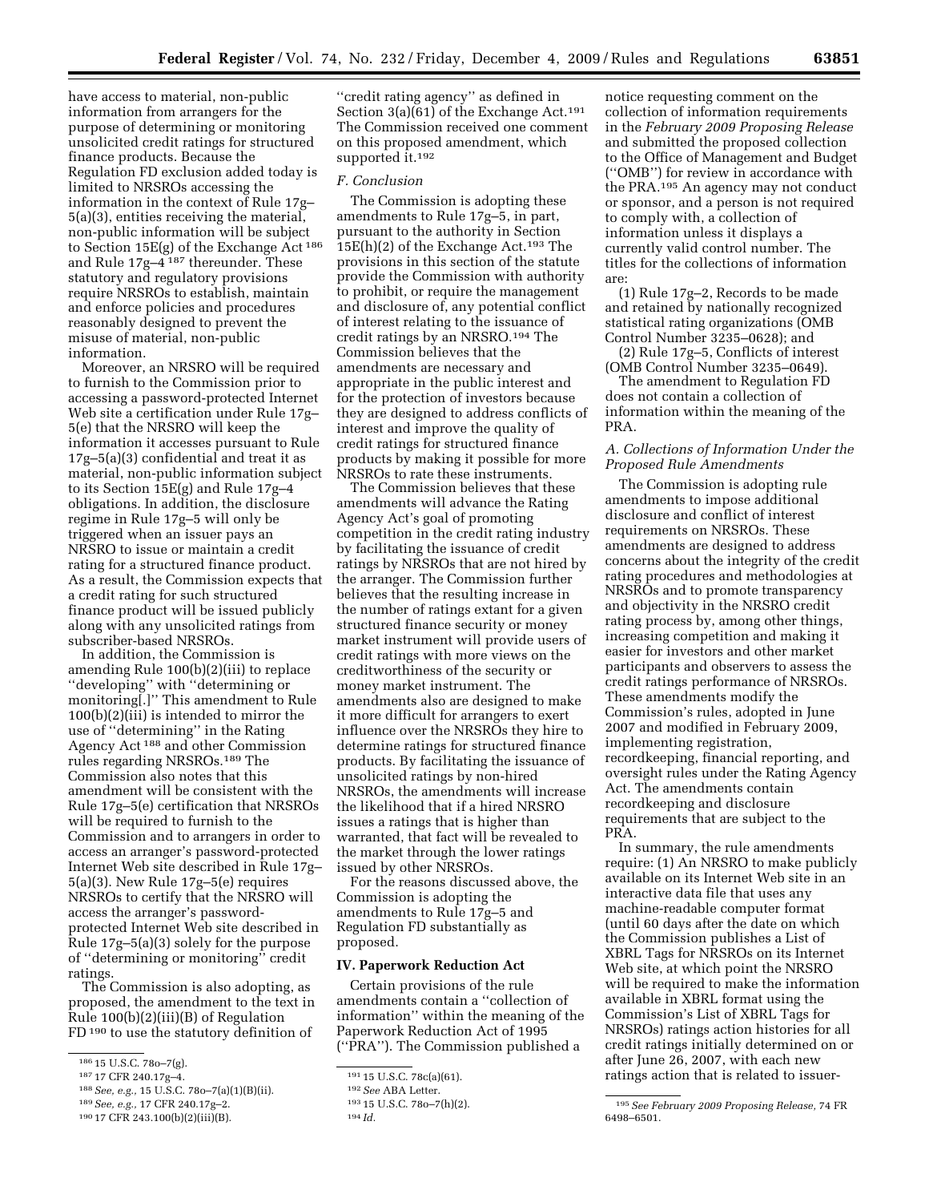have access to material, non-public information from arrangers for the purpose of determining or monitoring unsolicited credit ratings for structured finance products. Because the Regulation FD exclusion added today is limited to NRSROs accessing the information in the context of Rule 17g–5(a)(3), entities receiving the material, non-public information will be subject to Section 15E(g) of the Exchange Act [186] and Rule 17g–4 [187] thereunder. These statutory and regulatory provisions require NRSROs to establish, maintain and enforce policies and procedures reasonably designed to prevent the misuse of material, non-public information.

Moreover, an NRSRO will be required to furnish to the Commission prior to accessing a password-protected Internet Web site a certification under Rule 17g–5(e) that the NRSRO will keep the information it accesses pursuant to Rule 17g–5(a)(3) confidential and treat it as material, non-public information subject to its Section 15E(g) and Rule 17g–4 obligations. In addition, the disclosure regime in Rule 17g–5 will only be triggered when an issuer pays an NRSRO to issue or maintain a credit rating for a structured finance product. As a result, the Commission expects that a credit rating for such structured finance product will be issued publicly along with any unsolicited ratings from subscriber-based NRSROs.

In addition, the Commission is amending Rule 100(b)(2)(iii) to replace ''developing'' with ''determining or monitoring[.]'' This amendment to Rule 100(b)(2)(iii) is intended to mirror the use of ''determining'' in the Rating Agency Act [188] and other Commission rules regarding NRSROs.[189] The Commission also notes that this amendment will be consistent with the Rule 17g–5(e) certification that NRSROs will be required to furnish to the Commission and to arrangers in order to access an arranger's password-protected Internet Web site described in Rule 17g–5(a)(3). New Rule 17g–5(e) requires NRSROs to certify that the NRSRO will access the arranger's password-protected Internet Web site described in Rule 17g–5(a)(3) solely for the purpose of ''determining or monitoring'' credit ratings.

The Commission is also adopting, as proposed, the amendment to the text in Rule 100(b)(2)(iii)(B) of Regulation FD [190] to use the statutory definition of ''credit rating agency'' as defined in Section 3(a)(61) of the Exchange Act.[191] The Commission received one comment on this proposed amendment, which supported it.[192]

*F. Conclusion*

The Commission is adopting these amendments to Rule 17g–5, in part, pursuant to the authority in Section 15E(h)(2) of the Exchange Act.[193] The provisions in this section of the statute provide the Commission with authority to prohibit, or require the management and disclosure of, any potential conflict of interest relating to the issuance of credit ratings by an NRSRO.[194] The Commission believes that the amendments are necessary and appropriate in the public interest and for the protection of investors because they are designed to address conflicts of interest and improve the quality of credit ratings for structured finance products by making it possible for more NRSROs to rate these instruments.

The Commission believes that these amendments will advance the Rating Agency Act's goal of promoting competition in the credit rating industry by facilitating the issuance of credit ratings by NRSROs that are not hired by the arranger. The Commission further believes that the resulting increase in the number of ratings extant for a given structured finance security or money market instrument will provide users of credit ratings with more views on the creditworthiness of the security or money market instrument. The amendments also are designed to make it more difficult for arrangers to exert influence over the NRSROs they hire to determine ratings for structured finance products. By facilitating the issuance of unsolicited ratings by non-hired NRSROs, the amendments will increase the likelihood that if a hired NRSRO issues a ratings that is higher than warranted, that fact will be revealed to the market through the lower ratings issued by other NRSROs.

For the reasons discussed above, the Commission is adopting the amendments to Rule 17g–5 and Regulation FD substantially as proposed.

## IV. Paperwork Reduction Act

Certain provisions of the rule amendments contain a ''collection of information'' within the meaning of the Paperwork Reduction Act of 1995 (''PRA''). The Commission published a notice requesting comment on the collection of information requirements in the *February 2009 Proposing Release* and submitted the proposed collection to the Office of Management and Budget (''OMB'') for review in accordance with the PRA.[195] An agency may not conduct or sponsor, and a person is not required to comply with, a collection of information unless it displays a currently valid control number. The titles for the collections of information are:

(1) Rule 17g–2, Records to be made and retained by nationally recognized statistical rating organizations (OMB Control Number 3235–0628); and

(2) Rule 17g–5, Conflicts of interest (OMB Control Number 3235–0649).

The amendment to Regulation FD does not contain a collection of information within the meaning of the PRA.

*A. Collections of Information Under the Proposed Rule Amendments*

The Commission is adopting rule amendments to impose additional disclosure and conflict of interest requirements on NRSROs. These amendments are designed to address concerns about the integrity of the credit rating procedures and methodologies at NRSROs and to promote transparency and objectivity in the NRSRO credit rating process by, among other things, increasing competition and making it easier for investors and other market participants and observers to assess the credit ratings performance of NRSROs. These amendments modify the Commission's rules, adopted in June 2007 and modified in February 2009, implementing registration, recordkeeping, financial reporting, and oversight rules under the Rating Agency Act. The amendments contain recordkeeping and disclosure requirements that are subject to the PRA.

In summary, the rule amendments require: (1) An NRSRO to make publicly available on its Internet Web site in an interactive data file that uses any machine-readable computer format (until 60 days after the date on which the Commission publishes a List of XBRL Tags for NRSROs on its Internet Web site, at which point the NRSRO will be required to make the information available in XBRL format using the Commission's List of XBRL Tags for NRSROs) ratings action histories for all credit ratings initially determined on or after June 26, 2007, with each new ratings action that is related to issuer-

---

[186] 15 U.S.C. 78o–7(g).

[187] 17 CFR 240.17g–4.

[188] *See, e.g.,* 15 U.S.C. 78o–7(a)(1)(B)(ii).

[189] *See, e.g.,* 17 CFR 240.17g–2.

[190] 17 CFR 243.100(b)(2)(iii)(B).

[191] 15 U.S.C. 78c(a)(61).

[192] *See* ABA Letter.

[193] 15 U.S.C. 78o–7(h)(2).

[194] *Id.*

[195] *See February 2009 Proposing Release,* 74 FR 6498–6501.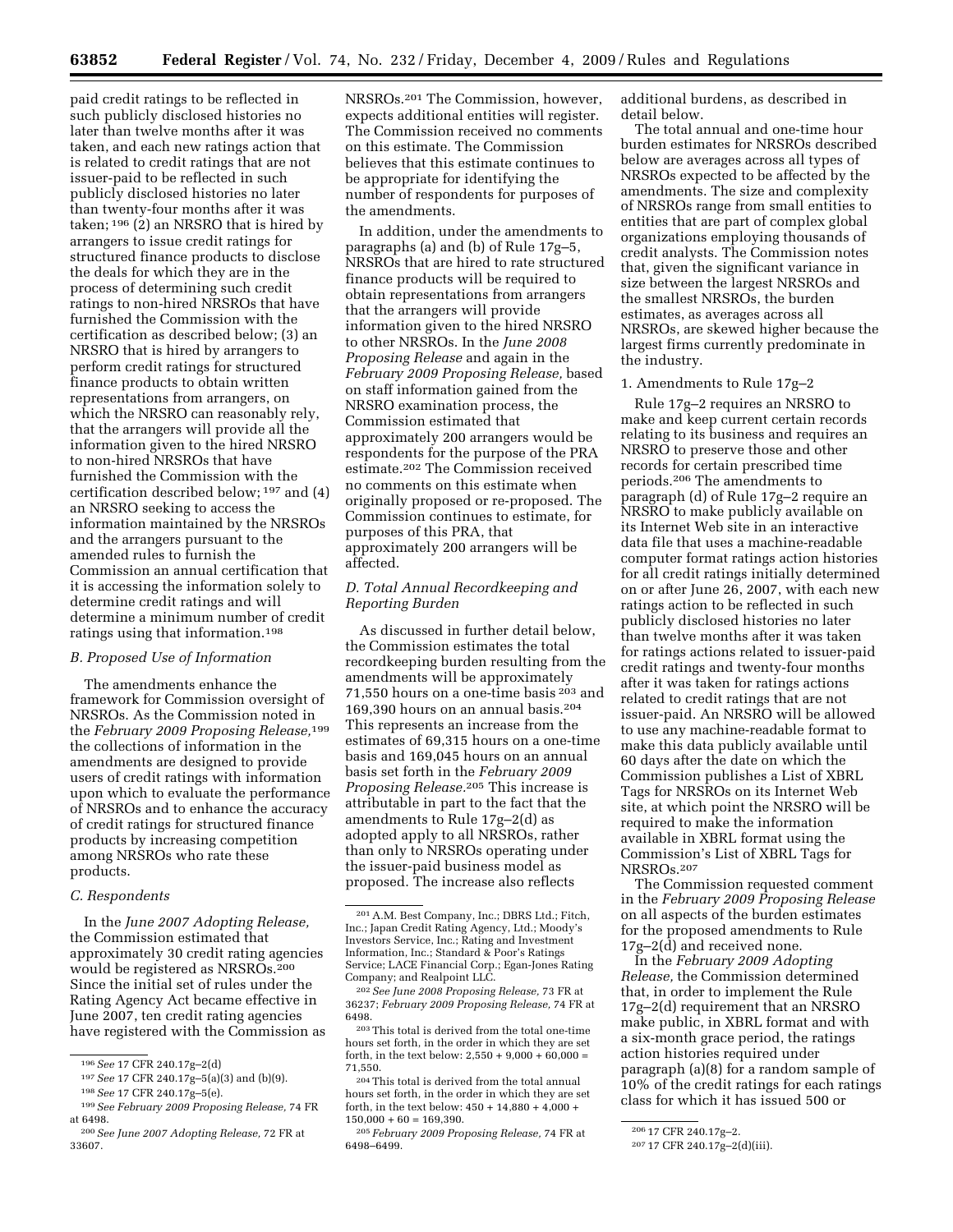paid credit ratings to be reflected in such publicly disclosed histories no later than twelve months after it was taken, and each new ratings action that is related to credit ratings that are not issuer-paid to be reflected in such publicly disclosed histories no later than twenty-four months after it was taken; [196] (2) an NRSRO that is hired by arrangers to issue credit ratings for structured finance products to disclose the deals for which they are in the process of determining such credit ratings to non-hired NRSROs that have furnished the Commission with the certification as described below; (3) an NRSRO that is hired by arrangers to perform credit ratings for structured finance products to obtain written representations from arrangers, on which the NRSRO can reasonably rely, that the arrangers will provide all the information given to the hired NRSRO to non-hired NRSROs that have furnished the Commission with the certification described below; [197] and (4) an NRSRO seeking to access the information maintained by the NRSROs and the arrangers pursuant to the amended rules to furnish the Commission an annual certification that it is accessing the information solely to determine credit ratings and will determine a minimum number of credit ratings using that information.[198]

### B. Proposed Use of Information

The amendments enhance the framework for Commission oversight of NRSROs. As the Commission noted in the *February 2009 Proposing Release,*[199] the collections of information in the amendments are designed to provide users of credit ratings with information upon which to evaluate the performance of NRSROs and to enhance the accuracy of credit ratings for structured finance products by increasing competition among NRSROs who rate these products.

### C. Respondents

In the *June 2007 Adopting Release,* the Commission estimated that approximately 30 credit rating agencies would be registered as NRSROs.[200] Since the initial set of rules under the Rating Agency Act became effective in June 2007, ten credit rating agencies have registered with the Commission as NRSROs.[201] The Commission, however, expects additional entities will register. The Commission received no comments on this estimate. The Commission believes that this estimate continues to be appropriate for identifying the number of respondents for purposes of the amendments.

In addition, under the amendments to paragraphs (a) and (b) of Rule 17g–5, NRSROs that are hired to rate structured finance products will be required to obtain representations from arrangers that the arrangers will provide information given to the hired NRSRO to other NRSROs. In the *June 2008 Proposing Release* and again in the *February 2009 Proposing Release,* based on staff information gained from the NRSRO examination process, the Commission estimated that approximately 200 arrangers would be respondents for the purpose of the PRA estimate.[202] The Commission received no comments on this estimate when originally proposed or re-proposed. The Commission continues to estimate, for purposes of this PRA, that approximately 200 arrangers will be affected.

### D. Total Annual Recordkeeping and Reporting Burden

As discussed in further detail below, the Commission estimates the total recordkeeping burden resulting from the amendments will be approximately 71,550 hours on a one-time basis [203] and 169,390 hours on an annual basis.[204] This represents an increase from the estimates of 69,315 hours on a one-time basis and 169,045 hours on an annual basis set forth in the *February 2009 Proposing Release.*[205] This increase is attributable in part to the fact that the amendments to Rule 17g–2(d) as adopted apply to all NRSROs, rather than only to NRSROs operating under the issuer-paid business model as proposed. The increase also reflects additional burdens, as described in detail below.

The total annual and one-time hour burden estimates for NRSROs described below are averages across all types of NRSROs expected to be affected by the amendments. The size and complexity of NRSROs range from small entities to entities that are part of complex global organizations employing thousands of credit analysts. The Commission notes that, given the significant variance in size between the largest NRSROs and the smallest NRSROs, the burden estimates, as averages across all NRSROs, are skewed higher because the largest firms currently predominate in the industry.

#### 1. Amendments to Rule 17g–2

Rule 17g–2 requires an NRSRO to make and keep current certain records relating to its business and requires an NRSRO to preserve those and other records for certain prescribed time periods.[206] The amendments to paragraph (d) of Rule 17g–2 require an NRSRO to make publicly available on its Internet Web site in an interactive data file that uses a machine-readable computer format ratings action histories for all credit ratings initially determined on or after June 26, 2007, with each new ratings action to be reflected in such publicly disclosed histories no later than twelve months after it was taken for ratings actions related to issuer-paid credit ratings and twenty-four months after it was taken for ratings actions related to credit ratings that are not issuer-paid. An NRSRO will be allowed to use any machine-readable format to make this data publicly available until 60 days after the date on which the Commission publishes a List of XBRL Tags for NRSROs on its Internet Web site, at which point the NRSRO will be required to make the information available in XBRL format using the Commission's List of XBRL Tags for NRSROs.[207]

The Commission requested comment in the *February 2009 Proposing Release* on all aspects of the burden estimates for the proposed amendments to Rule 17g–2(d) and received none.

In the *February 2009 Adopting Release,* the Commission determined that, in order to implement the Rule 17g–2(d) requirement that an NRSRO make public, in XBRL format and with a six-month grace period, the ratings action histories required under paragraph (a)(8) for a random sample of 10% of the credit ratings for each ratings class for which it has issued 500 or

---

[196] *See* 17 CFR 240.17g–2(d)

[197] *See* 17 CFR 240.17g–5(a)(3) and (b)(9).

[198] *See* 17 CFR 240.17g–5(e).

[199] *See February 2009 Proposing Release,* 74 FR at 6498.

[200] *See June 2007 Adopting Release,* 72 FR at 33607.

[201] A.M. Best Company, Inc.; DBRS Ltd.; Fitch, Inc.; Japan Credit Rating Agency, Ltd.; Moody's Investors Service, Inc.; Rating and Investment Information, Inc.; Standard & Poor's Ratings Service; LACE Financial Corp.; Egan-Jones Rating Company; and Realpoint LLC.

[202] *See June 2008 Proposing Release,* 73 FR at 36237; *February 2009 Proposing Release,* 74 FR at 6498.

[203] This total is derived from the total one-time hours set forth, in the order in which they are set forth, in the text below: 2,550 + 9,000 + 60,000 = 71,550.

[204] This total is derived from the total annual hours set forth, in the order in which they are set forth, in the text below: 450 + 14,880 + 4,000 + 150,000 + 60 = 169,390.

[205] *February 2009 Proposing Release,* 74 FR at 6498–6499.

[206] 17 CFR 240.17g–2.

[207] 17 CFR 240.17g–2(d)(iii).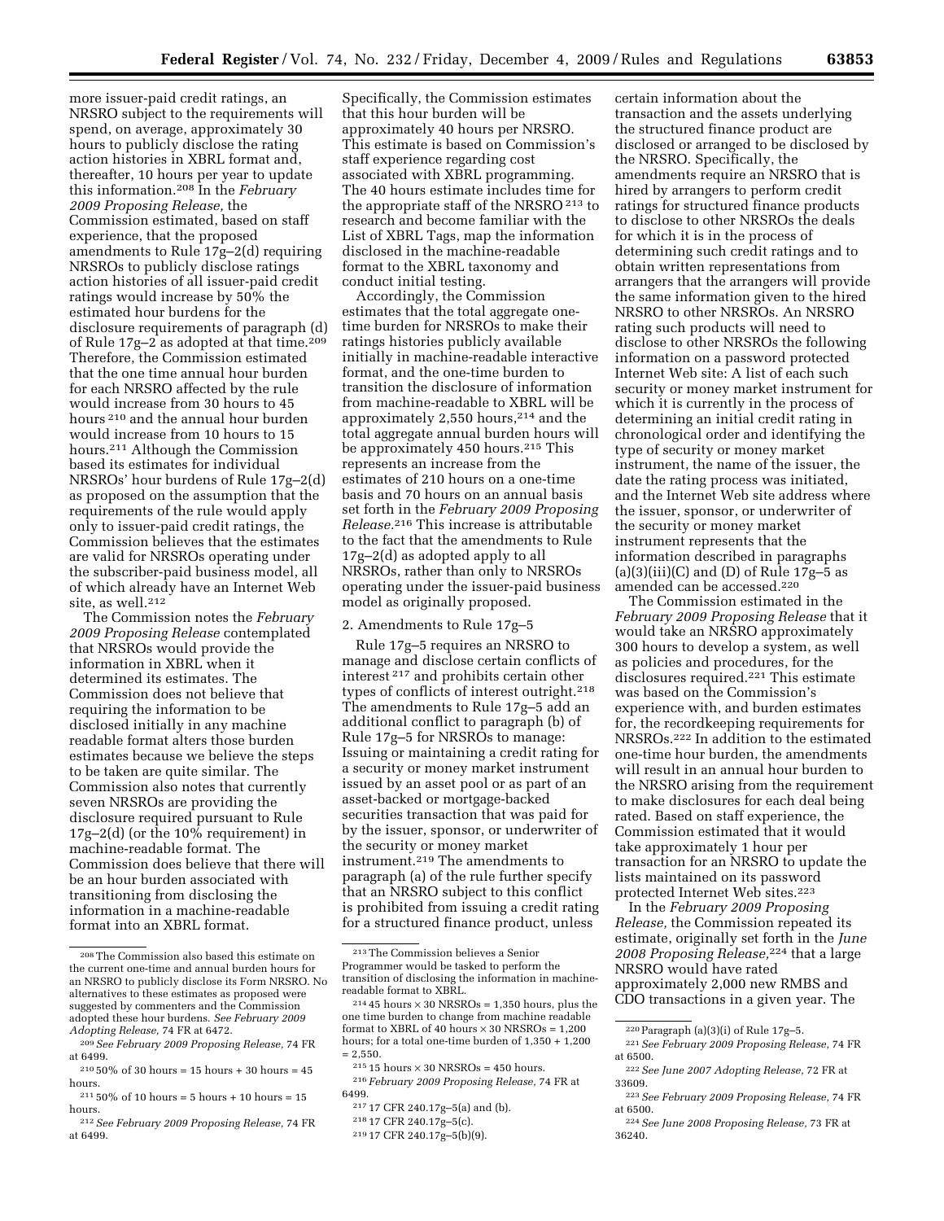more issuer-paid credit ratings, an NRSRO subject to the requirements will spend, on average, approximately 30 hours to publicly disclose the rating action histories in XBRL format and, thereafter, 10 hours per year to update this information.[208] In the *February 2009 Proposing Release,* the Commission estimated, based on staff experience, that the proposed amendments to Rule 17g–2(d) requiring NRSROs to publicly disclose ratings action histories of all issuer-paid credit ratings would increase by 50% the estimated hour burdens for the disclosure requirements of paragraph (d) of Rule 17g–2 as adopted at that time.[209] Therefore, the Commission estimated that the one time annual hour burden for each NRSRO affected by the rule would increase from 30 hours to 45 hours [210] and the annual hour burden would increase from 10 hours to 15 hours.[211] Although the Commission based its estimates for individual NRSROs' hour burdens of Rule 17g–2(d) as proposed on the assumption that the requirements of the rule would apply only to issuer-paid credit ratings, the Commission believes that the estimates are valid for NRSROs operating under the subscriber-paid business model, all of which already have an Internet Web site, as well.[212]

The Commission notes the *February 2009 Proposing Release* contemplated that NRSROs would provide the information in XBRL when it determined its estimates. The Commission does not believe that requiring the information to be disclosed initially in any machine readable format alters those burden estimates because we believe the steps to be taken are quite similar. The Commission also notes that currently seven NRSROs are providing the disclosure required pursuant to Rule 17g–2(d) (or the 10% requirement) in machine-readable format. The Commission does believe that there will be an hour burden associated with transitioning from disclosing the information in a machine-readable format into an XBRL format.

Specifically, the Commission estimates that this hour burden will be approximately 40 hours per NRSRO. This estimate is based on Commission's staff experience regarding cost associated with XBRL programming. The 40 hours estimate includes time for the appropriate staff of the NRSRO [213] to research and become familiar with the List of XBRL Tags, map the information disclosed in the machine-readable format to the XBRL taxonomy and conduct initial testing.

Accordingly, the Commission estimates that the total aggregate one-time burden for NRSROs to make their ratings histories publicly available initially in machine-readable interactive format, and the one-time burden to transition the disclosure of information from machine-readable to XBRL will be approximately 2,550 hours,[214] and the total aggregate annual burden hours will be approximately 450 hours.[215] This represents an increase from the estimates of 210 hours on a one-time basis and 70 hours on an annual basis set forth in the *February 2009 Proposing Release.*[216] This increase is attributable to the fact that the amendments to Rule 17g–2(d) as adopted apply to all NRSROs, rather than only to NRSROs operating under the issuer-paid business model as originally proposed.

2. Amendments to Rule 17g–5

Rule 17g–5 requires an NRSRO to manage and disclose certain conflicts of interest [217] and prohibits certain other types of conflicts of interest outright.[218] The amendments to Rule 17g–5 add an additional conflict to paragraph (b) of Rule 17g–5 for NRSROs to manage: Issuing or maintaining a credit rating for a security or money market instrument issued by an asset pool or as part of an asset-backed or mortgage-backed securities transaction that was paid for by the issuer, sponsor, or underwriter of the security or money market instrument.[219] The amendments to paragraph (a) of the rule further specify that an NRSRO subject to this conflict is prohibited from issuing a credit rating for a structured finance product, unless certain information about the transaction and the assets underlying the structured finance product are disclosed or arranged to be disclosed by the NRSRO. Specifically, the amendments require an NRSRO that is hired by arrangers to perform credit ratings for structured finance products to disclose to other NRSROs the deals for which it is in the process of determining such credit ratings and to obtain written representations from arrangers that the arrangers will provide the same information given to the hired NRSRO to other NRSROs. An NRSRO rating such products will need to disclose to other NRSROs the following information on a password protected Internet Web site: A list of each such security or money market instrument for which it is currently in the process of determining an initial credit rating in chronological order and identifying the type of security or money market instrument, the name of the issuer, the date the rating process was initiated, and the Internet Web site address where the issuer, sponsor, or underwriter of the security or money market instrument represents that the information described in paragraphs (a)(3)(iii)(C) and (D) of Rule 17g–5 as amended can be accessed.[220]

The Commission estimated in the *February 2009 Proposing Release* that it would take an NRSRO approximately 300 hours to develop a system, as well as policies and procedures, for the disclosures required.[221] This estimate was based on the Commission's experience with, and burden estimates for, the recordkeeping requirements for NRSROs.[222] In addition to the estimated one-time hour burden, the amendments will result in an annual hour burden to the NRSRO arising from the requirement to make disclosures for each deal being rated. Based on staff experience, the Commission estimated that it would take approximately 1 hour per transaction for an NRSRO to update the lists maintained on its password protected Internet Web sites.[223]

In the *February 2009 Proposing Release,* the Commission repeated its estimate, originally set forth in the *June 2008 Proposing Release,*[224] that a large NRSRO would have rated approximately 2,000 new RMBS and CDO transactions in a given year. The

---

[208] The Commission also based this estimate on the current one-time and annual burden hours for an NRSRO to publicly disclose its Form NRSRO. No alternatives to these estimates as proposed were suggested by commenters and the Commission adopted these hour burdens. *See February 2009 Adopting Release,* 74 FR at 6472.

[209] *See February 2009 Proposing Release,* 74 FR at 6499.

[210] 50% of 30 hours = 15 hours + 30 hours = 45 hours.

[211] 50% of 10 hours = 5 hours + 10 hours = 15 hours.

[212] *See February 2009 Proposing Release,* 74 FR at 6499.

[213] The Commission believes a Senior Programmer would be tasked to perform the transition of disclosing the information in machine-readable format to XBRL.

[214] 45 hours × 30 NRSROs = 1,350 hours, plus the one time burden to change from machine readable format to XBRL of 40 hours × 30 NRSROs = 1,200 hours; for a total one-time burden of 1,350 + 1,200 = 2,550.

[215] 15 hours × 30 NRSROs = 450 hours.

[216] *February 2009 Proposing Release,* 74 FR at 6499.

[217] 17 CFR 240.17g–5(a) and (b).

[218] 17 CFR 240.17g–5(c).

[219] 17 CFR 240.17g–5(b)(9).

[220] Paragraph (a)(3)(i) of Rule 17g–5.

[221] *See February 2009 Proposing Release,* 74 FR at 6500.

[222] *See June 2007 Adopting Release,* 72 FR at 33609.

[223] *See February 2009 Proposing Release,* 74 FR at 6500.

[224] *See June 2008 Proposing Release,* 73 FR at 36240.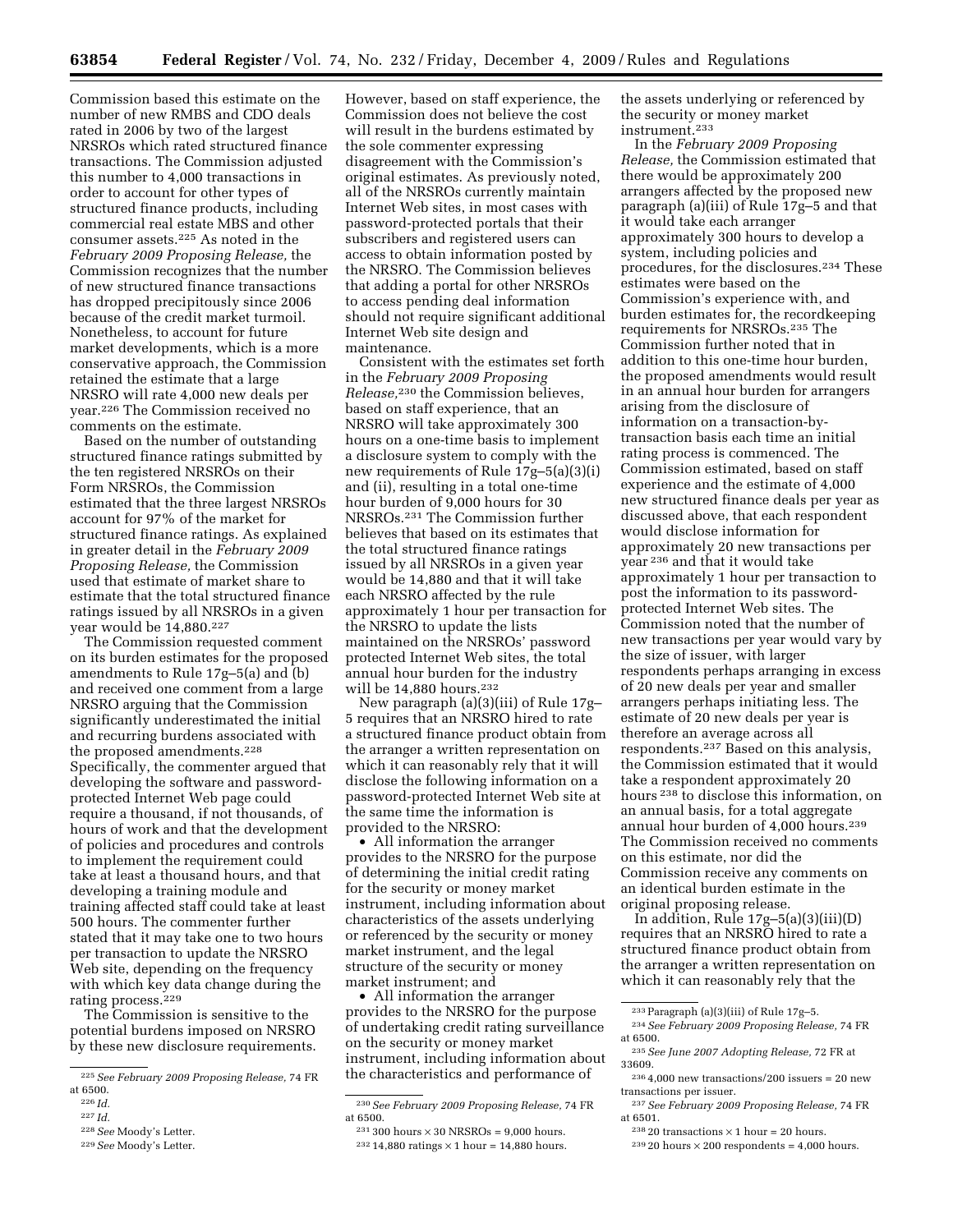Commission based this estimate on the number of new RMBS and CDO deals rated in 2006 by two of the largest NRSROs which rated structured finance transactions. The Commission adjusted this number to 4,000 transactions in order to account for other types of structured finance products, including commercial real estate MBS and other consumer assets.[225] As noted in the *February 2009 Proposing Release,* the Commission recognizes that the number of new structured finance transactions has dropped precipitously since 2006 because of the credit market turmoil. Nonetheless, to account for future market developments, which is a more conservative approach, the Commission retained the estimate that a large NRSRO will rate 4,000 new deals per year.[226] The Commission received no comments on the estimate.

Based on the number of outstanding structured finance ratings submitted by the ten registered NRSROs on their Form NRSROs, the Commission estimated that the three largest NRSROs account for 97% of the market for structured finance ratings. As explained in greater detail in the *February 2009 Proposing Release,* the Commission used that estimate of market share to estimate that the total structured finance ratings issued by all NRSROs in a given year would be 14,880.[227]

The Commission requested comment on its burden estimates for the proposed amendments to Rule 17g–5(a) and (b) and received one comment from a large NRSRO arguing that the Commission significantly underestimated the initial and recurring burdens associated with the proposed amendments.[228] Specifically, the commenter argued that developing the software and password-protected Internet Web page could require a thousand, if not thousands, of hours of work and that the development of policies and procedures and controls to implement the requirement could take at least a thousand hours, and that developing a training module and training affected staff could take at least 500 hours. The commenter further stated that it may take one to two hours per transaction to update the NRSRO Web site, depending on the frequency with which key data change during the rating process.[229]

The Commission is sensitive to the potential burdens imposed on NRSRO by these new disclosure requirements. However, based on staff experience, the Commission does not believe the cost will result in the burdens estimated by the sole commenter expressing disagreement with the Commission's original estimates. As previously noted, all of the NRSROs currently maintain Internet Web sites, in most cases with password-protected portals that their subscribers and registered users can access to obtain information posted by the NRSRO. The Commission believes that adding a portal for other NRSROs to access pending deal information should not require significant additional Internet Web site design and maintenance.

Consistent with the estimates set forth in the *February 2009 Proposing Release,*[230] the Commission believes, based on staff experience, that an NRSRO will take approximately 300 hours on a one-time basis to implement a disclosure system to comply with the new requirements of Rule 17g–5(a)(3)(i) and (ii), resulting in a total one-time hour burden of 9,000 hours for 30 NRSROs.[231] The Commission further believes that based on its estimates that the total structured finance ratings issued by all NRSROs in a given year would be 14,880 and that it will take each NRSRO affected by the rule approximately 1 hour per transaction for the NRSRO to update the lists maintained on the NRSROs' password protected Internet Web sites, the total annual hour burden for the industry will be 14,880 hours.[232]

New paragraph (a)(3)(iii) of Rule 17g–5 requires that an NRSRO hired to rate a structured finance product obtain from the arranger a written representation on which it can reasonably rely that it will disclose the following information on a password-protected Internet Web site at the same time the information is provided to the NRSRO:

- All information the arranger provides to the NRSRO for the purpose of determining the initial credit rating for the security or money market instrument, including information about characteristics of the assets underlying or referenced by the security or money market instrument, and the legal structure of the security or money market instrument; and
- All information the arranger provides to the NRSRO for the purpose of undertaking credit rating surveillance on the security or money market instrument, including information about the characteristics and performance of the assets underlying or referenced by the security or money market instrument.[233]

In the *February 2009 Proposing Release,* the Commission estimated that there would be approximately 200 arrangers affected by the proposed new paragraph (a)(iii) of Rule 17g–5 and that it would take each arranger approximately 300 hours to develop a system, including policies and procedures, for the disclosures.[234] These estimates were based on the Commission's experience with, and burden estimates for, the recordkeeping requirements for NRSROs.[235] The Commission further noted that in addition to this one-time hour burden, the proposed amendments would result in an annual hour burden for arrangers arising from the disclosure of information on a transaction-by-transaction basis each time an initial rating process is commenced. The Commission estimated, based on staff experience and the estimate of 4,000 new structured finance deals per year as discussed above, that each respondent would disclose information for approximately 20 new transactions per year[236] and that it would take approximately 1 hour per transaction to post the information to its password-protected Internet Web sites. The Commission noted that the number of new transactions per year would vary by the size of issuer, with larger respondents perhaps arranging in excess of 20 new deals per year and smaller arrangers perhaps initiating less. The estimate of 20 new deals per year is therefore an average across all respondents.[237] Based on this analysis, the Commission estimated that it would take a respondent approximately 20 hours[238] to disclose this information, on an annual basis, for a total aggregate annual hour burden of 4,000 hours.[239] The Commission received no comments on this estimate, nor did the Commission receive any comments on an identical burden estimate in the original proposing release.

In addition, Rule 17g–5(a)(3)(iii)(D) requires that an NRSRO hired to rate a structured finance product obtain from the arranger a written representation on which it can reasonably rely that the

---

[225] *See February 2009 Proposing Release,* 74 FR at 6500.

[226] *Id.*

[227] *Id.*

[228] *See* Moody's Letter.

[229] *See* Moody's Letter.

[230] *See February 2009 Proposing Release,* 74 FR at 6500.

[231] 300 hours × 30 NRSROs = 9,000 hours.

[232] 14,880 ratings × 1 hour = 14,880 hours.

[233] Paragraph (a)(3)(iii) of Rule 17g–5.

[234] *See February 2009 Proposing Release,* 74 FR at 6500.

[235] *See June 2007 Adopting Release,* 72 FR at 33609.

[236] 4,000 new transactions/200 issuers = 20 new transactions per issuer.

[237] *See February 2009 Proposing Release,* 74 FR at 6501.

[238] 20 transactions × 1 hour = 20 hours.

[239] 20 hours × 200 respondents = 4,000 hours.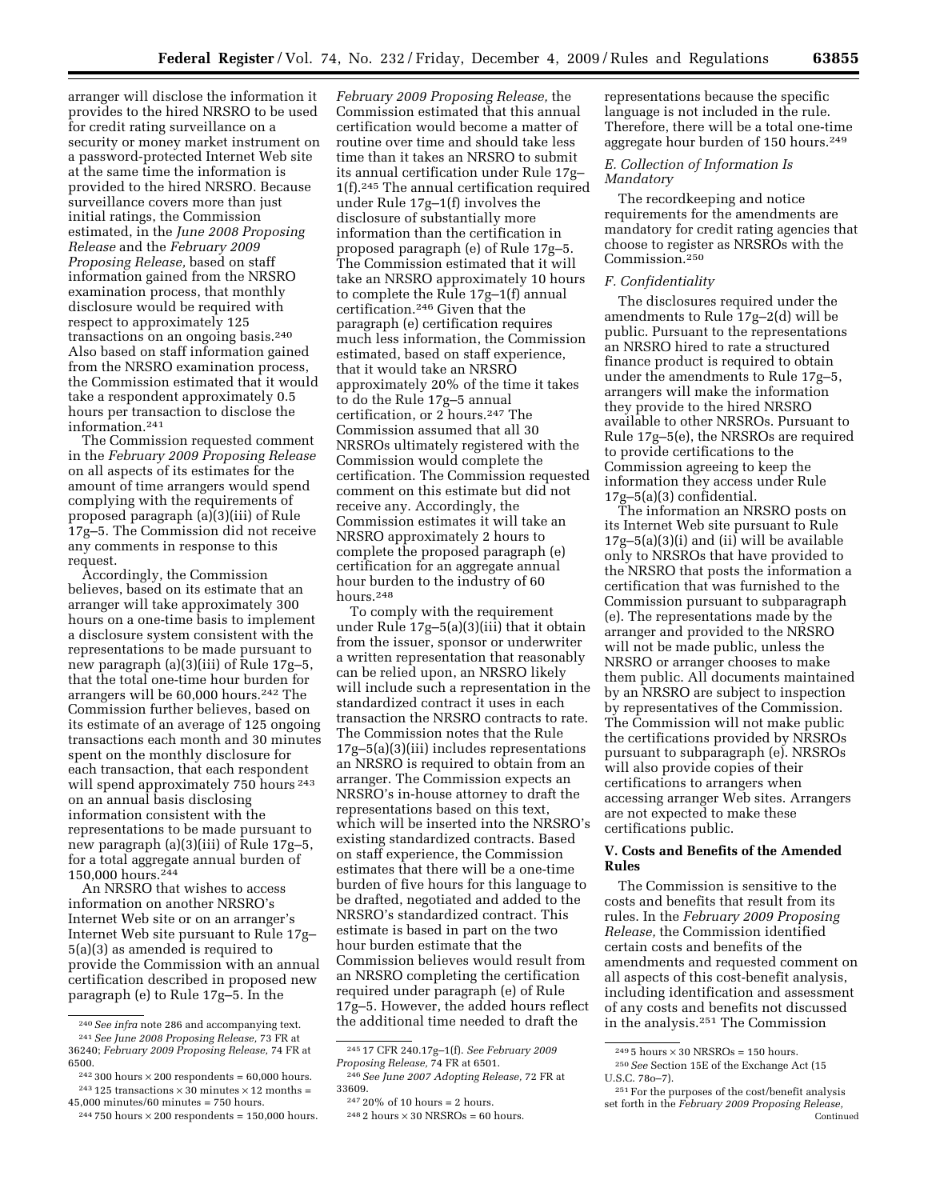arranger will disclose the information it provides to the hired NRSRO to be used for credit rating surveillance on a security or money market instrument on a password-protected Internet Web site at the same time the information is provided to the hired NRSRO. Because surveillance covers more than just initial ratings, the Commission estimated, in the *June 2008 Proposing Release* and the *February 2009 Proposing Release,* based on staff information gained from the NRSRO examination process, that monthly disclosure would be required with respect to approximately 125 transactions on an ongoing basis.[240] Also based on staff information gained from the NRSRO examination process, the Commission estimated that it would take a respondent approximately 0.5 hours per transaction to disclose the information.[241]

The Commission requested comment in the *February 2009 Proposing Release* on all aspects of its estimates for the amount of time arrangers would spend complying with the requirements of proposed paragraph (a)(3)(iii) of Rule 17g–5. The Commission did not receive any comments in response to this request.

Accordingly, the Commission believes, based on its estimate that an arranger will take approximately 300 hours on a one-time basis to implement a disclosure system consistent with the representations to be made pursuant to new paragraph (a)(3)(iii) of Rule 17g–5, that the total one-time hour burden for arrangers will be 60,000 hours.[242] The Commission further believes, based on its estimate of an average of 125 ongoing transactions each month and 30 minutes spent on the monthly disclosure for each transaction, that each respondent will spend approximately 750 hours[243] on an annual basis disclosing information consistent with the representations to be made pursuant to new paragraph (a)(3)(iii) of Rule 17g–5, for a total aggregate annual burden of 150,000 hours.[244]

An NRSRO that wishes to access information on another NRSRO's Internet Web site or on an arranger's Internet Web site pursuant to Rule 17g–5(a)(3) as amended is required to provide the Commission with an annual certification described in proposed new paragraph (e) to Rule 17g–5. In the *February 2009 Proposing Release,* the Commission estimated that this annual certification would become a matter of routine over time and should take less time than it takes an NRSRO to submit its annual certification under Rule 17g–1(f).[245] The annual certification required under Rule 17g–1(f) involves the disclosure of substantially more information than the certification in proposed paragraph (e) of Rule 17g–5. The Commission estimated that it will take an NRSRO approximately 10 hours to complete the Rule 17g–1(f) annual certification.[246] Given that the paragraph (e) certification requires much less information, the Commission estimated, based on staff experience, that it would take an NRSRO approximately 20% of the time it takes to do the Rule 17g–5 annual certification, or 2 hours.[247] The Commission assumed that all 30 NRSROs ultimately registered with the Commission would complete the certification. The Commission requested comment on this estimate but did not receive any. Accordingly, the Commission estimates it will take an NRSRO approximately 2 hours to complete the proposed paragraph (e) certification for an aggregate annual hour burden to the industry of 60 hours.[248]

To comply with the requirement under Rule 17g–5(a)(3)(iii) that it obtain from the issuer, sponsor or underwriter a written representation that reasonably can be relied upon, an NRSRO likely will include such a representation in the standardized contract it uses in each transaction the NRSRO contracts to rate. The Commission notes that the Rule 17g–5(a)(3)(iii) includes representations an NRSRO is required to obtain from an arranger. The Commission expects an NRSRO's in-house attorney to draft the representations based on this text, which will be inserted into the NRSRO's existing standardized contracts. Based on staff experience, the Commission estimates that there will be a one-time burden of five hours for this language to be drafted, negotiated and added to the NRSRO's standardized contract. This estimate is based in part on the two hour burden estimate that the Commission believes would result from an NRSRO completing the certification required under paragraph (e) of Rule 17g–5. However, the added hours reflect the additional time needed to draft the representations because the specific language is not included in the rule. Therefore, there will be a total one-time aggregate hour burden of 150 hours.[249]

### *E. Collection of Information Is Mandatory*

The recordkeeping and notice requirements for the amendments are mandatory for credit rating agencies that choose to register as NRSROs with the Commission.[250]

### *F. Confidentiality*

The disclosures required under the amendments to Rule 17g–2(d) will be public. Pursuant to the representations an NRSRO hired to rate a structured finance product is required to obtain under the amendments to Rule 17g–5, arrangers will make the information they provide to the hired NRSRO available to other NRSROs. Pursuant to Rule 17g–5(e), the NRSROs are required to provide certifications to the Commission agreeing to keep the information they access under Rule 17g–5(a)(3) confidential.

The information an NRSRO posts on its Internet Web site pursuant to Rule 17g–5(a)(3)(i) and (ii) will be available only to NRSROs that have provided to the NRSRO that posts the information a certification that was furnished to the Commission pursuant to subparagraph (e). The representations made by the arranger and provided to the NRSRO will not be made public, unless the NRSRO or arranger chooses to make them public. All documents maintained by an NRSRO are subject to inspection by representatives of the Commission. The Commission will not make public the certifications provided by NRSROs pursuant to subparagraph (e). NRSROs will also provide copies of their certifications to arrangers when accessing arranger Web sites. Arrangers are not expected to make these certifications public.

## V. Costs and Benefits of the Amended Rules

The Commission is sensitive to the costs and benefits that result from its rules. In the *February 2009 Proposing Release,* the Commission identified certain costs and benefits of the amendments and requested comment on all aspects of this cost-benefit analysis, including identification and assessment of any costs and benefits not discussed in the analysis.[251] The Commission

---

[240] *See infra* note 286 and accompanying text.

[241] *See June 2008 Proposing Release,* 73 FR at 36240; *February 2009 Proposing Release,* 74 FR at 6500.

[242] 300 hours × 200 respondents = 60,000 hours.

[243] 125 transactions × 30 minutes × 12 months = 45,000 minutes/60 minutes = 750 hours.

[244] 750 hours × 200 respondents = 150,000 hours.

[245] 17 CFR 240.17g–1(f). *See February 2009 Proposing Release,* 74 FR at 6501.

[246] *See June 2007 Adopting Release,* 72 FR at 33609.

[247] 20% of 10 hours = 2 hours.

[248] 2 hours × 30 NRSROs = 60 hours.

[249] 5 hours × 30 NRSROs = 150 hours.

[250] *See* Section 15E of the Exchange Act (15 U.S.C. 78o–7).

[251] For the purposes of the cost/benefit analysis set forth in the *February 2009 Proposing Release,* Continued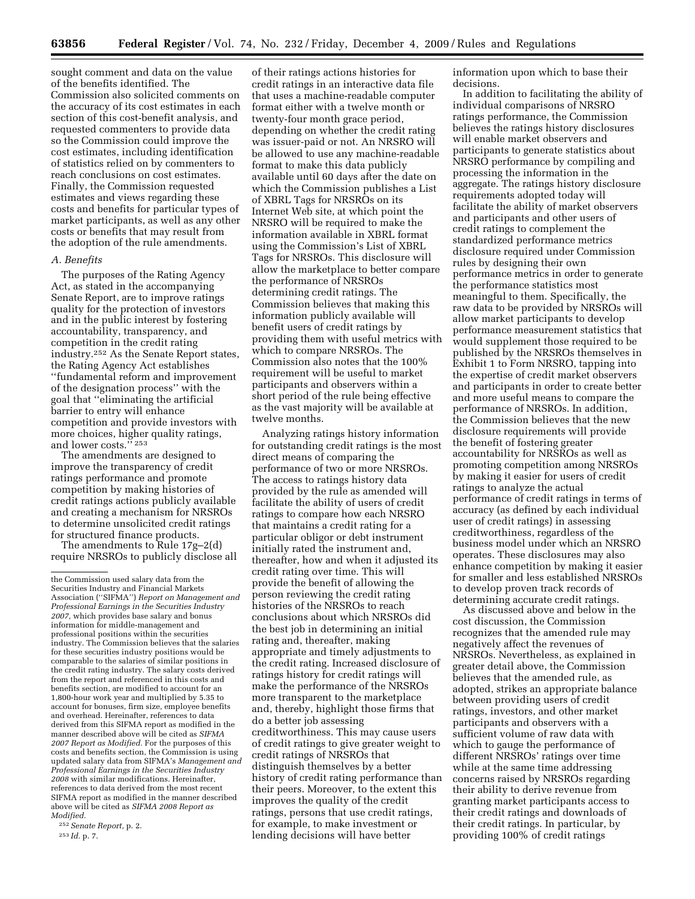sought comment and data on the value of the benefits identified. The Commission also solicited comments on the accuracy of its cost estimates in each section of this cost-benefit analysis, and requested commenters to provide data so the Commission could improve the cost estimates, including identification of statistics relied on by commenters to reach conclusions on cost estimates. Finally, the Commission requested estimates and views regarding these costs and benefits for particular types of market participants, as well as any other costs or benefits that may result from the adoption of the rule amendments.

### A. Benefits

The purposes of the Rating Agency Act, as stated in the accompanying Senate Report, are to improve ratings quality for the protection of investors and in the public interest by fostering accountability, transparency, and competition in the credit rating industry.[252] As the Senate Report states, the Rating Agency Act establishes ''fundamental reform and improvement of the designation process'' with the goal that ''eliminating the artificial barrier to entry will enhance competition and provide investors with more choices, higher quality ratings, and lower costs.''[253]

The amendments are designed to improve the transparency of credit ratings performance and promote competition by making histories of credit ratings actions publicly available and creating a mechanism for NRSROs to determine unsolicited credit ratings for structured finance products.

The amendments to Rule 17g–2(d) require NRSROs to publicly disclose all of their ratings actions histories for credit ratings in an interactive data file that uses a machine-readable computer format either with a twelve month or twenty-four month grace period, depending on whether the credit rating was issuer-paid or not. An NRSRO will be allowed to use any machine-readable format to make this data publicly available until 60 days after the date on which the Commission publishes a List of XBRL Tags for NRSROs on its Internet Web site, at which point the NRSRO will be required to make the information available in XBRL format using the Commission's List of XBRL Tags for NRSROs. This disclosure will allow the marketplace to better compare the performance of NRSROs determining credit ratings. The Commission believes that making this information publicly available will benefit users of credit ratings by providing them with useful metrics with which to compare NRSROs. The Commission also notes that the 100% requirement will be useful to market participants and observers within a short period of the rule being effective as the vast majority will be available at twelve months.

Analyzing ratings history information for outstanding credit ratings is the most direct means of comparing the performance of two or more NRSROs. The access to ratings history data provided by the rule as amended will facilitate the ability of users of credit ratings to compare how each NRSRO that maintains a credit rating for a particular obligor or debt instrument initially rated the instrument and, thereafter, how and when it adjusted its credit rating over time. This will provide the benefit of allowing the person reviewing the credit rating histories of the NRSROs to reach conclusions about which NRSROs did the best job in determining an initial rating and, thereafter, making appropriate and timely adjustments to the credit rating. Increased disclosure of ratings history for credit ratings will make the performance of the NRSROs more transparent to the marketplace and, thereby, highlight those firms that do a better job assessing creditworthiness. This may cause users of credit ratings to give greater weight to credit ratings of NRSROs that distinguish themselves by a better history of credit rating performance than their peers. Moreover, to the extent this improves the quality of the credit ratings, persons that use credit ratings, for example, to make investment or lending decisions will have better information upon which to base their decisions.

In addition to facilitating the ability of individual comparisons of NRSRO ratings performance, the Commission believes the ratings history disclosures will enable market observers and participants to generate statistics about NRSRO performance by compiling and processing the information in the aggregate. The ratings history disclosure requirements adopted today will facilitate the ability of market observers and participants and other users of credit ratings to complement the standardized performance metrics disclosure required under Commission rules by designing their own performance metrics in order to generate the performance statistics most meaningful to them. Specifically, the raw data to be provided by NRSROs will allow market participants to develop performance measurement statistics that would supplement those required to be published by the NRSROs themselves in Exhibit 1 to Form NRSRO, tapping into the expertise of credit market observers and participants in order to create better and more useful means to compare the performance of NRSROs. In addition, the Commission believes that the new disclosure requirements will provide the benefit of fostering greater accountability for NRSROs as well as promoting competition among NRSROs by making it easier for users of credit ratings to analyze the actual performance of credit ratings in terms of accuracy (as defined by each individual user of credit ratings) in assessing creditworthiness, regardless of the business model under which an NRSRO operates. These disclosures may also enhance competition by making it easier for smaller and less established NRSROs to develop proven track records of determining accurate credit ratings.

As discussed above and below in the cost discussion, the Commission recognizes that the amended rule may negatively affect the revenues of NRSROs. Nevertheless, as explained in greater detail above, the Commission believes that the amended rule, as adopted, strikes an appropriate balance between providing users of credit ratings, investors, and other market participants and observers with a sufficient volume of raw data with which to gauge the performance of different NRSROs' ratings over time while at the same time addressing concerns raised by NRSROs regarding their ability to derive revenue from granting market participants access to their credit ratings and downloads of their credit ratings. In particular, by providing 100% of credit ratings

---

the Commission used salary data from the Securities Industry and Financial Markets Association (''SIFMA'') *Report on Management and Professional Earnings in the Securities Industry 2007*, which provides base salary and bonus information for middle-management and professional positions within the securities industry. The Commission believes that the salaries for these securities industry positions would be comparable to the salaries of similar positions in the credit rating industry. The salary costs derived from the report and referenced in this costs and benefits section, are modified to account for an 1,800-hour work year and multiplied by 5.35 to account for bonuses, firm size, employee benefits and overhead. Hereinafter, references to data derived from this SIFMA report as modified in the manner described above will be cited as *SIFMA 2007 Report as Modified*. For the purposes of this costs and benefits section, the Commission is using updated salary data from SIFMA's *Management and Professional Earnings in the Securities Industry 2008* with similar modifications. Hereinafter, references to data derived from the most recent SIFMA report as modified in the manner described above will be cited as *SIFMA 2008 Report as Modified*.

[252] *Senate Report*, p. 2.

[253] *Id.* p. 7.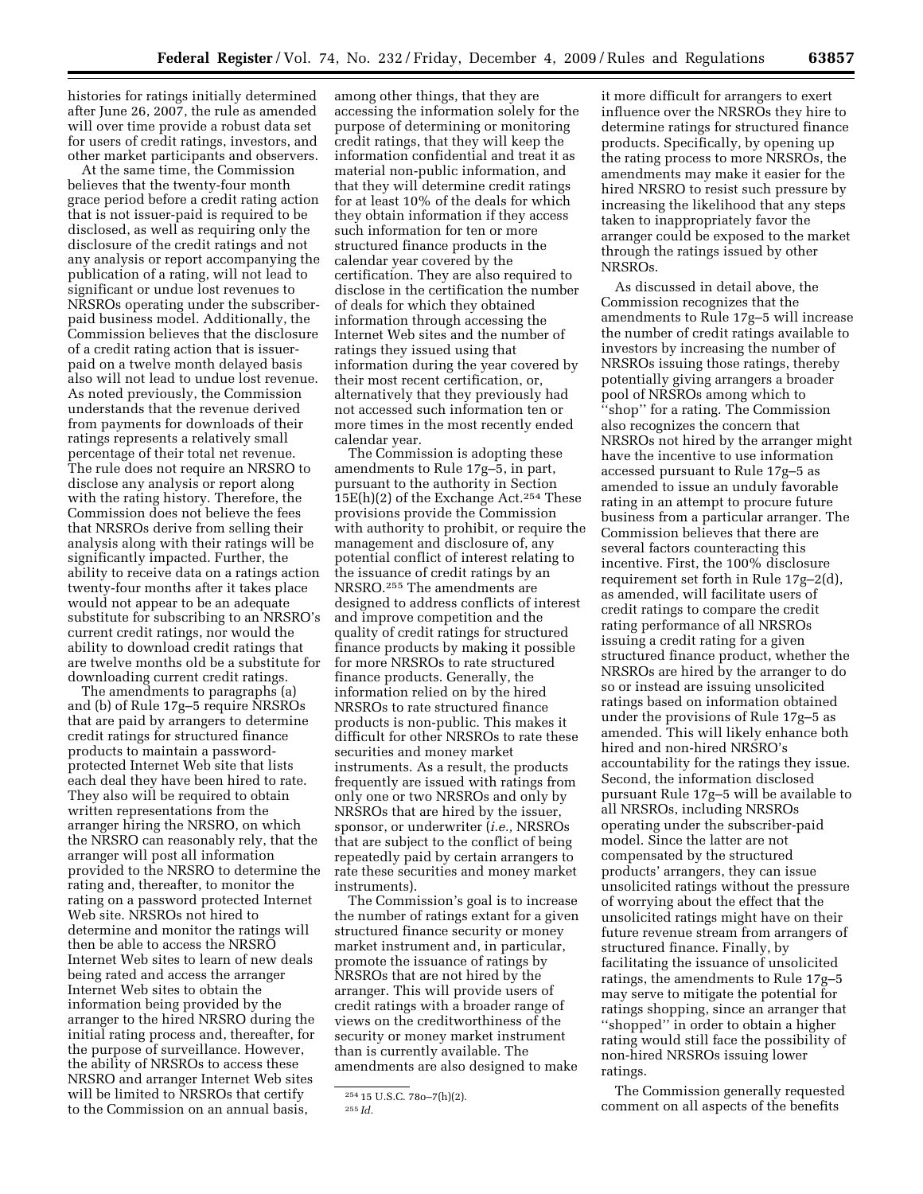histories for ratings initially determined after June 26, 2007, the rule as amended will over time provide a robust data set for users of credit ratings, investors, and other market participants and observers.

At the same time, the Commission believes that the twenty-four month grace period before a credit rating action that is not issuer-paid is required to be disclosed, as well as requiring only the disclosure of the credit ratings and not any analysis or report accompanying the publication of a rating, will not lead to significant or undue lost revenues to NRSROs operating under the subscriber-paid business model. Additionally, the Commission believes that the disclosure of a credit rating action that is issuer-paid on a twelve month delayed basis also will not lead to undue lost revenue. As noted previously, the Commission understands that the revenue derived from payments for downloads of their ratings represents a relatively small percentage of their total net revenue. The rule does not require an NRSRO to disclose any analysis or report along with the rating history. Therefore, the Commission does not believe the fees that NRSROs derive from selling their analysis along with their ratings will be significantly impacted. Further, the ability to receive data on a ratings action twenty-four months after it takes place would not appear to be an adequate substitute for subscribing to an NRSRO's current credit ratings, nor would the ability to download credit ratings that are twelve months old be a substitute for downloading current credit ratings.

The amendments to paragraphs (a) and (b) of Rule 17g–5 require NRSROs that are paid by arrangers to determine credit ratings for structured finance products to maintain a password-protected Internet Web site that lists each deal they have been hired to rate. They also will be required to obtain written representations from the arranger hiring the NRSRO, on which the NRSRO can reasonably rely, that the arranger will post all information provided to the NRSRO to determine the rating and, thereafter, to monitor the rating on a password protected Internet Web site. NRSROs not hired to determine and monitor the ratings will then be able to access the NRSRO Internet Web sites to learn of new deals being rated and access the arranger Internet Web sites to obtain the information being provided by the arranger to the hired NRSRO during the initial rating process and, thereafter, for the purpose of surveillance. However, the ability of NRSROs to access these NRSRO and arranger Internet Web sites will be limited to NRSROs that certify to the Commission on an annual basis, among other things, that they are accessing the information solely for the purpose of determining or monitoring credit ratings, that they will keep the information confidential and treat it as material non-public information, and that they will determine credit ratings for at least 10% of the deals for which they obtain information if they access such information for ten or more structured finance products in the calendar year covered by the certification. They are also required to disclose in the certification the number of deals for which they obtained information through accessing the Internet Web sites and the number of ratings they issued using that information during the year covered by their most recent certification, or, alternatively that they previously had not accessed such information ten or more times in the most recently ended calendar year.

The Commission is adopting these amendments to Rule 17g–5, in part, pursuant to the authority in Section 15E(h)(2) of the Exchange Act.[254] These provisions provide the Commission with authority to prohibit, or require the management and disclosure of, any potential conflict of interest relating to the issuance of credit ratings by an NRSRO.[255] The amendments are designed to address conflicts of interest and improve competition and the quality of credit ratings for structured finance products by making it possible for more NRSROs to rate structured finance products. Generally, the information relied on by the hired NRSROs to rate structured finance products is non-public. This makes it difficult for other NRSROs to rate these securities and money market instruments. As a result, the products frequently are issued with ratings from only one or two NRSROs and only by NRSROs that are hired by the issuer, sponsor, or underwriter (*i.e.,* NRSROs that are subject to the conflict of being repeatedly paid by certain arrangers to rate these securities and money market instruments).

The Commission's goal is to increase the number of ratings extant for a given structured finance security or money market instrument and, in particular, promote the issuance of ratings by NRSROs that are not hired by the arranger. This will provide users of credit ratings with a broader range of views on the creditworthiness of the security or money market instrument than is currently available. The amendments are also designed to make it more difficult for arrangers to exert influence over the NRSROs they hire to determine ratings for structured finance products. Specifically, by opening up the rating process to more NRSROs, the amendments may make it easier for the hired NRSRO to resist such pressure by increasing the likelihood that any steps taken to inappropriately favor the arranger could be exposed to the market through the ratings issued by other NRSROs.

As discussed in detail above, the Commission recognizes that the amendments to Rule 17g–5 will increase the number of credit ratings available to investors by increasing the number of NRSROs issuing those ratings, thereby potentially giving arrangers a broader pool of NRSROs among which to "shop" for a rating. The Commission also recognizes the concern that NRSROs not hired by the arranger might have the incentive to use information accessed pursuant to Rule 17g–5 as amended to issue an unduly favorable rating in an attempt to procure future business from a particular arranger. The Commission believes that there are several factors counteracting this incentive. First, the 100% disclosure requirement set forth in Rule 17g–2(d), as amended, will facilitate users of credit ratings to compare the credit rating performance of all NRSROs issuing a credit rating for a given structured finance product, whether the NRSROs are hired by the arranger to do so or instead are issuing unsolicited ratings based on information obtained under the provisions of Rule 17g–5 as amended. This will likely enhance both hired and non-hired NRSRO's accountability for the ratings they issue. Second, the information disclosed pursuant Rule 17g–5 will be available to all NRSROs, including NRSROs operating under the subscriber-paid model. Since the latter are not compensated by the structured products' arrangers, they can issue unsolicited ratings without the pressure of worrying about the effect that the unsolicited ratings might have on their future revenue stream from arrangers of structured finance. Finally, by facilitating the issuance of unsolicited ratings, the amendments to Rule 17g–5 may serve to mitigate the potential for ratings shopping, since an arranger that "shopped" in order to obtain a higher rating would still face the possibility of non-hired NRSROs issuing lower ratings.

The Commission generally requested comment on all aspects of the benefits

---

[254] 15 U.S.C. 78o–7(h)(2).

[255] *Id.*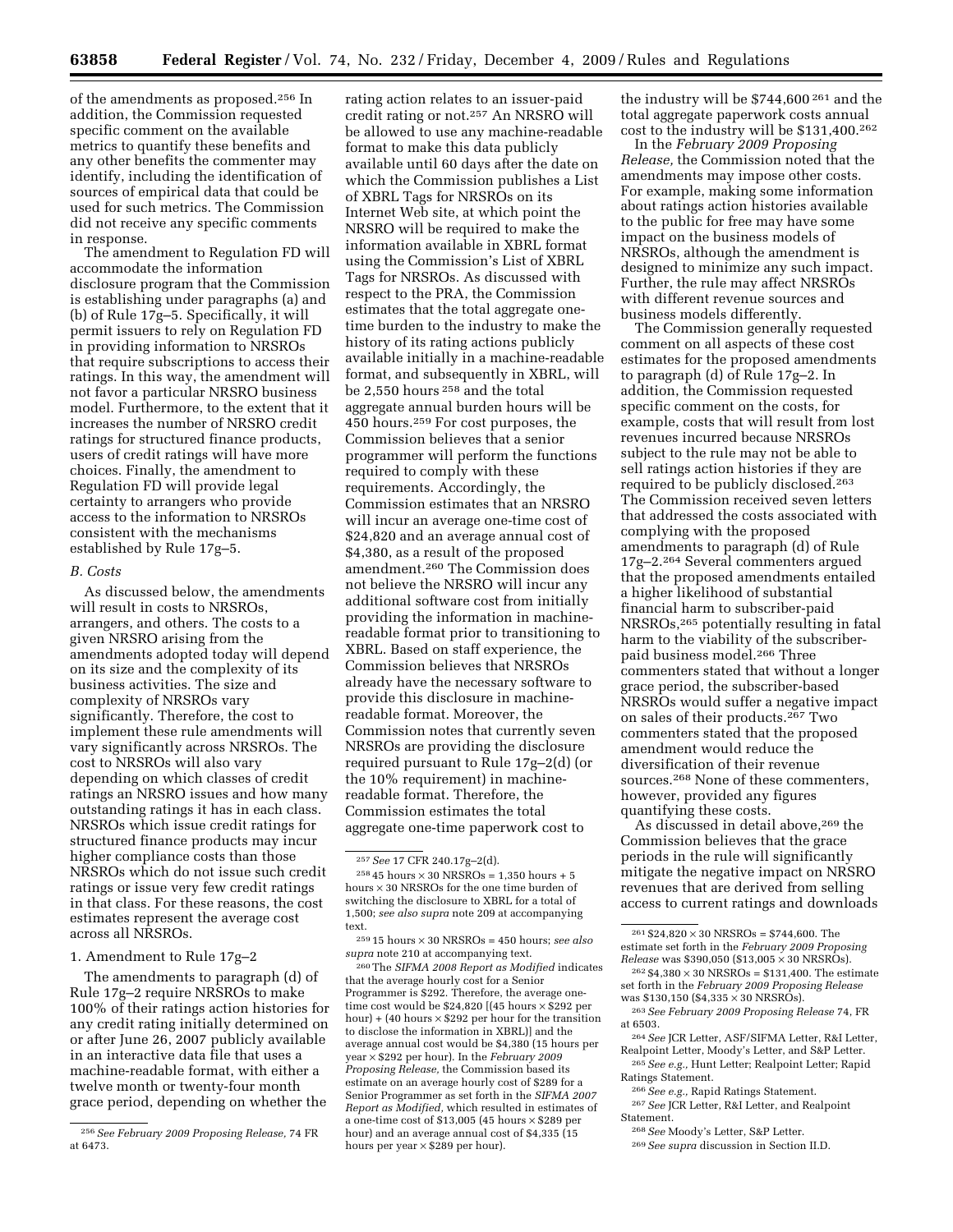of the amendments as proposed.[256] In addition, the Commission requested specific comment on the available metrics to quantify these benefits and any other benefits the commenter may identify, including the identification of sources of empirical data that could be used for such metrics. The Commission did not receive any specific comments in response.

The amendment to Regulation FD will accommodate the information disclosure program that the Commission is establishing under paragraphs (a) and (b) of Rule 17g–5. Specifically, it will permit issuers to rely on Regulation FD in providing information to NRSROs that require subscriptions to access their ratings. In this way, the amendment will not favor a particular NRSRO business model. Furthermore, to the extent that it increases the number of NRSRO credit ratings for structured finance products, users of credit ratings will have more choices. Finally, the amendment to Regulation FD will provide legal certainty to arrangers who provide access to the information to NRSROs consistent with the mechanisms established by Rule 17g–5.

### *B. Costs*

As discussed below, the amendments will result in costs to NRSROs, arrangers, and others. The costs to a given NRSRO arising from the amendments adopted today will depend on its size and the complexity of its business activities. The size and complexity of NRSROs vary significantly. Therefore, the cost to implement these rule amendments will vary significantly across NRSROs. The cost to NRSROs will also vary depending on which classes of credit ratings an NRSRO issues and how many outstanding ratings it has in each class. NRSROs which issue credit ratings for structured finance products may incur higher compliance costs than those NRSROs which do not issue such credit ratings or issue very few credit ratings in that class. For these reasons, the cost estimates represent the average cost across all NRSROs.

#### 1. Amendment to Rule 17g–2

The amendments to paragraph (d) of Rule 17g–2 require NRSROs to make 100% of their ratings action histories for any credit rating initially determined on or after June 26, 2007 publicly available in an interactive data file that uses a machine-readable format, with either a twelve month or twenty-four month grace period, depending on whether the rating action relates to an issuer-paid credit rating or not.[257] An NRSRO will be allowed to use any machine-readable format to make this data publicly available until 60 days after the date on which the Commission publishes a List of XBRL Tags for NRSROs on its Internet Web site, at which point the NRSRO will be required to make the information available in XBRL format using the Commission's List of XBRL Tags for NRSROs. As discussed with respect to the PRA, the Commission estimates that the total aggregate one-time burden to the industry to make the history of its rating actions publicly available initially in a machine-readable format, and subsequently in XBRL, will be 2,550 hours [258] and the total aggregate annual burden hours will be 450 hours.[259] For cost purposes, the Commission believes that a senior programmer will perform the functions required to comply with these requirements. Accordingly, the Commission estimates that an NRSRO will incur an average one-time cost of $24,820 and an average annual cost of $4,380, as a result of the proposed amendment.[260] The Commission does not believe the NRSRO will incur any additional software cost from initially providing the information in machine-readable format prior to transitioning to XBRL. Based on staff experience, the Commission believes that NRSROs already have the necessary software to provide this disclosure in machine-readable format. Moreover, the Commission notes that currently seven NRSROs are providing the disclosure required pursuant to Rule 17g–2(d) (or the 10% requirement) in machine-readable format. Therefore, the Commission estimates the total aggregate one-time paperwork cost to the industry will be $744,600 [261] and the total aggregate paperwork costs annual cost to the industry will be $131,400.[262]

In the *February 2009 Proposing Release,* the Commission noted that the amendments may impose other costs. For example, making some information about ratings action histories available to the public for free may have some impact on the business models of NRSROs, although the amendment is designed to minimize any such impact. Further, the rule may affect NRSROs with different revenue sources and business models differently.

The Commission generally requested comment on all aspects of these cost estimates for the proposed amendments to paragraph (d) of Rule 17g–2. In addition, the Commission requested specific comment on the costs, for example, costs that will result from lost revenues incurred because NRSROs subject to the rule may not be able to sell ratings action histories if they are required to be publicly disclosed.[263] The Commission received seven letters that addressed the costs associated with complying with the proposed amendments to paragraph (d) of Rule 17g–2.[264] Several commenters argued that the proposed amendments entailed a higher likelihood of substantial financial harm to subscriber-paid NRSROs,[265] potentially resulting in fatal harm to the viability of the subscriber-paid business model.[266] Three commenters stated that without a longer grace period, the subscriber-based NRSROs would suffer a negative impact on sales of their products.[267] Two commenters stated that the proposed amendment would reduce the diversification of their revenue sources.[268] None of these commenters, however, provided any figures quantifying these costs.

As discussed in detail above,[269] the Commission believes that the grace periods in the rule will significantly mitigate the negative impact on NRSRO revenues that are derived from selling access to current ratings and downloads

---

[256] *See February 2009 Proposing Release,* 74 FR at 6473.

[257] *See* 17 CFR 240.17g–2(d).

[258] 45 hours × 30 NRSROs = 1,350 hours + 5 hours × 30 NRSROs for the one time burden of switching the disclosure to XBRL for a total of 1,500; *see also supra* note 209 at accompanying text.

[259] 15 hours × 30 NRSROs = 450 hours; *see also supra* note 210 at accompanying text.

[260] The *SIFMA 2008 Report as Modified* indicates that the average hourly cost for a Senior Programmer is $292. Therefore, the average one-time cost would be $24,820 [(45 hours × $292 per hour) + (40 hours × $292 per hour for the transition to disclose the information in XBRL)] and the average annual cost would be $4,380 (15 hours per year × $292 per hour). In the *February 2009 Proposing Release,* the Commission based its estimate on an average hourly cost of $289 for a Senior Programmer as set forth in the *SIFMA 2007 Report as Modified,* which resulted in estimates of a one-time cost of $13,005 (45 hours × $289 per hour) and an average annual cost of $4,335 (15 hours per year × $289 per hour).

[261] $24,820 × 30 NRSROs = $744,600. The estimate set forth in the *February 2009 Proposing Release* was $390,050 ($13,005 × 30 NRSROs).

[262] $4,380 × 30 NRSROs = $131,400. The estimate set forth in the *February 2009 Proposing Release* was $130,150 ($4,335 × 30 NRSROs).

[263] *See February 2009 Proposing Release* 74, FR at 6503.

[264] *See* JCR Letter, ASF/SIFMA Letter, R&I Letter, Realpoint Letter, Moody's Letter, and S&P Letter.

[265] *See e.g.,* Hunt Letter; Realpoint Letter; Rapid Ratings Statement.

[266] *See e.g.,* Rapid Ratings Statement.

[267] *See* JCR Letter, R&I Letter, and Realpoint Statement.

[268] *See* Moody's Letter, S&P Letter.

[269] *See supra* discussion in Section II.D.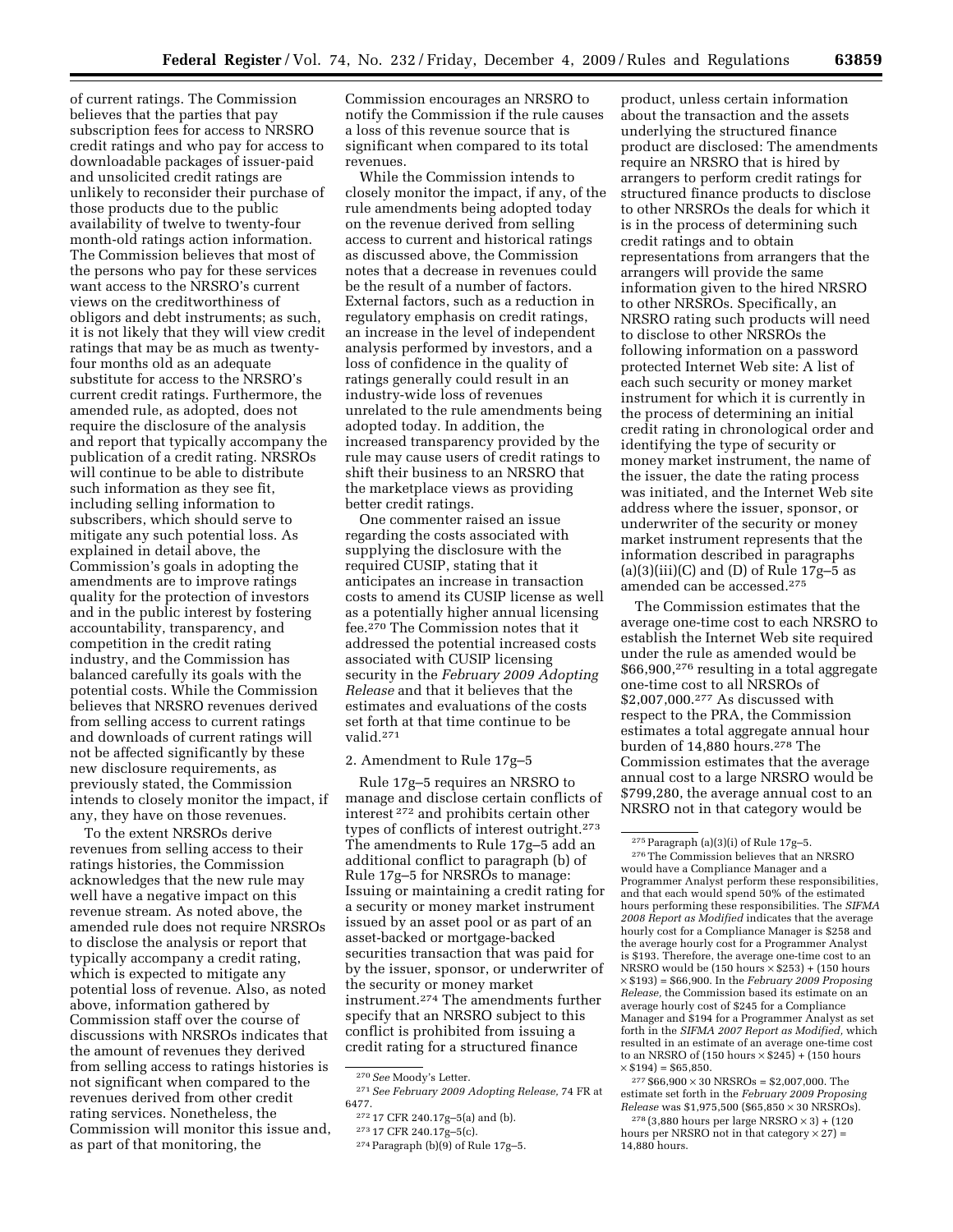of current ratings. The Commission believes that the parties that pay subscription fees for access to NRSRO credit ratings and who pay for access to downloadable packages of issuer-paid and unsolicited credit ratings are unlikely to reconsider their purchase of those products due to the public availability of twelve to twenty-four month-old ratings action information. The Commission believes that most of the persons who pay for these services want access to the NRSRO's current views on the creditworthiness of obligors and debt instruments; as such, it is not likely that they will view credit ratings that may be as much as twenty-four months old as an adequate substitute for access to the NRSRO's current credit ratings. Furthermore, the amended rule, as adopted, does not require the disclosure of the analysis and report that typically accompany the publication of a credit rating. NRSROs will continue to be able to distribute such information as they see fit, including selling information to subscribers, which should serve to mitigate any such potential loss. As explained in detail above, the Commission's goals in adopting the amendments are to improve ratings quality for the protection of investors and in the public interest by fostering accountability, transparency, and competition in the credit rating industry, and the Commission has balanced carefully its goals with the potential costs. While the Commission believes that NRSRO revenues derived from selling access to current ratings and downloads of current ratings will not be affected significantly by these new disclosure requirements, as previously stated, the Commission intends to closely monitor the impact, if any, they have on those revenues.

To the extent NRSROs derive revenues from selling access to their ratings histories, the Commission acknowledges that the new rule may well have a negative impact on this revenue stream. As noted above, the amended rule does not require NRSROs to disclose the analysis or report that typically accompany a credit rating, which is expected to mitigate any potential loss of revenue. Also, as noted above, information gathered by Commission staff over the course of discussions with NRSROs indicates that the amount of revenues they derived from selling access to ratings histories is not significant when compared to the revenues derived from other credit rating services. Nonetheless, the Commission will monitor this issue and, as part of that monitoring, the Commission encourages an NRSRO to notify the Commission if the rule causes a loss of this revenue source that is significant when compared to its total revenues.

While the Commission intends to closely monitor the impact, if any, of the rule amendments being adopted today on the revenue derived from selling access to current and historical ratings as discussed above, the Commission notes that a decrease in revenues could be the result of a number of factors. External factors, such as a reduction in regulatory emphasis on credit ratings, an increase in the level of independent analysis performed by investors, and a loss of confidence in the quality of ratings generally could result in an industry-wide loss of revenues unrelated to the rule amendments being adopted today. In addition, the increased transparency provided by the rule may cause users of credit ratings to shift their business to an NRSRO that the marketplace views as providing better credit ratings.

One commenter raised an issue regarding the costs associated with supplying the disclosure with the required CUSIP, stating that it anticipates an increase in transaction costs to amend its CUSIP license as well as a potentially higher annual licensing fee.[270] The Commission notes that it addressed the potential increased costs associated with CUSIP licensing security in the *February 2009 Adopting Release* and that it believes that the estimates and evaluations of the costs set forth at that time continue to be valid.[271]

2. Amendment to Rule 17g–5

Rule 17g–5 requires an NRSRO to manage and disclose certain conflicts of interest [272] and prohibits certain other types of conflicts of interest outright.[273] The amendments to Rule 17g–5 add an additional conflict to paragraph (b) of Rule 17g–5 for NRSROs to manage: Issuing or maintaining a credit rating for a security or money market instrument issued by an asset pool or as part of an asset-backed or mortgage-backed securities transaction that was paid for by the issuer, sponsor, or underwriter of the security or money market instrument.[274] The amendments further specify that an NRSRO subject to this conflict is prohibited from issuing a credit rating for a structured finance product, unless certain information about the transaction and the assets underlying the structured finance product are disclosed: The amendments require an NRSRO that is hired by arrangers to perform credit ratings for structured finance products to disclose to other NRSROs the deals for which it is in the process of determining such credit ratings and to obtain representations from arrangers that the arrangers will provide the same information given to the hired NRSRO to other NRSROs. Specifically, an NRSRO rating such products will need to disclose to other NRSROs the following information on a password protected Internet Web site: A list of each such security or money market instrument for which it is currently in the process of determining an initial credit rating in chronological order and identifying the type of security or money market instrument, the name of the issuer, the date the rating process was initiated, and the Internet Web site address where the issuer, sponsor, or underwriter of the security or money market instrument represents that the information described in paragraphs (a)(3)(iii)(C) and (D) of Rule 17g–5 as amended can be accessed.[275]

The Commission estimates that the average one-time cost to each NRSRO to establish the Internet Web site required under the rule as amended would be \$66,900,[276] resulting in a total aggregate one-time cost to all NRSROs of \$2,007,000.[277] As discussed with respect to the PRA, the Commission estimates a total aggregate annual hour burden of 14,880 hours.[278] The Commission estimates that the average annual cost to a large NRSRO would be \$799,280, the average annual cost to an NRSRO not in that category would be

---

[270] *See* Moody's Letter.

[271] *See February 2009 Adopting Release,* 74 FR at 6477.

[272] 17 CFR 240.17g–5(a) and (b).

[273] 17 CFR 240.17g–5(c).

[274] Paragraph (b)(9) of Rule 17g–5.

[275] Paragraph (a)(3)(i) of Rule 17g–5.

[276] The Commission believes that an NRSRO would have a Compliance Manager and a Programmer Analyst perform these responsibilities, and that each would spend 50% of the estimated hours performing these responsibilities. The *SIFMA 2008 Report as Modified* indicates that the average hourly cost for a Compliance Manager is \$258 and the average hourly cost for a Programmer Analyst is \$193. Therefore, the average one-time cost to an NRSRO would be (150 hours × \$253) + (150 hours × \$193) = \$66,900. In the *February 2009 Proposing Release,* the Commission based its estimate on an average hourly cost of \$245 for a Compliance Manager and \$194 for a Programmer Analyst as set forth in the *SIFMA 2007 Report as Modified,* which resulted in an estimate of an average one-time cost to an NRSRO of (150 hours × \$245) + (150 hours × \$194) = \$65,850.

[277] \$66,900 × 30 NRSROs = \$2,007,000. The estimate set forth in the *February 2009 Proposing Release* was \$1,975,500 (\$65,850 × 30 NRSROs).

[278] (3,880 hours per large NRSRO × 3) + (120 hours per NRSRO not in that category × 27) = 14,880 hours.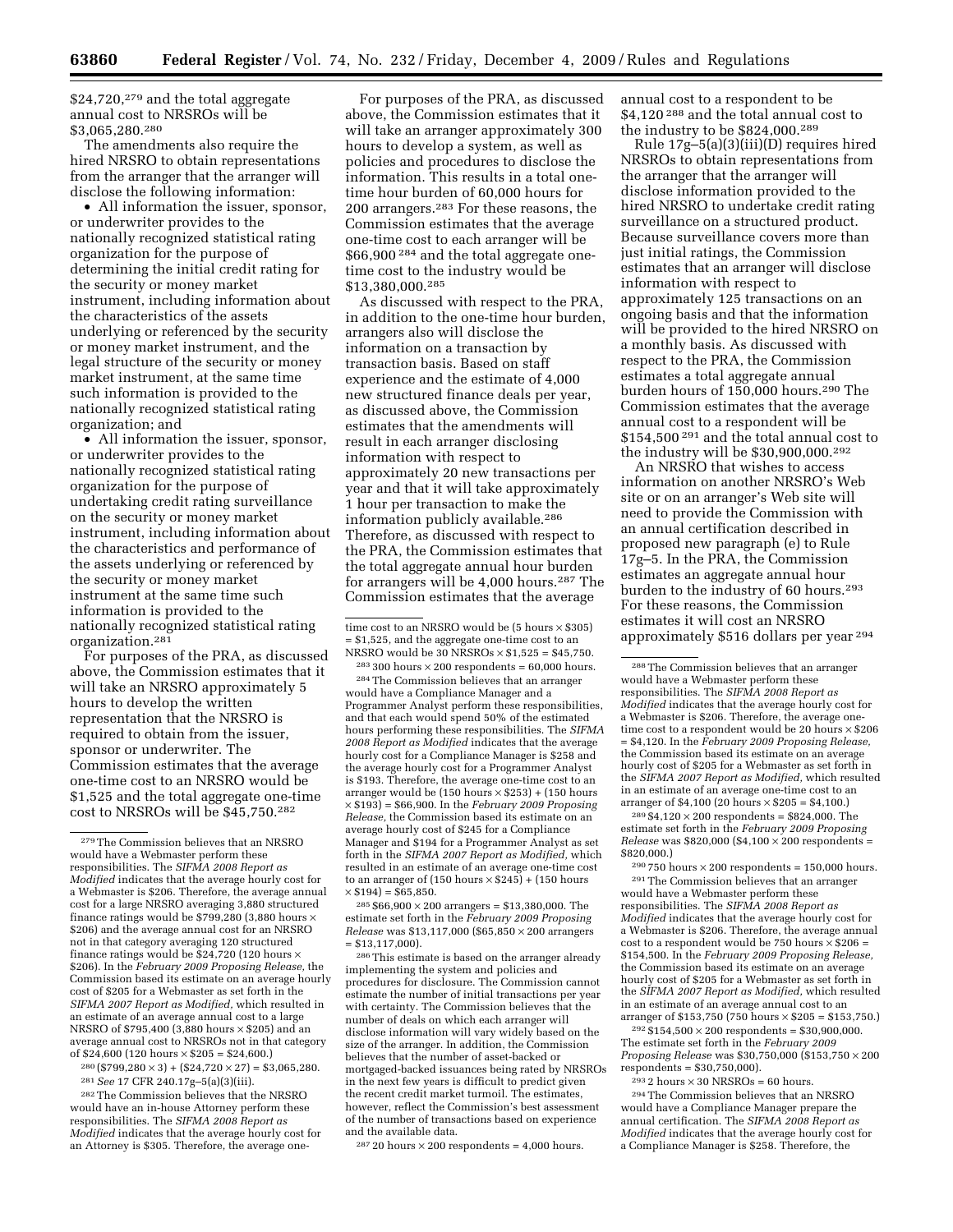$24,720,[279] and the total aggregate annual cost to NRSROs will be $3,065,280.[280]

The amendments also require the hired NRSRO to obtain representations from the arranger that the arranger will disclose the following information:

- All information the issuer, sponsor, or underwriter provides to the nationally recognized statistical rating organization for the purpose of determining the initial credit rating for the security or money market instrument, including information about the characteristics of the assets underlying or referenced by the security or money market instrument, and the legal structure of the security or money market instrument, at the same time such information is provided to the nationally recognized statistical rating organization; and
- All information the issuer, sponsor, or underwriter provides to the nationally recognized statistical rating organization for the purpose of undertaking credit rating surveillance on the security or money market instrument, including information about the characteristics and performance of the assets underlying or referenced by the security or money market instrument at the same time such information is provided to the nationally recognized statistical rating organization.[281]

For purposes of the PRA, as discussed above, the Commission estimates that it will take an NRSRO approximately 5 hours to develop the written representation that the NRSRO is required to obtain from the issuer, sponsor or underwriter. The Commission estimates that the average one-time cost to an NRSRO would be $1,525 and the total aggregate one-time cost to NRSROs will be $45,750.[282]

For purposes of the PRA, as discussed above, the Commission estimates that it will take an arranger approximately 300 hours to develop a system, as well as policies and procedures to disclose the information. This results in a total one-time hour burden of 60,000 hours for 200 arrangers.[283] For these reasons, the Commission estimates that the average one-time cost to each arranger will be $66,900 [284] and the total aggregate one-time cost to the industry would be $13,380,000.[285]

As discussed with respect to the PRA, in addition to the one-time hour burden, arrangers also will disclose the information on a transaction by transaction basis. Based on staff experience and the estimate of 4,000 new structured finance deals per year, as discussed above, the Commission estimates that the amendments will result in each arranger disclosing information with respect to approximately 20 new transactions per year and that it will take approximately 1 hour per transaction to make the information publicly available.[286] Therefore, as discussed with respect to the PRA, the Commission estimates that the total aggregate annual hour burden for arrangers will be 4,000 hours.[287] The Commission estimates that the average annual cost to a respondent to be $4,120 [288] and the total annual cost to the industry to be $824,000.[289]

Rule 17g–5(a)(3)(iii)(D) requires hired NRSROs to obtain representations from the arranger that the arranger will disclose information provided to the hired NRSRO to undertake credit rating surveillance on a structured product. Because surveillance covers more than just initial ratings, the Commission estimates that an arranger will disclose information with respect to approximately 125 transactions on an ongoing basis and that the information will be provided to the hired NRSRO on a monthly basis. As discussed with respect to the PRA, the Commission estimates a total aggregate annual burden hours of 150,000 hours.[290] The Commission estimates that the average annual cost to a respondent will be $154,500 [291] and the total annual cost to the industry will be $30,900,000.[292]

An NRSRO that wishes to access information on another NRSRO's Web site or on an arranger's Web site will need to provide the Commission with an annual certification described in proposed new paragraph (e) to Rule 17g–5. In the PRA, the Commission estimates an aggregate annual hour burden to the industry of 60 hours.[293] For these reasons, the Commission estimates it will cost an NRSRO approximately $516 dollars per year [294]

---

[279] The Commission believes that an NRSRO would have a Webmaster perform these responsibilities. The *SIFMA 2008 Report as Modified* indicates that the average hourly cost for a Webmaster is $206. Therefore, the average annual cost for a large NRSRO averaging 3,880 structured finance ratings would be $799,280 (3,880 hours × $206) and the average annual cost for an NRSRO not in that category averaging 120 structured finance ratings would be $24,720 (120 hours × $206). In the *February 2009 Proposing Release,* the Commission based its estimate on an average hourly cost of $205 for a Webmaster as set forth in the *SIFMA 2007 Report as Modified,* which resulted in an estimate of an average annual cost to a large NRSRO of $795,400 (3,880 hours × $205) and an average annual cost to NRSROs not in that category of $24,600 (120 hours × $205 = $24,600.)

[280] ($799,280 × 3) + ($24,720 × 27) = $3,065,280.

[281] *See* 17 CFR 240.17g–5(a)(3)(iii).

[282] The Commission believes that the NRSRO would have an in-house Attorney perform these responsibilities. The *SIFMA 2008 Report as Modified* indicates that the average hourly cost for an Attorney is $305. Therefore, the average one-time cost to an NRSRO would be (5 hours × $305) = $1,525, and the aggregate one-time cost to an NRSRO would be 30 NRSROs × $1,525 = $45,750.

[283] 300 hours × 200 respondents = 60,000 hours.

[284] The Commission believes that an arranger would have a Compliance Manager and a Programmer Analyst perform these responsibilities, and that each would spend 50% of the estimated hours performing these responsibilities. The *SIFMA 2008 Report as Modified* indicates that the average hourly cost for a Compliance Manager is $258 and the average hourly cost for a Programmer Analyst is $193. Therefore, the average one-time cost to an arranger would be (150 hours × $253) + (150 hours × $193) = $66,900. In the *February 2009 Proposing Release,* the Commission based its estimate on an average hourly cost of $245 for a Compliance Manager and $194 for a Programmer Analyst as set forth in the *SIFMA 2007 Report as Modified,* which resulted in an estimate of an average one-time cost to an arranger of (150 hours × $245) + (150 hours × $194) = $65,850.

[285] $66,900 × 200 arrangers = $13,380,000. The estimate set forth in the *February 2009 Proposing Release* was $13,117,000 ($65,850 × 200 arrangers = $13,117,000).

[286] This estimate is based on the arranger already implementing the system and policies and procedures for disclosure. The Commission cannot estimate the number of initial transactions per year with certainty. The Commission believes that the number of deals on which each arranger will disclose information will vary widely based on the size of the arranger. In addition, the Commission believes that the number of asset-backed or mortgaged-backed issuances being rated by NRSROs in the next few years is difficult to predict given the recent credit market turmoil. The estimates, however, reflect the Commission's best assessment of the number of transactions based on experience and the available data.

[287] 20 hours × 200 respondents = 4,000 hours.

[288] The Commission believes that an arranger would have a Webmaster perform these responsibilities. The *SIFMA 2008 Report as Modified* indicates that the average hourly cost for a Webmaster is $206. Therefore, the average one-time cost to a respondent would be 20 hours × $206 = $4,120. In the *February 2009 Proposing Release,* the Commission based its estimate on an average hourly cost of $205 for a Webmaster as set forth in the *SIFMA 2007 Report as Modified,* which resulted in an estimate of an average one-time cost to an arranger of $4,100 (20 hours × $205 = $4,100.)

[289] $4,120 × 200 respondents = $824,000. The estimate set forth in the *February 2009 Proposing Release* was $820,000 ($4,100 × 200 respondents = $820,000.)

[290] 750 hours × 200 respondents = 150,000 hours.

[291] The Commission believes that an arranger would have a Webmaster perform these responsibilities. The *SIFMA 2008 Report as Modified* indicates that the average hourly cost for a Webmaster is $206. Therefore, the average annual cost to a respondent would be 750 hours × $206 = $154,500. In the *February 2009 Proposing Release,* the Commission based its estimate on an average hourly cost of $205 for a Webmaster as set forth in the *SIFMA 2007 Report as Modified,* which resulted in an estimate of an average annual cost to an arranger of $153,750 (750 hours × $205 = $153,750.)

[292] $154,500 × 200 respondents = $30,900,000. The estimate set forth in the *February 2009 Proposing Release* was $30,750,000 ($153,750 × 200 respondents = $30,750,000).

[293] 2 hours × 30 NRSROs = 60 hours.

[294] The Commission believes that an NRSRO would have a Compliance Manager prepare the annual certification. The *SIFMA 2008 Report as Modified* indicates that the average hourly cost for a Compliance Manager is $258. Therefore, the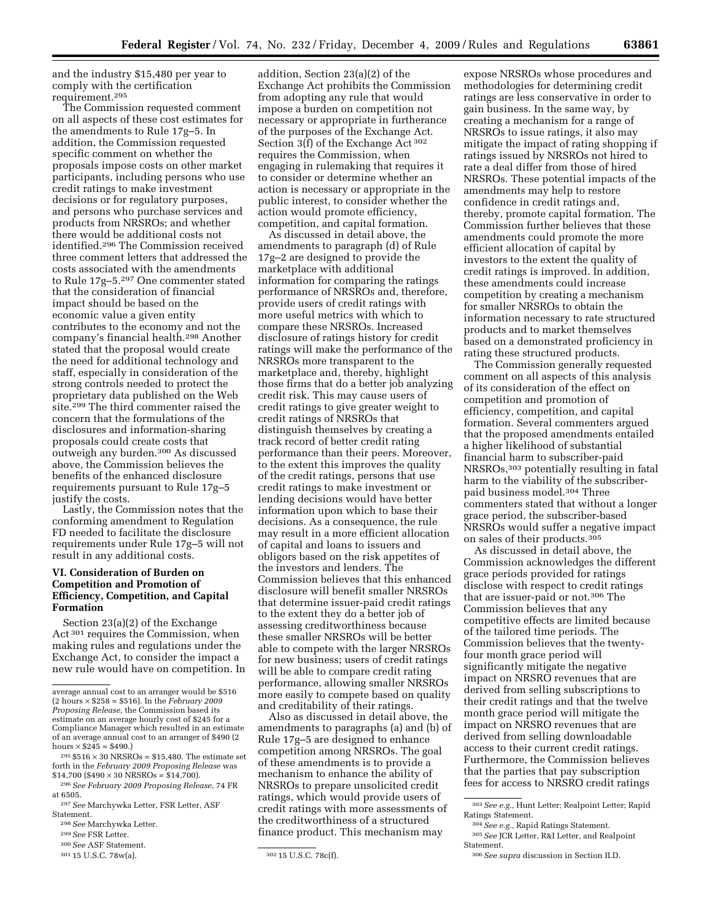and the industry $15,480 per year to comply with the certification requirement.[295]

The Commission requested comment on all aspects of these cost estimates for the amendments to Rule 17g–5. In addition, the Commission requested specific comment on whether the proposals impose costs on other market participants, including persons who use credit ratings to make investment decisions or for regulatory purposes, and persons who purchase services and products from NRSROs; and whether there would be additional costs not identified.[296] The Commission received three comment letters that addressed the costs associated with the amendments to Rule 17g–5.[297] One commenter stated that the consideration of financial impact should be based on the economic value a given entity contributes to the economy and not the company's financial health.[298] Another stated that the proposal would create the need for additional technology and staff, especially in consideration of the strong controls needed to protect the proprietary data published on the Web site.[299] The third commenter raised the concern that the formulations of the disclosures and information-sharing proposals could create costs that outweigh any burden.[300] As discussed above, the Commission believes the benefits of the enhanced disclosure requirements pursuant to Rule 17g–5 justify the costs.

Lastly, the Commission notes that the conforming amendment to Regulation FD needed to facilitate the disclosure requirements under Rule 17g–5 will not result in any additional costs.

### VI. Consideration of Burden on Competition and Promotion of Efficiency, Competition, and Capital Formation

Section 23(a)(2) of the Exchange Act[301] requires the Commission, when making rules and regulations under the Exchange Act, to consider the impact a new rule would have on competition. In addition, Section 23(a)(2) of the Exchange Act prohibits the Commission from adopting any rule that would impose a burden on competition not necessary or appropriate in furtherance of the purposes of the Exchange Act. Section 3(f) of the Exchange Act[302] requires the Commission, when engaging in rulemaking that requires it to consider or determine whether an action is necessary or appropriate in the public interest, to consider whether the action would promote efficiency, competition, and capital formation.

As discussed in detail above, the amendments to paragraph (d) of Rule 17g–2 are designed to provide the marketplace with additional information for comparing the ratings performance of NRSROs and, therefore, provide users of credit ratings with more useful metrics with which to compare these NRSROs. Increased disclosure of ratings history for credit ratings will make the performance of the NRSROs more transparent to the marketplace and, thereby, highlight those firms that do a better job analyzing credit risk. This may cause users of credit ratings to give greater weight to credit ratings of NRSROs that distinguish themselves by creating a track record of better credit rating performance than their peers. Moreover, to the extent this improves the quality of the credit ratings, persons that use credit ratings to make investment or lending decisions would have better information upon which to base their decisions. As a consequence, the rule may result in a more efficient allocation of capital and loans to issuers and obligors based on the risk appetites of the investors and lenders. The Commission believes that this enhanced disclosure will benefit smaller NRSROs that determine issuer-paid credit ratings to the extent they do a better job of assessing creditworthiness because these smaller NRSROs will be better able to compete with the larger NRSROs for new business; users of credit ratings will be able to compare credit rating performance, allowing smaller NRSROs more easily to compete based on quality and creditability of their ratings.

Also as discussed in detail above, the amendments to paragraphs (a) and (b) of Rule 17g–5 are designed to enhance competition among NRSROs. The goal of these amendments is to provide a mechanism to enhance the ability of NRSROs to prepare unsolicited credit ratings, which would provide users of credit ratings with more assessments of the creditworthiness of a structured finance product. This mechanism may expose NRSROs whose procedures and methodologies for determining credit ratings are less conservative in order to gain business. In the same way, by creating a mechanism for a range of NRSROs to issue ratings, it also may mitigate the impact of rating shopping if ratings issued by NRSROs not hired to rate a deal differ from those of hired NRSROs. These potential impacts of the amendments may help to restore confidence in credit ratings and, thereby, promote capital formation. The Commission further believes that these amendments could promote the more efficient allocation of capital by investors to the extent the quality of credit ratings is improved. In addition, these amendments could increase competition by creating a mechanism for smaller NRSROs to obtain the information necessary to rate structured products and to market themselves based on a demonstrated proficiency in rating these structured products.

The Commission generally requested comment on all aspects of this analysis of its consideration of the effect on competition and promotion of efficiency, competition, and capital formation. Several commenters argued that the proposed amendments entailed a higher likelihood of substantial financial harm to subscriber-paid NRSROs,[303] potentially resulting in fatal harm to the viability of the subscriber-paid business model.[304] Three commenters stated that without a longer grace period, the subscriber-based NRSROs would suffer a negative impact on sales of their products.[305]

As discussed in detail above, the Commission acknowledges the different grace periods provided for ratings disclose with respect to credit ratings that are issuer-paid or not.[306] The Commission believes that any competitive effects are limited because of the tailored time periods. The Commission believes that the twenty-four month grace period will significantly mitigate the negative impact on NRSRO revenues that are derived from selling subscriptions to their credit ratings and that the twelve month grace period will mitigate the impact on NRSRO revenues that are derived from selling downloadable access to their current credit ratings. Furthermore, the Commission believes that the parties that pay subscription fees for access to NRSRO credit ratings

---

average annual cost to an arranger would be $516 (2 hours × $258 = $516). In the *February 2009 Proposing Release,* the Commission based its estimate on an average hourly cost of $245 for a Compliance Manager which resulted in an estimate of an average annual cost to an arranger of $490 (2 hours × $245 = $490.)

[295] $516 × 30 NRSROs = $15,480. The estimate set forth in the *February 2009 Proposing Release* was $14,700 ($490 × 30 NRSROs = $14,700).

[296] *See February 2009 Proposing Release,* 74 FR at 6505.

[297] *See* Marchywka Letter, FSR Letter, ASF Statement.

[298] *See* Marchywka Letter.

[299] *See* FSR Letter.

[300] *See* ASF Statement.

[301] 15 U.S.C. 78w(a).

[302] 15 U.S.C. 78c(f).

[303] *See e.g.,* Hunt Letter; Realpoint Letter; Rapid Ratings Statement.

[304] *See e.g.,* Rapid Ratings Statement.

[305] *See* JCR Letter, R&I Letter, and Realpoint Statement.

[306] *See supra* discussion in Section II.D.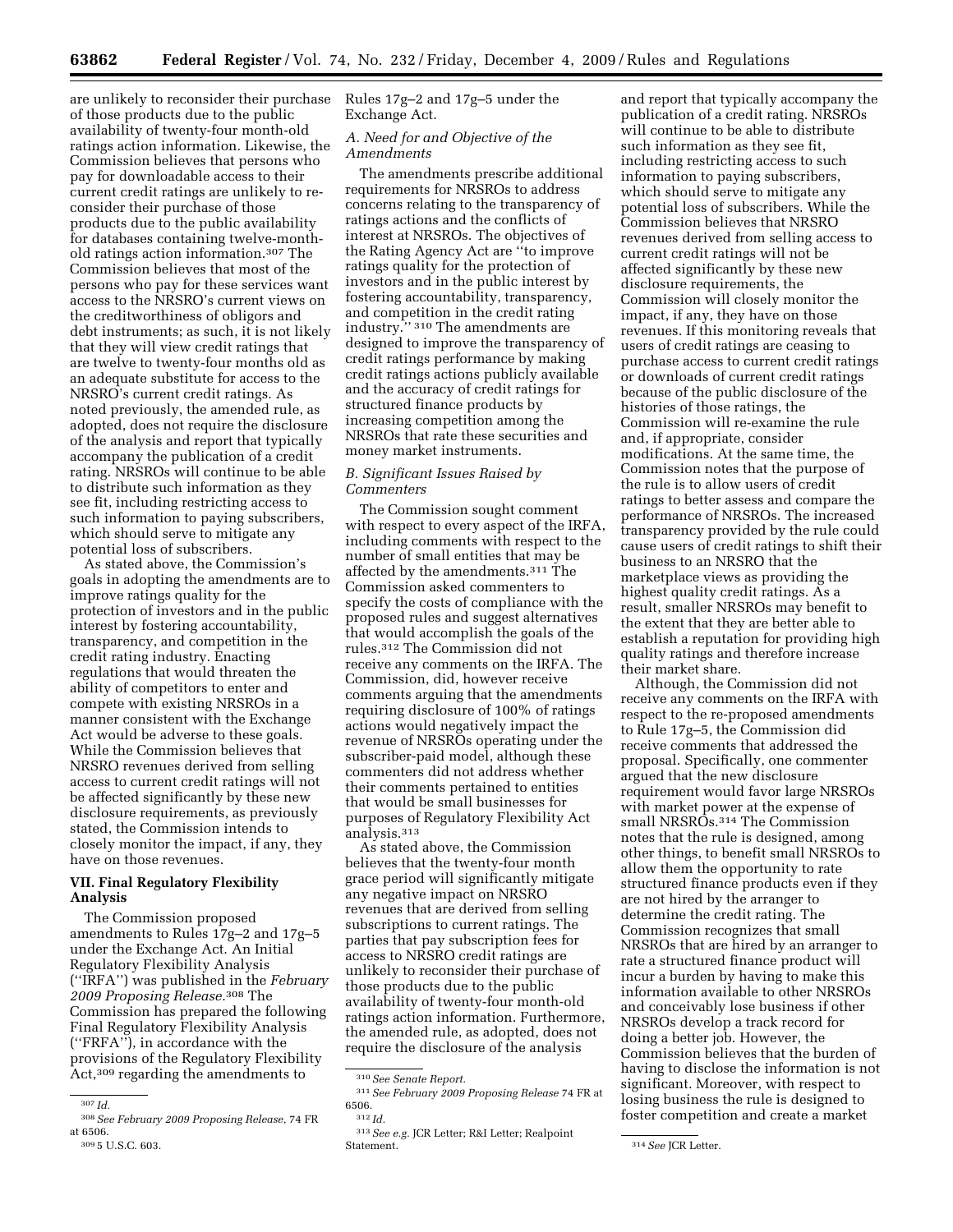are unlikely to reconsider their purchase of those products due to the public availability of twenty-four month-old ratings action information. Likewise, the Commission believes that persons who pay for downloadable access to their current credit ratings are unlikely to re-consider their purchase of those products due to the public availability for databases containing twelve-month-old ratings action information.[307] The Commission believes that most of the persons who pay for these services want access to the NRSRO's current views on the creditworthiness of obligors and debt instruments; as such, it is not likely that they will view credit ratings that are twelve to twenty-four months old as an adequate substitute for access to the NRSRO's current credit ratings. As noted previously, the amended rule, as adopted, does not require the disclosure of the analysis and report that typically accompany the publication of a credit rating. NRSROs will continue to be able to distribute such information as they see fit, including restricting access to such information to paying subscribers, which should serve to mitigate any potential loss of subscribers.

As stated above, the Commission's goals in adopting the amendments are to improve ratings quality for the protection of investors and in the public interest by fostering accountability, transparency, and competition in the credit rating industry. Enacting regulations that would threaten the ability of competitors to enter and compete with existing NRSROs in a manner consistent with the Exchange Act would be adverse to these goals. While the Commission believes that NRSRO revenues derived from selling access to current credit ratings will not be affected significantly by these new disclosure requirements, as previously stated, the Commission intends to closely monitor the impact, if any, they have on those revenues.

## VII. Final Regulatory Flexibility Analysis

The Commission proposed amendments to Rules 17g–2 and 17g–5 under the Exchange Act. An Initial Regulatory Flexibility Analysis (''IRFA'') was published in the *February 2009 Proposing Release*.[308] The Commission has prepared the following Final Regulatory Flexibility Analysis (''FRFA''), in accordance with the provisions of the Regulatory Flexibility Act,[309] regarding the amendments to Rules 17g–2 and 17g–5 under the Exchange Act.

### A. Need for and Objective of the Amendments

The amendments prescribe additional requirements for NRSROs to address concerns relating to the transparency of ratings actions and the conflicts of interest at NRSROs. The objectives of the Rating Agency Act are ''to improve ratings quality for the protection of investors and in the public interest by fostering accountability, transparency, and competition in the credit rating industry.'' [310] The amendments are designed to improve the transparency of credit ratings performance by making credit ratings actions publicly available and the accuracy of credit ratings for structured finance products by increasing competition among the NRSROs that rate these securities and money market instruments.

### B. Significant Issues Raised by Commenters

The Commission sought comment with respect to every aspect of the IRFA, including comments with respect to the number of small entities that may be affected by the amendments.[311] The Commission asked commenters to specify the costs of compliance with the proposed rules and suggest alternatives that would accomplish the goals of the rules.[312] The Commission did not receive any comments on the IRFA. The Commission, did, however receive comments arguing that the amendments requiring disclosure of 100% of ratings actions would negatively impact the revenue of NRSROs operating under the subscriber-paid model, although these commenters did not address whether their comments pertained to entities that would be small businesses for purposes of Regulatory Flexibility Act analysis.[313]

As stated above, the Commission believes that the twenty-four month grace period will significantly mitigate any negative impact on NRSRO revenues that are derived from selling subscriptions to current ratings. The parties that pay subscription fees for access to NRSRO credit ratings are unlikely to reconsider their purchase of those products due to the public availability of twenty-four month-old ratings action information. Furthermore, the amended rule, as adopted, does not require the disclosure of the analysis and report that typically accompany the publication of a credit rating. NRSROs will continue to be able to distribute such information as they see fit, including restricting access to such information to paying subscribers, which should serve to mitigate any potential loss of subscribers. While the Commission believes that NRSRO revenues derived from selling access to current credit ratings will not be affected significantly by these new disclosure requirements, the Commission will closely monitor the impact, if any, they have on those revenues. If this monitoring reveals that users of credit ratings are ceasing to purchase access to current credit ratings or downloads of current credit ratings because of the public disclosure of the histories of those ratings, the Commission will re-examine the rule and, if appropriate, consider modifications. At the same time, the Commission notes that the purpose of the rule is to allow users of credit ratings to better assess and compare the performance of NRSROs. The increased transparency provided by the rule could cause users of credit ratings to shift their business to an NRSRO that the marketplace views as providing the highest quality credit ratings. As a result, smaller NRSROs may benefit to the extent that they are better able to establish a reputation for providing high quality ratings and therefore increase their market share.

Although, the Commission did not receive any comments on the IRFA with respect to the re-proposed amendments to Rule 17g–5, the Commission did receive comments that addressed the proposal. Specifically, one commenter argued that the new disclosure requirement would favor large NRSROs with market power at the expense of small NRSROs.[314] The Commission notes that the rule is designed, among other things, to benefit small NRSROs to allow them the opportunity to rate structured finance products even if they are not hired by the arranger to determine the credit rating. The Commission recognizes that small NRSROs that are hired by an arranger to rate a structured finance product will incur a burden by having to make this information available to other NRSROs and conceivably lose business if other NRSROs develop a track record for doing a better job. However, the Commission believes that the burden of having to disclose the information is not significant. Moreover, with respect to losing business the rule is designed to foster competition and create a market

---

[307] *Id.*

[308] *See February 2009 Proposing Release,* 74 FR at 6506.

[309] 5 U.S.C. 603.

[310] *See Senate Report.*

[311] *See February 2009 Proposing Release* 74 FR at 6506.

[312] *Id.*

[313] *See e.g.* JCR Letter; R&I Letter; Realpoint Statement.

[314] *See* JCR Letter.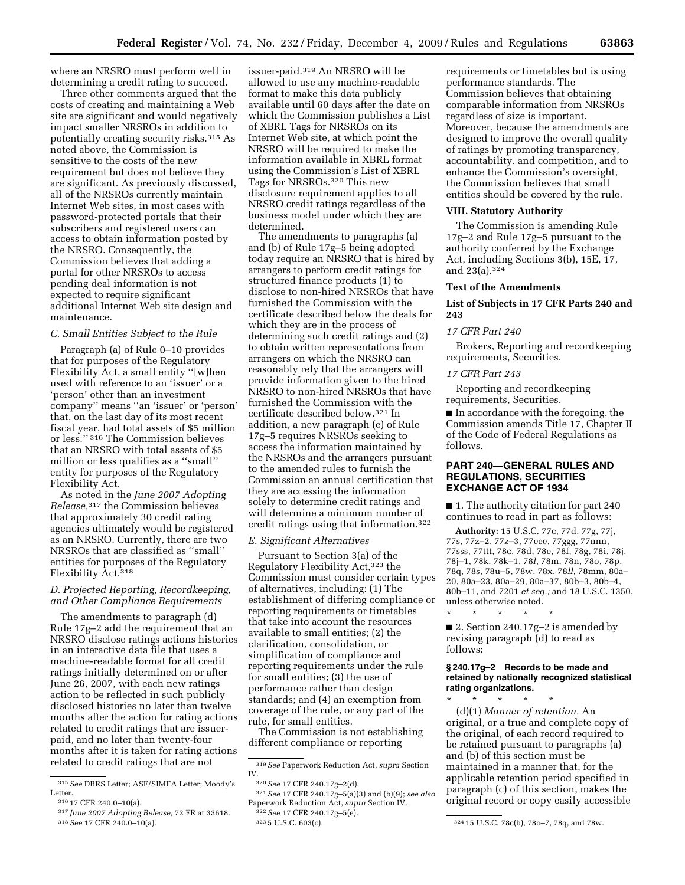where an NRSRO must perform well in determining a credit rating to succeed.

Three other comments argued that the costs of creating and maintaining a Web site are significant and would negatively impact smaller NRSROs in addition to potentially creating security risks.[315] As noted above, the Commission is sensitive to the costs of the new requirement but does not believe they are significant. As previously discussed, all of the NRSROs currently maintain Internet Web sites, in most cases with password-protected portals that their subscribers and registered users can access to obtain information posted by the NRSRO. Consequently, the Commission believes that adding a portal for other NRSROs to access pending deal information is not expected to require significant additional Internet Web site design and maintenance.

### *C. Small Entities Subject to the Rule*

Paragraph (a) of Rule 0–10 provides that for purposes of the Regulatory Flexibility Act, a small entity ''[w]hen used with reference to an 'issuer' or a 'person' other than an investment company'' means ''an 'issuer' or 'person' that, on the last day of its most recent fiscal year, had total assets of $5 million or less.'' [316] The Commission believes that an NRSRO with total assets of $5 million or less qualifies as a ''small'' entity for purposes of the Regulatory Flexibility Act.

As noted in the *June 2007 Adopting Release,*[317] the Commission believes that approximately 30 credit rating agencies ultimately would be registered as an NRSRO. Currently, there are two NRSROs that are classified as ''small'' entities for purposes of the Regulatory Flexibility Act.[318]

### *D. Projected Reporting, Recordkeeping, and Other Compliance Requirements*

The amendments to paragraph (d) Rule 17g–2 add the requirement that an NRSRO disclose ratings actions histories in an interactive data file that uses a machine-readable format for all credit ratings initially determined on or after June 26, 2007, with each new ratings action to be reflected in such publicly disclosed histories no later than twelve months after the action for rating actions related to credit ratings that are issuer-paid, and no later than twenty-four months after it is taken for rating actions related to credit ratings that are not issuer-paid.[319] An NRSRO will be allowed to use any machine-readable format to make this data publicly available until 60 days after the date on which the Commission publishes a List of XBRL Tags for NRSROs on its Internet Web site, at which point the NRSRO will be required to make the information available in XBRL format using the Commission's List of XBRL Tags for NRSROs.[320] This new disclosure requirement applies to all NRSRO credit ratings regardless of the business model under which they are determined.

The amendments to paragraphs (a) and (b) of Rule 17g–5 being adopted today require an NRSRO that is hired by arrangers to perform credit ratings for structured finance products (1) to disclose to non-hired NRSROs that have furnished the Commission with the certificate described below the deals for which they are in the process of determining such credit ratings and (2) to obtain written representations from arrangers on which the NRSRO can reasonably rely that the arrangers will provide information given to the hired NRSRO to non-hired NRSROs that have furnished the Commission with the certificate described below.[321] In addition, a new paragraph (e) of Rule 17g–5 requires NRSROs seeking to access the information maintained by the NRSROs and the arrangers pursuant to the amended rules to furnish the Commission an annual certification that they are accessing the information solely to determine credit ratings and will determine a minimum number of credit ratings using that information.[322]

### *E. Significant Alternatives*

Pursuant to Section 3(a) of the Regulatory Flexibility Act,[323] the Commission must consider certain types of alternatives, including: (1) The establishment of differing compliance or reporting requirements or timetables that take into account the resources available to small entities; (2) the clarification, consolidation, or simplification of compliance and reporting requirements under the rule for small entities; (3) the use of performance rather than design standards; and (4) an exemption from coverage of the rule, or any part of the rule, for small entities.

The Commission is not establishing different compliance or reporting requirements or timetables but is using performance standards. The Commission believes that obtaining comparable information from NRSROs regardless of size is important. Moreover, because the amendments are designed to improve the overall quality of ratings by promoting transparency, accountability, and competition, and to enhance the Commission's oversight, the Commission believes that small entities should be covered by the rule.

## VIII. Statutory Authority

The Commission is amending Rule 17g–2 and Rule 17g–5 pursuant to the authority conferred by the Exchange Act, including Sections 3(b), 15E, 17, and 23(a).[324]

## Text of the Amendments

## List of Subjects in 17 CFR Parts 240 and 243

### *17 CFR Part 240*

Brokers, Reporting and recordkeeping requirements, Securities.

### *17 CFR Part 243*

Reporting and recordkeeping requirements, Securities.

■ In accordance with the foregoing, the Commission amends Title 17, Chapter II of the Code of Federal Regulations as follows.

## PART 240—GENERAL RULES AND REGULATIONS, SECURITIES EXCHANGE ACT OF 1934

■ 1. The authority citation for part 240 continues to read in part as follows:

**Authority:** 15 U.S.C. 77c, 77d, 77g, 77j, 77s, 77z–2, 77z–3, 77eee, 77ggg, 77nnn, 77sss, 77ttt, 78c, 78d, 78e, 78f, 78g, 78i, 78j, 78j–1, 78k, 78k–1, 78*l*, 78m, 78n, 78o, 78p, 78q, 78s, 78u–5, 78w, 78x, 78*ll*, 78mm, 80a–20, 80a–23, 80a–29, 80a–37, 80b–3, 80b–4, 80b–11, and 7201 *et seq.;* and 18 U.S.C. 1350, unless otherwise noted.

\* \* \* \* \*

■ 2. Section 240.17g–2 is amended by revising paragraph (d) to read as follows:

### § 240.17g–2 Records to be made and retained by nationally recognized statistical rating organizations.

\* \* \* \* \*

(d)(1) *Manner of retention.* An original, or a true and complete copy of the original, of each record required to be retained pursuant to paragraphs (a) and (b) of this section must be maintained in a manner that, for the applicable retention period specified in paragraph (c) of this section, makes the original record or copy easily accessible

---

[315] *See* DBRS Letter; ASF/SIMFA Letter; Moody's Letter.

[316] 17 CFR 240.0–10(a).

[317] *June 2007 Adopting Release,* 72 FR at 33618.

[318] *See* 17 CFR 240.0–10(a).

[319] *See* Paperwork Reduction Act, *supra* Section IV.

[320] *See* 17 CFR 240.17g–2(d).

[321] *See* 17 CFR 240.17g–5(a)(3) and (b)(9); *see also* Paperwork Reduction Act, *supra* Section IV.

[322] *See* 17 CFR 240.17g–5(e).

[323] 5 U.S.C. 603(c).

[324] 15 U.S.C. 78c(b), 78o–7, 78q, and 78w.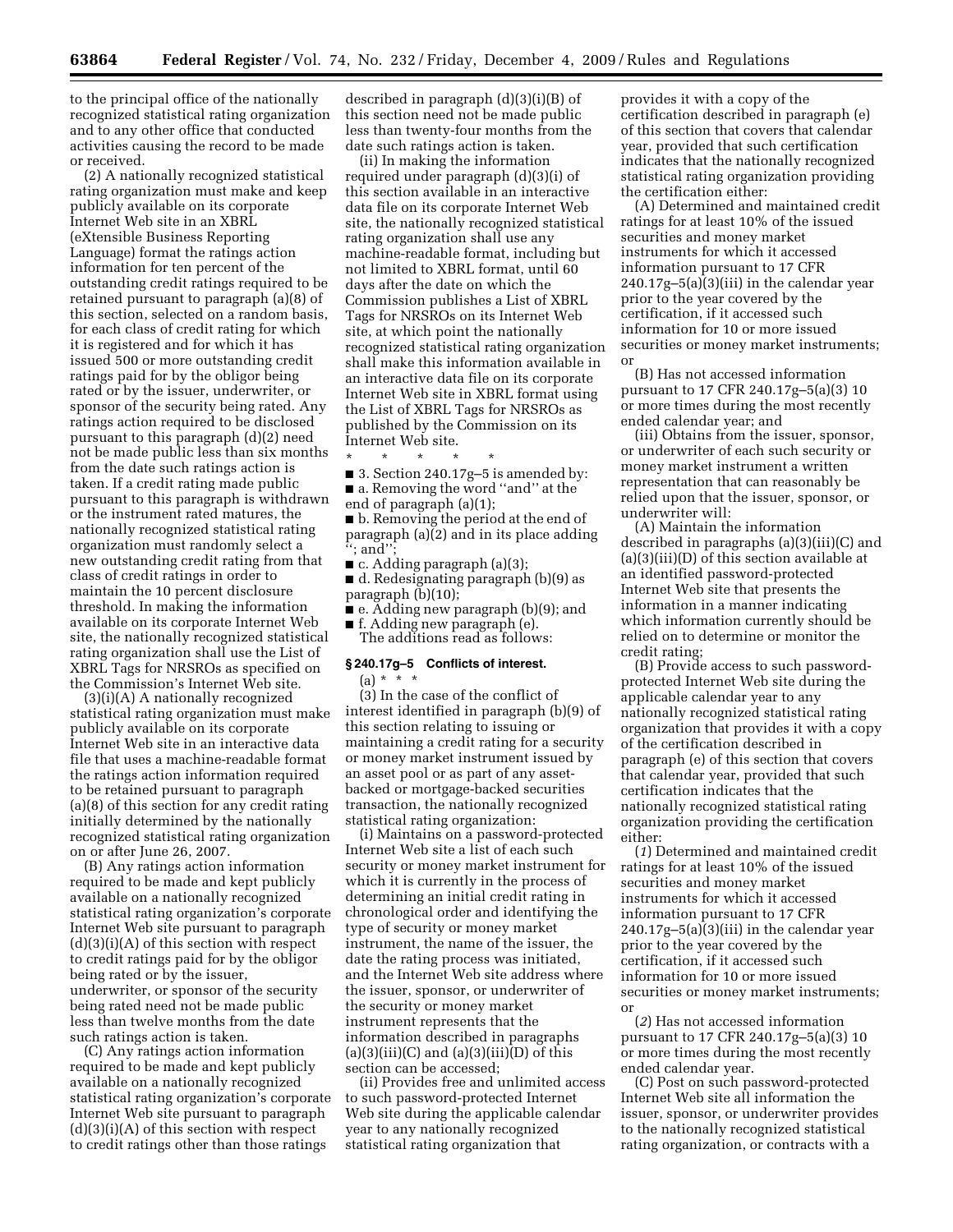to the principal office of the nationally recognized statistical rating organization and to any other office that conducted activities causing the record to be made or received.

(2) A nationally recognized statistical rating organization must make and keep publicly available on its corporate Internet Web site in an XBRL (eXtensible Business Reporting Language) format the ratings action information for ten percent of the outstanding credit ratings required to be retained pursuant to paragraph (a)(8) of this section, selected on a random basis, for each class of credit rating for which it is registered and for which it has issued 500 or more outstanding credit ratings paid for by the obligor being rated or by the issuer, underwriter, or sponsor of the security being rated. Any ratings action required to be disclosed pursuant to this paragraph (d)(2) need not be made public less than six months from the date such ratings action is taken. If a credit rating made public pursuant to this paragraph is withdrawn or the instrument rated matures, the nationally recognized statistical rating organization must randomly select a new outstanding credit rating from that class of credit ratings in order to maintain the 10 percent disclosure threshold. In making the information available on its corporate Internet Web site, the nationally recognized statistical rating organization shall use the List of XBRL Tags for NRSROs as specified on the Commission's Internet Web site.

(3)(i)(A) A nationally recognized statistical rating organization must make publicly available on its corporate Internet Web site in an interactive data file that uses a machine-readable format the ratings action information required to be retained pursuant to paragraph (a)(8) of this section for any credit rating initially determined by the nationally recognized statistical rating organization on or after June 26, 2007.

(B) Any ratings action information required to be made and kept publicly available on a nationally recognized statistical rating organization's corporate Internet Web site pursuant to paragraph (d)(3)(i)(A) of this section with respect to credit ratings paid for by the obligor being rated or by the issuer, underwriter, or sponsor of the security being rated need not be made public less than twelve months from the date such ratings action is taken.

(C) Any ratings action information required to be made and kept publicly available on a nationally recognized statistical rating organization's corporate Internet Web site pursuant to paragraph (d)(3)(i)(A) of this section with respect to credit ratings other than those ratings described in paragraph (d)(3)(i)(B) of this section need not be made public less than twenty-four months from the date such ratings action is taken.

(ii) In making the information required under paragraph (d)(3)(i) of this section available in an interactive data file on its corporate Internet Web site, the nationally recognized statistical rating organization shall use any machine-readable format, including but not limited to XBRL format, until 60 days after the date on which the Commission publishes a List of XBRL Tags for NRSROs on its Internet Web site, at which point the nationally recognized statistical rating organization shall make this information available in an interactive data file on its corporate Internet Web site in XBRL format using the List of XBRL Tags for NRSROs as published by the Commission on its Internet Web site.

\* \* \* \* \*

■ 3. Section 240.17g–5 is amended by:

■ a. Removing the word "and" at the end of paragraph (a)(1);

■ b. Removing the period at the end of paragraph (a)(2) and in its place adding "; and";

■ c. Adding paragraph (a)(3);

■ d. Redesignating paragraph (b)(9) as paragraph (b)(10);

■ e. Adding new paragraph (b)(9); and

■ f. Adding new paragraph (e).

The additions read as follows:

**§ 240.17g–5 Conflicts of interest.**

(a) \* \* \*

(3) In the case of the conflict of interest identified in paragraph (b)(9) of this section relating to issuing or maintaining a credit rating for a security or money market instrument issued by an asset pool or as part of any asset-backed or mortgage-backed securities transaction, the nationally recognized statistical rating organization:

(i) Maintains on a password-protected Internet Web site a list of each such security or money market instrument for which it is currently in the process of determining an initial credit rating in chronological order and identifying the type of security or money market instrument, the name of the issuer, the date the rating process was initiated, and the Internet Web site address where the issuer, sponsor, or underwriter of the security or money market instrument represents that the information described in paragraphs (a)(3)(iii)(C) and (a)(3)(iii)(D) of this section can be accessed;

(ii) Provides free and unlimited access to such password-protected Internet Web site during the applicable calendar year to any nationally recognized statistical rating organization that provides it with a copy of the certification described in paragraph (e) of this section that covers that calendar year, provided that such certification indicates that the nationally recognized statistical rating organization providing the certification either:

(A) Determined and maintained credit ratings for at least 10% of the issued securities and money market instruments for which it accessed information pursuant to 17 CFR 240.17g–5(a)(3)(iii) in the calendar year prior to the year covered by the certification, if it accessed such information for 10 or more issued securities or money market instruments; or

(B) Has not accessed information pursuant to 17 CFR 240.17g–5(a)(3) 10 or more times during the most recently ended calendar year; and

(iii) Obtains from the issuer, sponsor, or underwriter of each such security or money market instrument a written representation that can reasonably be relied upon that the issuer, sponsor, or underwriter will:

(A) Maintain the information described in paragraphs (a)(3)(iii)(C) and (a)(3)(iii)(D) of this section available at an identified password-protected Internet Web site that presents the information in a manner indicating which information currently should be relied on to determine or monitor the credit rating;

(B) Provide access to such password-protected Internet Web site during the applicable calendar year to any nationally recognized statistical rating organization that provides it with a copy of the certification described in paragraph (e) of this section that covers that calendar year, provided that such certification indicates that the nationally recognized statistical rating organization providing the certification either:

(*1*) Determined and maintained credit ratings for at least 10% of the issued securities and money market instruments for which it accessed information pursuant to 17 CFR 240.17g–5(a)(3)(iii) in the calendar year prior to the year covered by the certification, if it accessed such information for 10 or more issued securities or money market instruments; or

(*2*) Has not accessed information pursuant to 17 CFR 240.17g–5(a)(3) 10 or more times during the most recently ended calendar year.

(C) Post on such password-protected Internet Web site all information the issuer, sponsor, or underwriter provides to the nationally recognized statistical rating organization, or contracts with a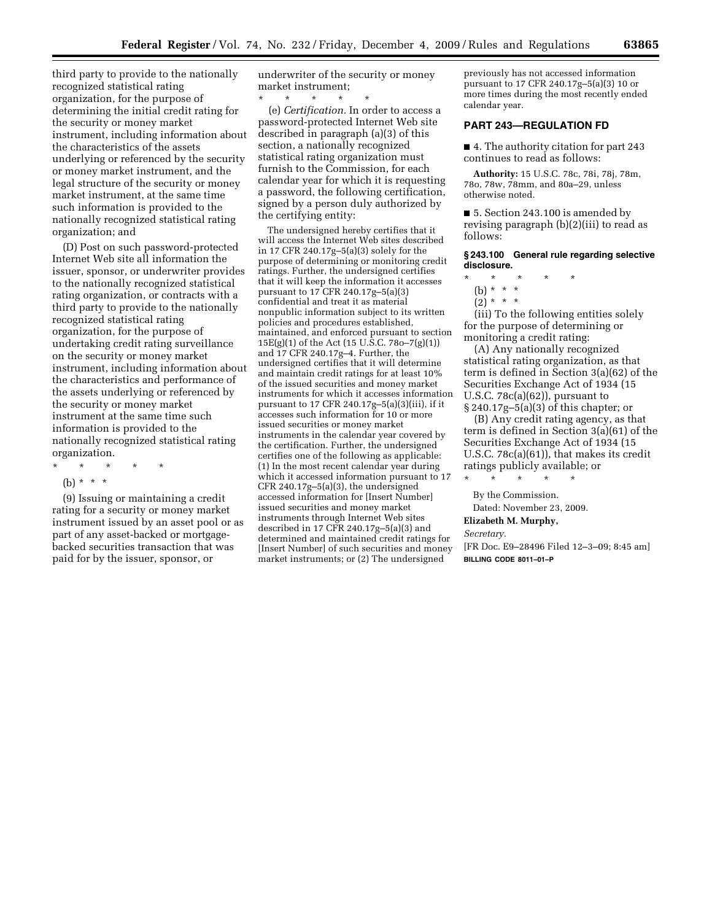third party to provide to the nationally recognized statistical rating organization, for the purpose of determining the initial credit rating for the security or money market instrument, including information about the characteristics of the assets underlying or referenced by the security or money market instrument, and the legal structure of the security or money market instrument, at the same time such information is provided to the nationally recognized statistical rating organization; and

(D) Post on such password-protected Internet Web site all information the issuer, sponsor, or underwriter provides to the nationally recognized statistical rating organization, or contracts with a third party to provide to the nationally recognized statistical rating organization, for the purpose of undertaking credit rating surveillance on the security or money market instrument, including information about the characteristics and performance of the assets underlying or referenced by the security or money market instrument at the same time such information is provided to the nationally recognized statistical rating organization.

\* \* \* \* \*

(b) \* \* \*

(9) Issuing or maintaining a credit rating for a security or money market instrument issued by an asset pool or as part of any asset-backed or mortgage-backed securities transaction that was paid for by the issuer, sponsor, or underwriter of the security or money market instrument;

\* \* \* \* \*

(e) *Certification.* In order to access a password-protected Internet Web site described in paragraph (a)(3) of this section, a nationally recognized statistical rating organization must furnish to the Commission, for each calendar year for which it is requesting a password, the following certification, signed by a person duly authorized by the certifying entity:

The undersigned hereby certifies that it will access the Internet Web sites described in 17 CFR 240.17g–5(a)(3) solely for the purpose of determining or monitoring credit ratings. Further, the undersigned certifies that it will keep the information it accesses pursuant to 17 CFR 240.17g–5(a)(3) confidential and treat it as material nonpublic information subject to its written policies and procedures established, maintained, and enforced pursuant to section 15E(g)(1) of the Act (15 U.S.C. 78o–7(g)(1)) and 17 CFR 240.17g–4. Further, the undersigned certifies that it will determine and maintain credit ratings for at least 10% of the issued securities and money market instruments for which it accesses information pursuant to 17 CFR 240.17g–5(a)(3)(iii), if it accesses such information for 10 or more issued securities or money market instruments in the calendar year covered by the certification. Further, the undersigned certifies one of the following as applicable: (1) In the most recent calendar year during which it accessed information pursuant to 17 CFR 240.17g–5(a)(3), the undersigned accessed information for [Insert Number] issued securities and money market instruments through Internet Web sites described in 17 CFR 240.17g–5(a)(3) and determined and maintained credit ratings for [Insert Number] of such securities and money market instruments; or (2) The undersigned previously has not accessed information pursuant to 17 CFR 240.17g–5(a)(3) 10 or more times during the most recently ended calendar year.

## PART 243—REGULATION FD

■ 4. The authority citation for part 243 continues to read as follows:

**Authority:** 15 U.S.C. 78c, 78i, 78j, 78m, 78o, 78w, 78mm, and 80a–29, unless otherwise noted.

■ 5. Section 243.100 is amended by revising paragraph (b)(2)(iii) to read as follows:

### § 243.100 General rule regarding selective disclosure.

\* \* \* \* \*

(b) \* \* \*

(2) \* \* \*

(iii) To the following entities solely for the purpose of determining or monitoring a credit rating:

(A) Any nationally recognized statistical rating organization, as that term is defined in Section 3(a)(62) of the Securities Exchange Act of 1934 (15 U.S.C. 78c(a)(62)), pursuant to § 240.17g–5(a)(3) of this chapter; or

(B) Any credit rating agency, as that term is defined in Section 3(a)(61) of the Securities Exchange Act of 1934 (15 U.S.C. 78c(a)(61)), that makes its credit ratings publicly available; or

\* \* \* \* \*

By the Commission.

Dated: November 23, 2009.

**Elizabeth M. Murphy,**

*Secretary.*

[FR Doc. E9–28496 Filed 12–3–09; 8:45 am]

**BILLING CODE 8011–01–P**